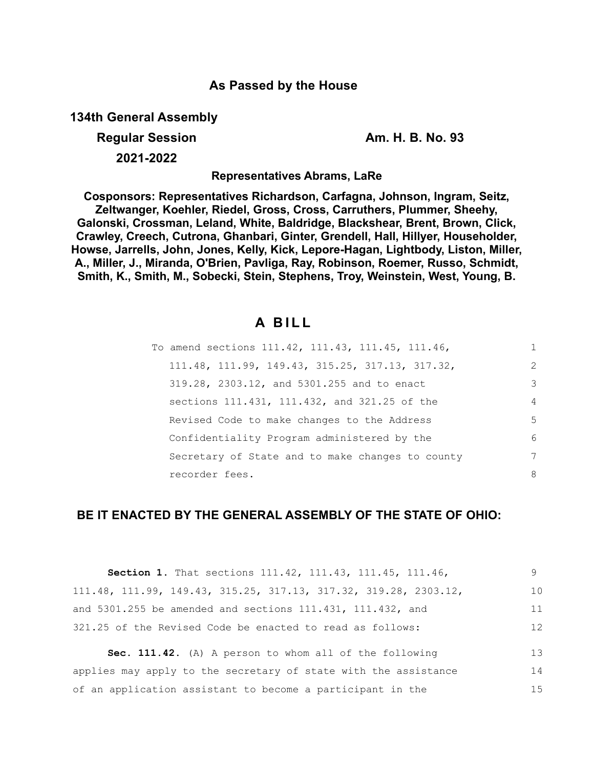## As Passed by the House

**134th General Assembly**

**Regular Session** **Am. H. B. No. 93**

**2021-2022**

**Representatives Abrams, LaRe**

**Cosponsors: Representatives Richardson, Carfagna, Johnson, Ingram, Seitz, Zeltwanger, Koehler, Riedel, Gross, Cross, Carruthers, Plummer, Sheehy, Galonski, Crossman, Leland, White, Baldridge, Blackshear, Brent, Brown, Click, Crawley, Creech, Cutrona, Ghanbari, Ginter, Grendell, Hall, Hillyer, Householder, Howse, Jarrells, John, Jones, Kelly, Kick, Lepore-Hagan, Lightbody, Liston, Miller, A., Miller, J., Miranda, O'Brien, Pavliga, Ray, Robinson, Roemer, Russo, Schmidt, Smith, K., Smith, M., Sobecki, Stein, Stephens, Troy, Weinstein, West, Young, B.**

# A BILL

To amend sections 111.42, 111.43, 111.45, 111.46, 111.48, 111.99, 149.43, 315.25, 317.13, 317.32, 319.28, 2303.12, and 5301.255 and to enact sections 111.431, 111.432, and 321.25 of the Revised Code to make changes to the Address Confidentiality Program administered by the Secretary of State and to make changes to county recorder fees.

**BE IT ENACTED BY THE GENERAL ASSEMBLY OF THE STATE OF OHIO:**

**Section 1.** That sections 111.42, 111.43, 111.45, 111.46, 111.48, 111.99, 149.43, 315.25, 317.13, 317.32, 319.28, 2303.12, and 5301.255 be amended and sections 111.431, 111.432, and 321.25 of the Revised Code be enacted to read as follows:

**Sec. 111.42.** (A) A person to whom all of the following applies may apply to the secretary of state with the assistance of an application assistant to become a participant in the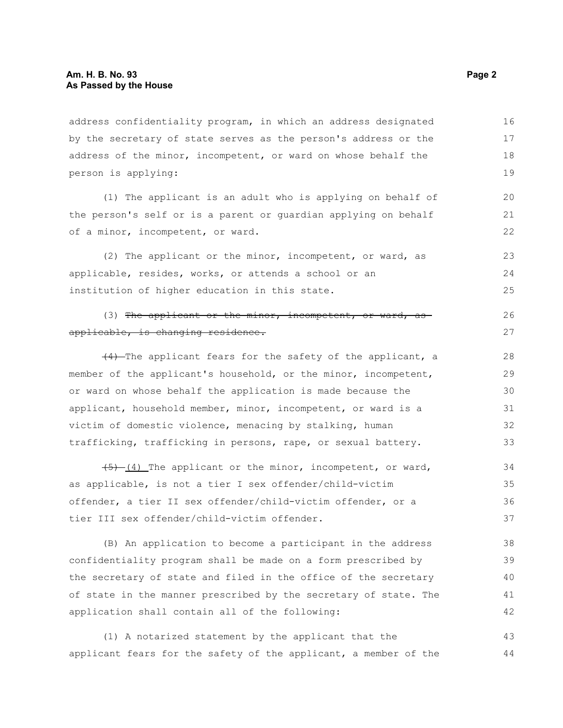address confidentiality program, in which an address designated by the secretary of state serves as the person's address or the address of the minor, incompetent, or ward on whose behalf the person is applying:

(1) The applicant is an adult who is applying on behalf of the person's self or is a parent or guardian applying on behalf of a minor, incompetent, or ward.

(2) The applicant or the minor, incompetent, or ward, as applicable, resides, works, or attends a school or an institution of higher education in this state.

(3) ~~The applicant or the minor, incompetent, or ward, as applicable, is changing residence.~~

~~(4)~~ The applicant fears for the safety of the applicant, a member of the applicant's household, or the minor, incompetent, or ward on whose behalf the application is made because the applicant, household member, minor, incompetent, or ward is a victim of domestic violence, menacing by stalking, human trafficking, trafficking in persons, rape, or sexual battery.

~~(5)~~ <u>(4)</u> The applicant or the minor, incompetent, or ward, as applicable, is not a tier I sex offender/child-victim offender, a tier II sex offender/child-victim offender, or a tier III sex offender/child-victim offender.

(B) An application to become a participant in the address confidentiality program shall be made on a form prescribed by the secretary of state and filed in the office of the secretary of state in the manner prescribed by the secretary of state. The application shall contain all of the following:

(1) A notarized statement by the applicant that the applicant fears for the safety of the applicant, a member of the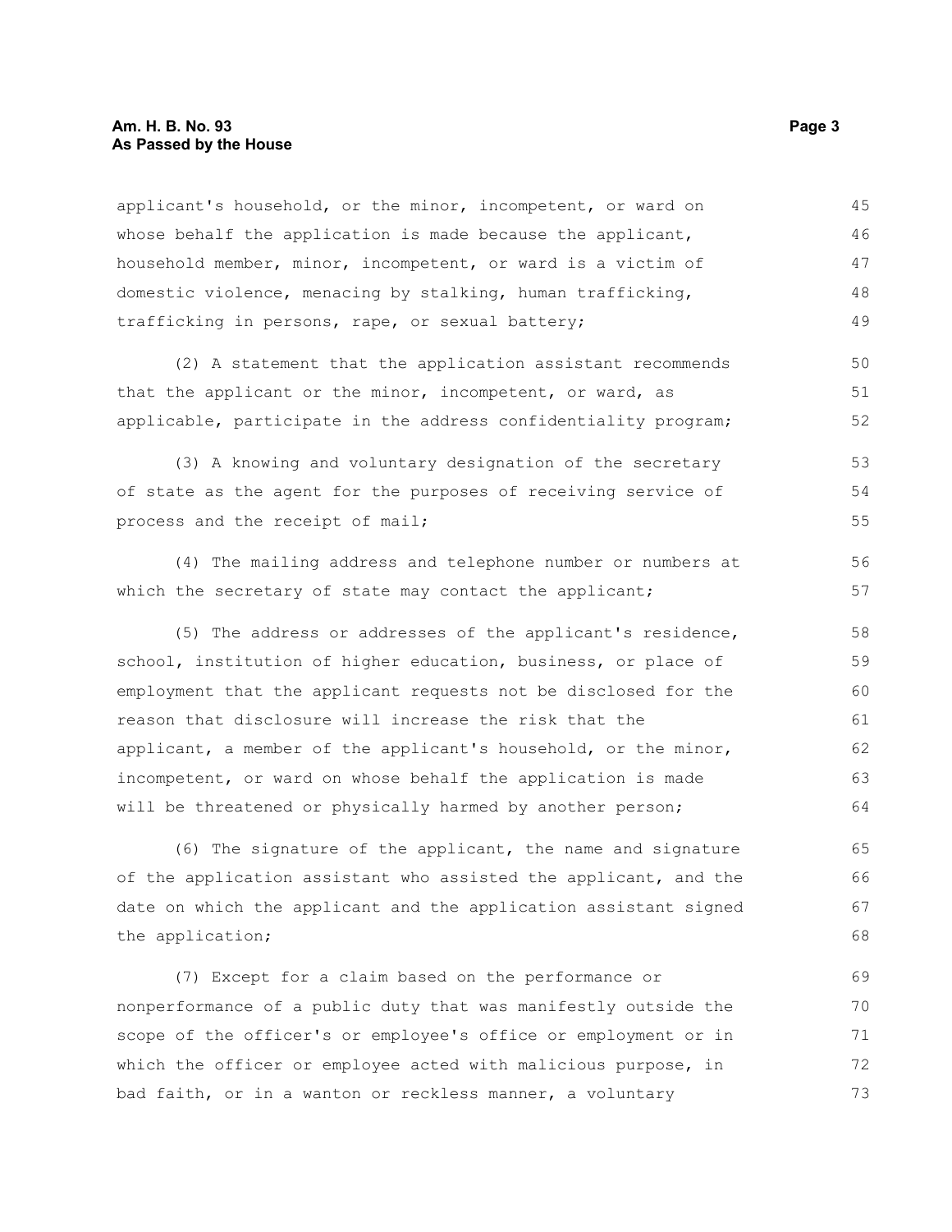applicant's household, or the minor, incompetent, or ward on whose behalf the application is made because the applicant, household member, minor, incompetent, or ward is a victim of domestic violence, menacing by stalking, human trafficking, trafficking in persons, rape, or sexual battery;

(2) A statement that the application assistant recommends that the applicant or the minor, incompetent, or ward, as applicable, participate in the address confidentiality program;

(3) A knowing and voluntary designation of the secretary of state as the agent for the purposes of receiving service of process and the receipt of mail;

(4) The mailing address and telephone number or numbers at which the secretary of state may contact the applicant;

(5) The address or addresses of the applicant's residence, school, institution of higher education, business, or place of employment that the applicant requests not be disclosed for the reason that disclosure will increase the risk that the applicant, a member of the applicant's household, or the minor, incompetent, or ward on whose behalf the application is made will be threatened or physically harmed by another person;

(6) The signature of the applicant, the name and signature of the application assistant who assisted the applicant, and the date on which the applicant and the application assistant signed the application;

(7) Except for a claim based on the performance or nonperformance of a public duty that was manifestly outside the scope of the officer's or employee's office or employment or in which the officer or employee acted with malicious purpose, in bad faith, or in a wanton or reckless manner, a voluntary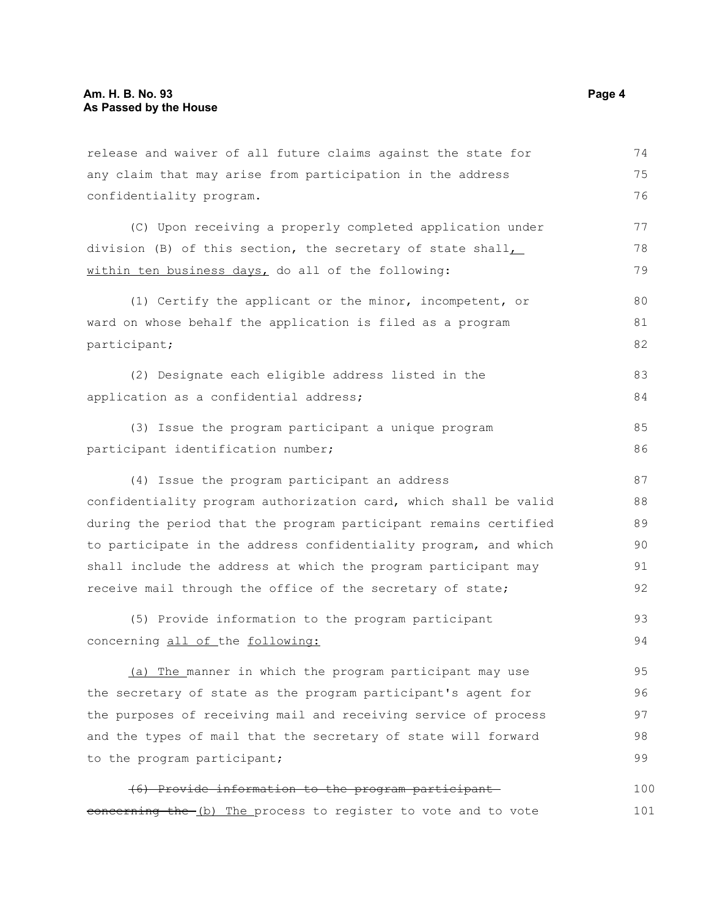release and waiver of all future claims against the state for any claim that may arise from participation in the address confidentiality program.

(C) Upon receiving a properly completed application under division (B) of this section, the secretary of state shall, within ten business days, do all of the following:

(1) Certify the applicant or the minor, incompetent, or ward on whose behalf the application is filed as a program participant;

(2) Designate each eligible address listed in the application as a confidential address;

(3) Issue the program participant a unique program participant identification number;

(4) Issue the program participant an address confidentiality program authorization card, which shall be valid during the period that the program participant remains certified to participate in the address confidentiality program, and which shall include the address at which the program participant may receive mail through the office of the secretary of state;

(5) Provide information to the program participant concerning all of the following:

(a) The manner in which the program participant may use the secretary of state as the program participant's agent for the purposes of receiving mail and receiving service of process and the types of mail that the secretary of state will forward to the program participant;

~~(6) Provide information to the program participant concerning the~~ (b) The process to register to vote and to vote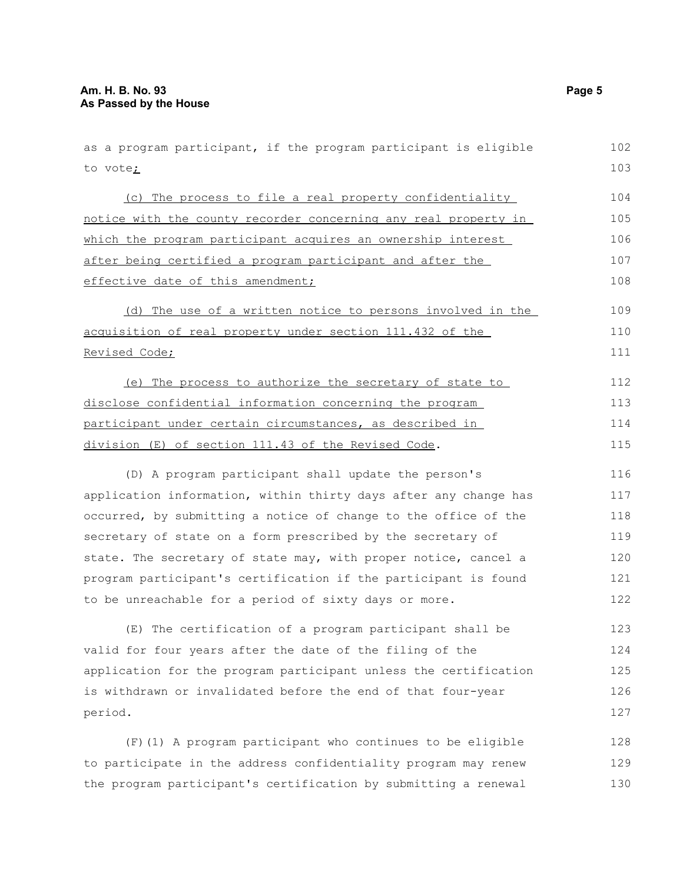as a program participant, if the program participant is eligible to vote<u>;</u>

<u>(c) The process to file a real property confidentiality notice with the county recorder concerning any real property in which the program participant acquires an ownership interest after being certified a program participant and after the effective date of this amendment;</u>

<u>(d) The use of a written notice to persons involved in the acquisition of real property under section 111.432 of the Revised Code;</u>

<u>(e) The process to authorize the secretary of state to disclose confidential information concerning the program participant under certain circumstances, as described in division (E) of section 111.43 of the Revised Code</u>.

(D) A program participant shall update the person's application information, within thirty days after any change has occurred, by submitting a notice of change to the office of the secretary of state on a form prescribed by the secretary of state. The secretary of state may, with proper notice, cancel a program participant's certification if the participant is found to be unreachable for a period of sixty days or more.

(E) The certification of a program participant shall be valid for four years after the date of the filing of the application for the program participant unless the certification is withdrawn or invalidated before the end of that four-year period.

(F)(1) A program participant who continues to be eligible to participate in the address confidentiality program may renew the program participant's certification by submitting a renewal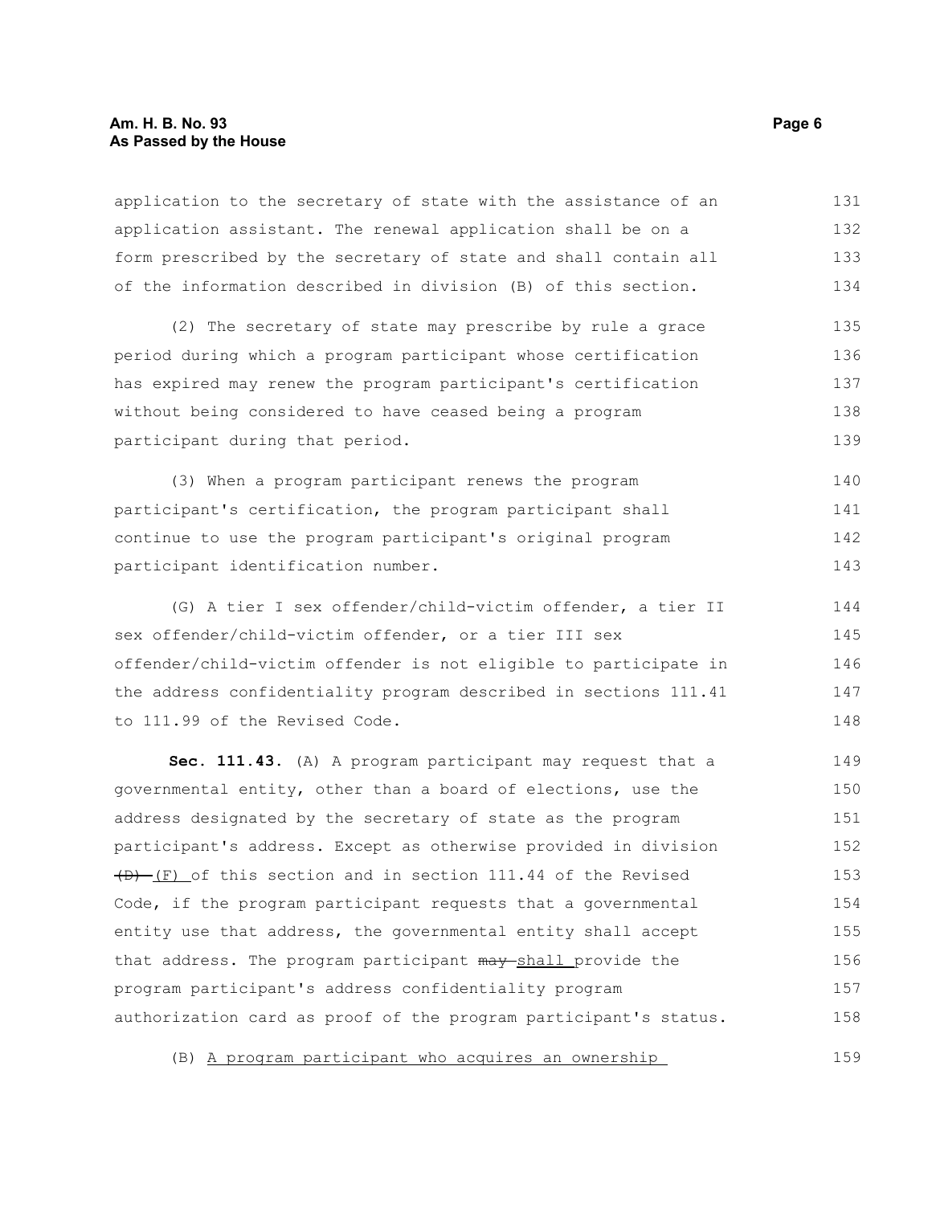application to the secretary of state with the assistance of an application assistant. The renewal application shall be on a form prescribed by the secretary of state and shall contain all of the information described in division (B) of this section.

(2) The secretary of state may prescribe by rule a grace period during which a program participant whose certification has expired may renew the program participant's certification without being considered to have ceased being a program participant during that period.

(3) When a program participant renews the program participant's certification, the program participant shall continue to use the program participant's original program participant identification number.

(G) A tier I sex offender/child-victim offender, a tier II sex offender/child-victim offender, or a tier III sex offender/child-victim offender is not eligible to participate in the address confidentiality program described in sections 111.41 to 111.99 of the Revised Code.

**Sec. 111.43.** (A) A program participant may request that a governmental entity, other than a board of elections, use the address designated by the secretary of state as the program participant's address. Except as otherwise provided in division ~~(D)~~ <u>(F)</u> of this section and in section 111.44 of the Revised Code, if the program participant requests that a governmental entity use that address, the governmental entity shall accept that address. The program participant ~~may~~ <u>shall</u> provide the program participant's address confidentiality program authorization card as proof of the program participant's status.

(B) <u>A program participant who acquires an ownership</u>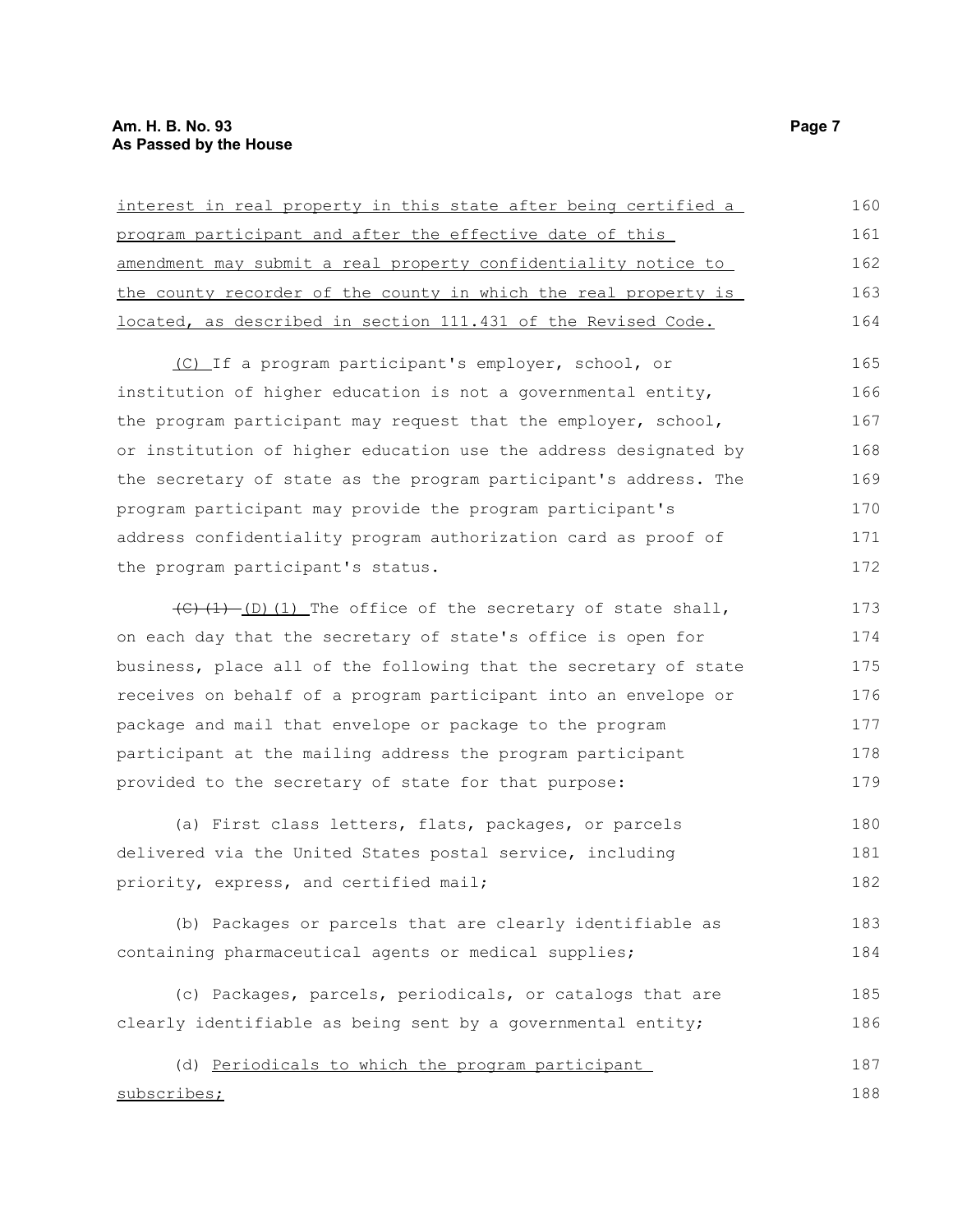interest in real property in this state after being certified a program participant and after the effective date of this amendment may submit a real property confidentiality notice to the county recorder of the county in which the real property is located, as described in section 111.431 of the Revised Code.

(C) If a program participant's employer, school, or institution of higher education is not a governmental entity, the program participant may request that the employer, school, or institution of higher education use the address designated by the secretary of state as the program participant's address. The program participant may provide the program participant's address confidentiality program authorization card as proof of the program participant's status.

~~(C)(1)~~ (D)(1) The office of the secretary of state shall, on each day that the secretary of state's office is open for business, place all of the following that the secretary of state receives on behalf of a program participant into an envelope or package and mail that envelope or package to the program participant at the mailing address the program participant provided to the secretary of state for that purpose:

(a) First class letters, flats, packages, or parcels delivered via the United States postal service, including priority, express, and certified mail;

(b) Packages or parcels that are clearly identifiable as containing pharmaceutical agents or medical supplies;

(c) Packages, parcels, periodicals, or catalogs that are clearly identifiable as being sent by a governmental entity;

(d) Periodicals to which the program participant subscribes;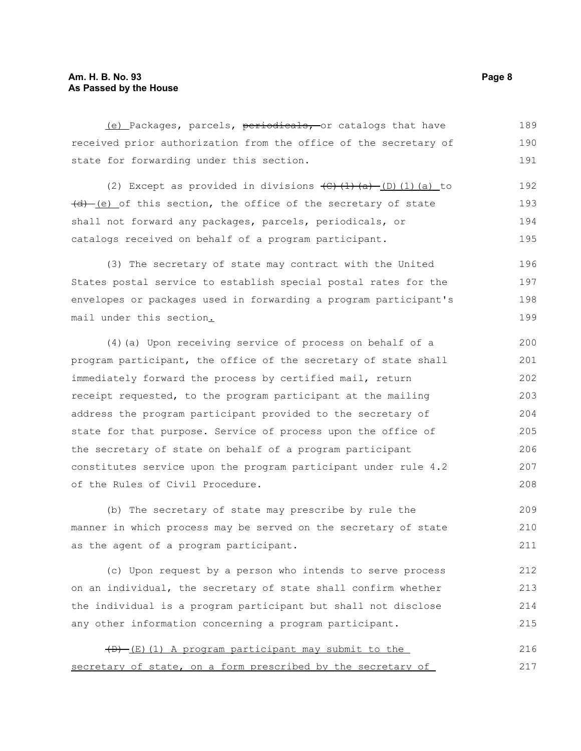(e) Packages, parcels, ~~periodicals,~~ or catalogs that have received prior authorization from the office of the secretary of state for forwarding under this section.

(2) Except as provided in divisions ~~(C)(1)(a)~~ (D)(1)(a) to ~~(d)~~ (e) of this section, the office of the secretary of state shall not forward any packages, parcels, periodicals, or catalogs received on behalf of a program participant.

(3) The secretary of state may contract with the United States postal service to establish special postal rates for the envelopes or packages used in forwarding a program participant's mail under this section.

(4)(a) Upon receiving service of process on behalf of a program participant, the office of the secretary of state shall immediately forward the process by certified mail, return receipt requested, to the program participant at the mailing address the program participant provided to the secretary of state for that purpose. Service of process upon the office of the secretary of state on behalf of a program participant constitutes service upon the program participant under rule 4.2 of the Rules of Civil Procedure.

(b) The secretary of state may prescribe by rule the manner in which process may be served on the secretary of state as the agent of a program participant.

(c) Upon request by a person who intends to serve process on an individual, the secretary of state shall confirm whether the individual is a program participant but shall not disclose any other information concerning a program participant.

~~(D)~~ (E)(1) A program participant may submit to the secretary of state, on a form prescribed by the secretary of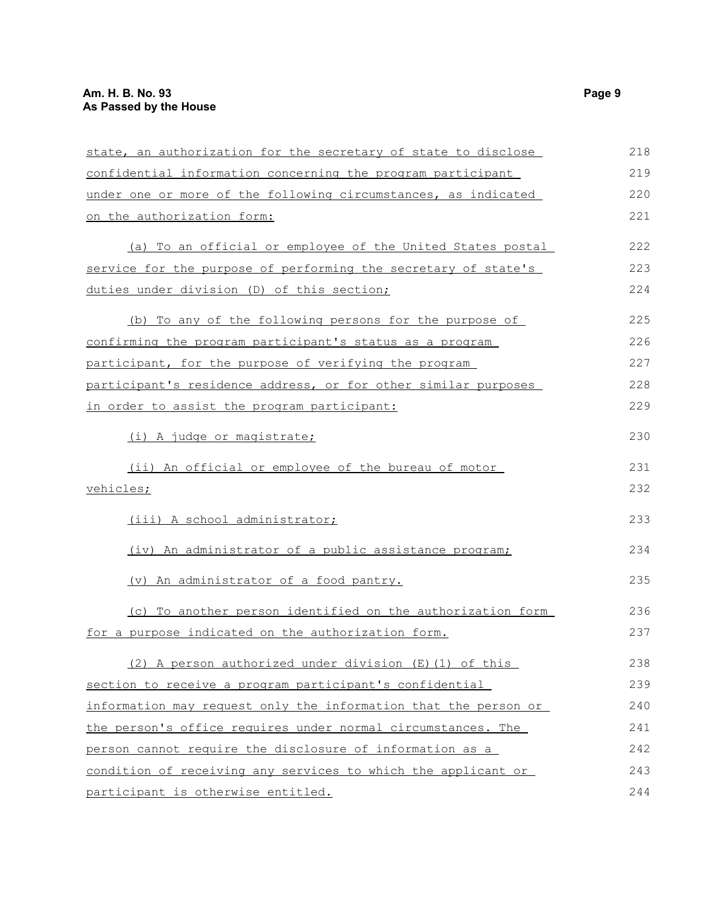state, an authorization for the secretary of state to disclose confidential information concerning the program participant under one or more of the following circumstances, as indicated on the authorization form:

(a) To an official or employee of the United States postal service for the purpose of performing the secretary of state's duties under division (D) of this section;

(b) To any of the following persons for the purpose of confirming the program participant's status as a program participant, for the purpose of verifying the program participant's residence address, or for other similar purposes in order to assist the program participant:

(i) A judge or magistrate;

(ii) An official or employee of the bureau of motor vehicles;

(iii) A school administrator;

(iv) An administrator of a public assistance program;

(v) An administrator of a food pantry.

(c) To another person identified on the authorization form for a purpose indicated on the authorization form.

(2) A person authorized under division (E)(1) of this section to receive a program participant's confidential information may request only the information that the person or the person's office requires under normal circumstances. The person cannot require the disclosure of information as a condition of receiving any services to which the applicant or participant is otherwise entitled.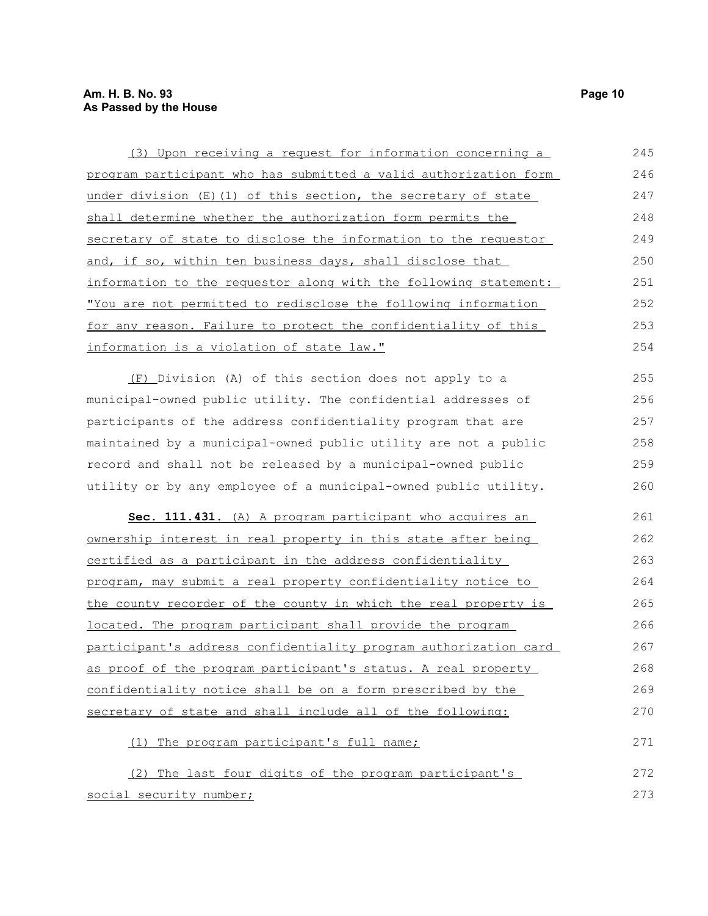(3) Upon receiving a request for information concerning a program participant who has submitted a valid authorization form under division (E)(1) of this section, the secretary of state shall determine whether the authorization form permits the secretary of state to disclose the information to the requestor and, if so, within ten business days, shall disclose that information to the requestor along with the following statement: "You are not permitted to redisclose the following information for any reason. Failure to protect the confidentiality of this information is a violation of state law."

(F) Division (A) of this section does not apply to a municipal-owned public utility. The confidential addresses of participants of the address confidentiality program that are maintained by a municipal-owned public utility are not a public record and shall not be released by a municipal-owned public utility or by any employee of a municipal-owned public utility.

**Sec. 111.431.** (A) A program participant who acquires an ownership interest in real property in this state after being certified as a participant in the address confidentiality program, may submit a real property confidentiality notice to the county recorder of the county in which the real property is located. The program participant shall provide the program participant's address confidentiality program authorization card as proof of the program participant's status. A real property confidentiality notice shall be on a form prescribed by the secretary of state and shall include all of the following:

(1) The program participant's full name;

(2) The last four digits of the program participant's social security number;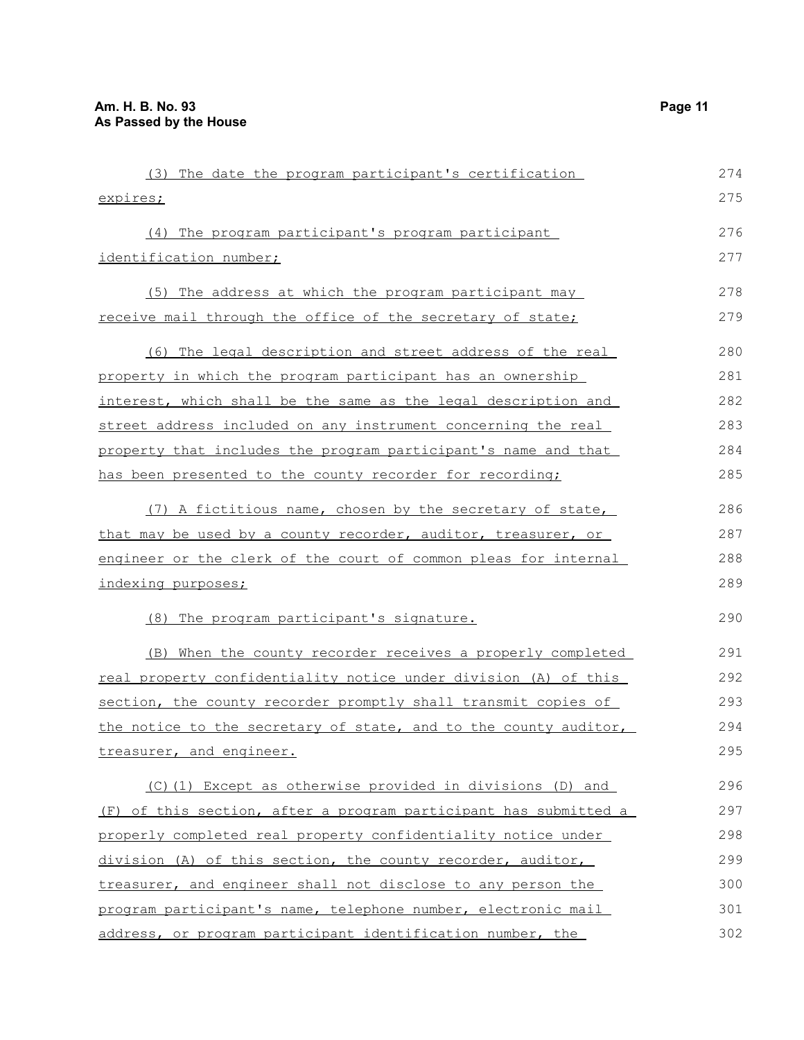(3) The date the program participant's certification expires;

(4) The program participant's program participant identification number;

(5) The address at which the program participant may receive mail through the office of the secretary of state;

(6) The legal description and street address of the real property in which the program participant has an ownership interest, which shall be the same as the legal description and street address included on any instrument concerning the real property that includes the program participant's name and that has been presented to the county recorder for recording;

(7) A fictitious name, chosen by the secretary of state, that may be used by a county recorder, auditor, treasurer, or engineer or the clerk of the court of common pleas for internal indexing purposes;

(8) The program participant's signature.

(B) When the county recorder receives a properly completed real property confidentiality notice under division (A) of this section, the county recorder promptly shall transmit copies of the notice to the secretary of state, and to the county auditor, treasurer, and engineer.

(C)(1) Except as otherwise provided in divisions (D) and (F) of this section, after a program participant has submitted a properly completed real property confidentiality notice under division (A) of this section, the county recorder, auditor, treasurer, and engineer shall not disclose to any person the program participant's name, telephone number, electronic mail address, or program participant identification number, the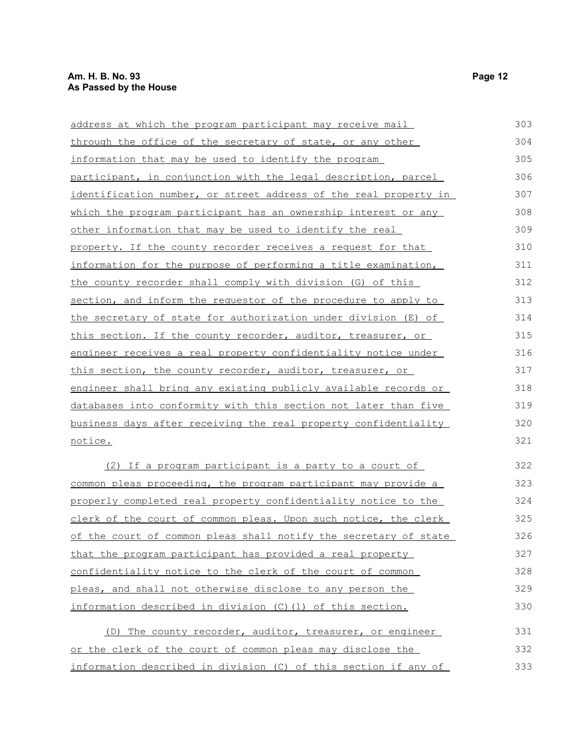address at which the program participant may receive mail through the office of the secretary of state, or any other information that may be used to identify the program participant, in conjunction with the legal description, parcel identification number, or street address of the real property in which the program participant has an ownership interest or any other information that may be used to identify the real property. If the county recorder receives a request for that information for the purpose of performing a title examination, the county recorder shall comply with division (G) of this section, and inform the requestor of the procedure to apply to the secretary of state for authorization under division (E) of this section. If the county recorder, auditor, treasurer, or engineer receives a real property confidentiality notice under this section, the county recorder, auditor, treasurer, or engineer shall bring any existing publicly available records or databases into conformity with this section not later than five business days after receiving the real property confidentiality notice.

(2) If a program participant is a party to a court of common pleas proceeding, the program participant may provide a properly completed real property confidentiality notice to the clerk of the court of common pleas. Upon such notice, the clerk of the court of common pleas shall notify the secretary of state that the program participant has provided a real property confidentiality notice to the clerk of the court of common pleas, and shall not otherwise disclose to any person the information described in division (C)(1) of this section.

(D) The county recorder, auditor, treasurer, or engineer or the clerk of the court of common pleas may disclose the information described in division (C) of this section if any of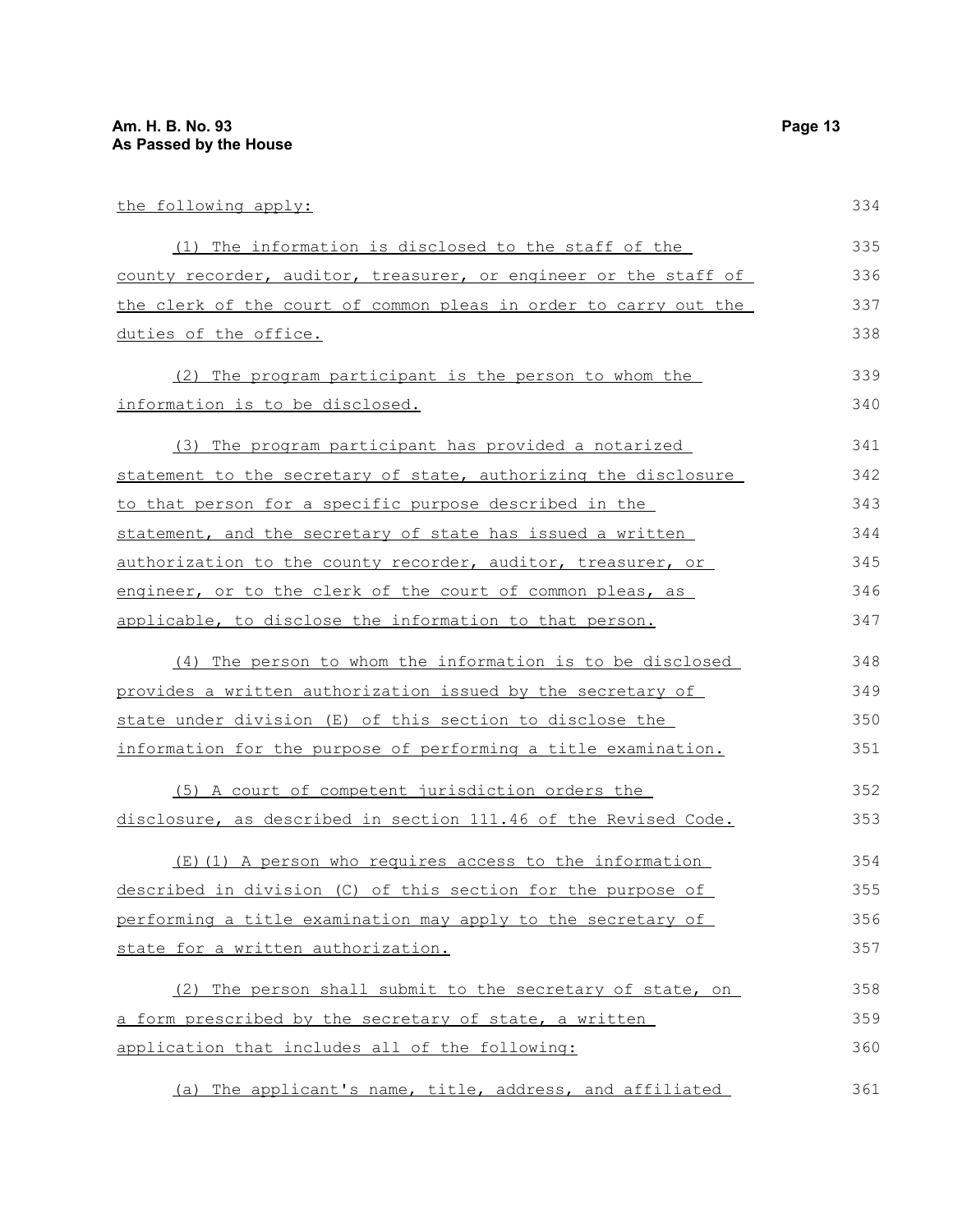the following apply:

(1) The information is disclosed to the staff of the county recorder, auditor, treasurer, or engineer or the staff of the clerk of the court of common pleas in order to carry out the duties of the office.

(2) The program participant is the person to whom the information is to be disclosed.

(3) The program participant has provided a notarized statement to the secretary of state, authorizing the disclosure to that person for a specific purpose described in the statement, and the secretary of state has issued a written authorization to the county recorder, auditor, treasurer, or engineer, or to the clerk of the court of common pleas, as applicable, to disclose the information to that person.

(4) The person to whom the information is to be disclosed provides a written authorization issued by the secretary of state under division (E) of this section to disclose the information for the purpose of performing a title examination.

(5) A court of competent jurisdiction orders the disclosure, as described in section 111.46 of the Revised Code.

(E)(1) A person who requires access to the information described in division (C) of this section for the purpose of performing a title examination may apply to the secretary of state for a written authorization.

(2) The person shall submit to the secretary of state, on a form prescribed by the secretary of state, a written application that includes all of the following:

(a) The applicant's name, title, address, and affiliated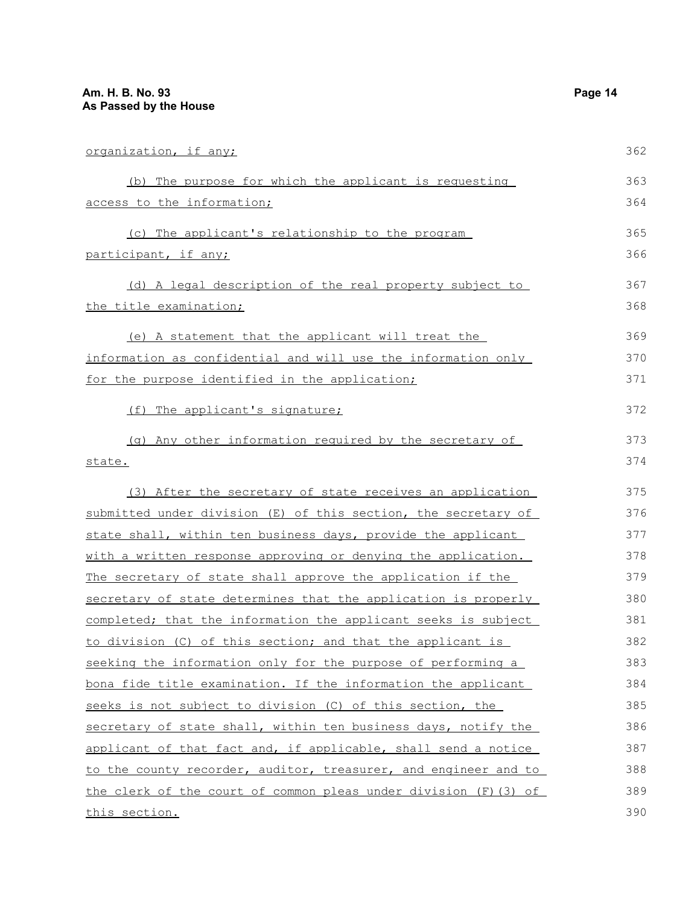organization, if any;

(b) The purpose for which the applicant is requesting access to the information;

(c) The applicant's relationship to the program participant, if any;

(d) A legal description of the real property subject to the title examination;

(e) A statement that the applicant will treat the information as confidential and will use the information only for the purpose identified in the application;

(f) The applicant's signature;

(g) Any other information required by the secretary of state.

(3) After the secretary of state receives an application submitted under division (E) of this section, the secretary of state shall, within ten business days, provide the applicant with a written response approving or denying the application. The secretary of state shall approve the application if the secretary of state determines that the application is properly completed; that the information the applicant seeks is subject to division (C) of this section; and that the applicant is seeking the information only for the purpose of performing a bona fide title examination. If the information the applicant seeks is not subject to division (C) of this section, the secretary of state shall, within ten business days, notify the applicant of that fact and, if applicable, shall send a notice to the county recorder, auditor, treasurer, and engineer and to the clerk of the court of common pleas under division (F)(3) of this section.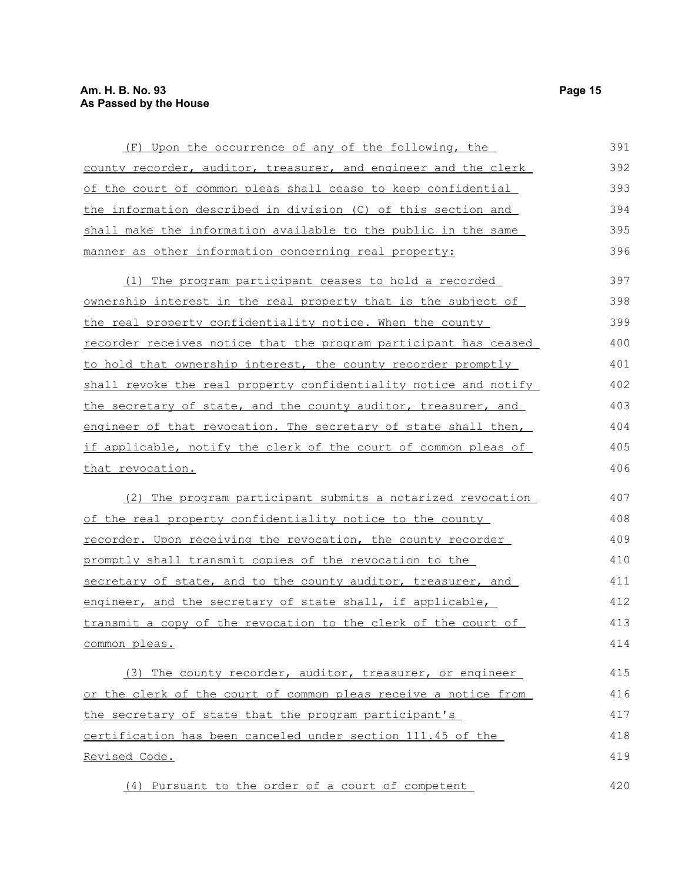(F) Upon the occurrence of any of the following, the county recorder, auditor, treasurer, and engineer and the clerk of the court of common pleas shall cease to keep confidential the information described in division (C) of this section and shall make the information available to the public in the same manner as other information concerning real property:

(1) The program participant ceases to hold a recorded ownership interest in the real property that is the subject of the real property confidentiality notice. When the county recorder receives notice that the program participant has ceased to hold that ownership interest, the county recorder promptly shall revoke the real property confidentiality notice and notify the secretary of state, and the county auditor, treasurer, and engineer of that revocation. The secretary of state shall then, if applicable, notify the clerk of the court of common pleas of that revocation.

(2) The program participant submits a notarized revocation of the real property confidentiality notice to the county recorder. Upon receiving the revocation, the county recorder promptly shall transmit copies of the revocation to the secretary of state, and to the county auditor, treasurer, and engineer, and the secretary of state shall, if applicable, transmit a copy of the revocation to the clerk of the court of common pleas.

(3) The county recorder, auditor, treasurer, or engineer or the clerk of the court of common pleas receive a notice from the secretary of state that the program participant's certification has been canceled under section 111.45 of the Revised Code.

(4) Pursuant to the order of a court of competent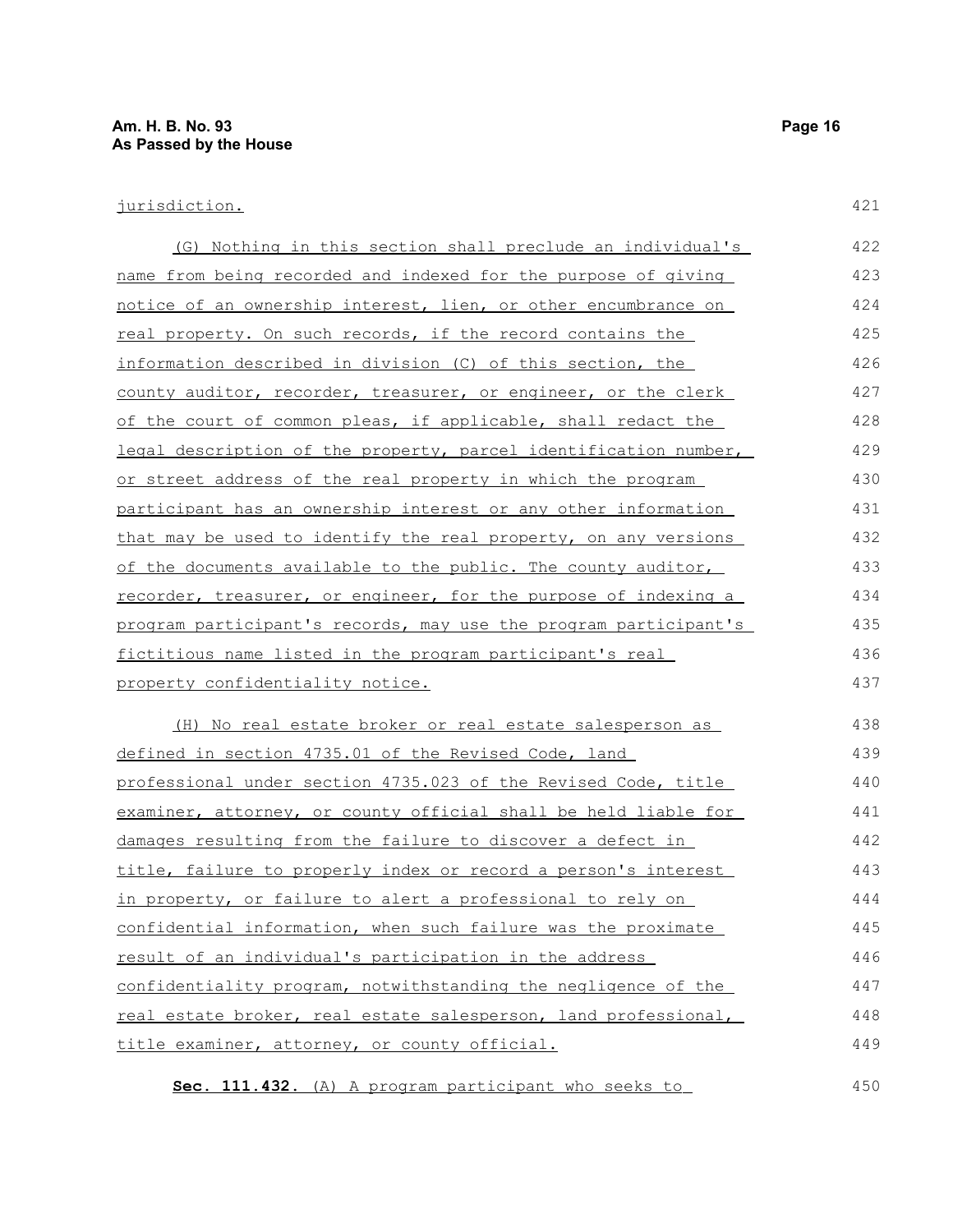jurisdiction.

(G) Nothing in this section shall preclude an individual's name from being recorded and indexed for the purpose of giving notice of an ownership interest, lien, or other encumbrance on real property. On such records, if the record contains the information described in division (C) of this section, the county auditor, recorder, treasurer, or engineer, or the clerk of the court of common pleas, if applicable, shall redact the legal description of the property, parcel identification number, or street address of the real property in which the program participant has an ownership interest or any other information that may be used to identify the real property, on any versions of the documents available to the public. The county auditor, recorder, treasurer, or engineer, for the purpose of indexing a program participant's records, may use the program participant's fictitious name listed in the program participant's real property confidentiality notice.

(H) No real estate broker or real estate salesperson as defined in section 4735.01 of the Revised Code, land professional under section 4735.023 of the Revised Code, title examiner, attorney, or county official shall be held liable for damages resulting from the failure to discover a defect in title, failure to properly index or record a person's interest in property, or failure to alert a professional to rely on confidential information, when such failure was the proximate result of an individual's participation in the address confidentiality program, notwithstanding the negligence of the real estate broker, real estate salesperson, land professional, title examiner, attorney, or county official.

**Sec. 111.432.** (A) A program participant who seeks to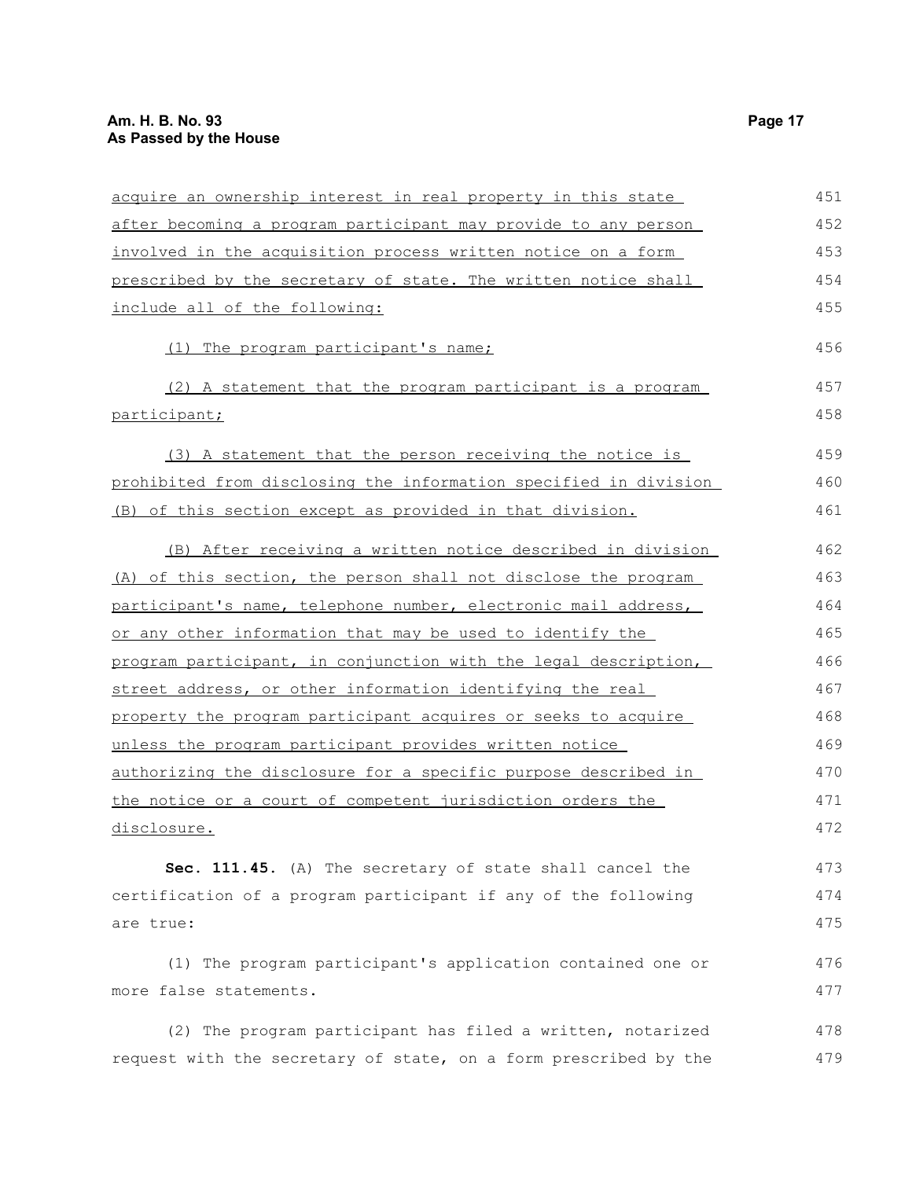acquire an ownership interest in real property in this state after becoming a program participant may provide to any person involved in the acquisition process written notice on a form prescribed by the secretary of state. The written notice shall include all of the following:

(1) The program participant's name;

(2) A statement that the program participant is a program participant;

(3) A statement that the person receiving the notice is prohibited from disclosing the information specified in division (B) of this section except as provided in that division.

(B) After receiving a written notice described in division (A) of this section, the person shall not disclose the program participant's name, telephone number, electronic mail address, or any other information that may be used to identify the program participant, in conjunction with the legal description, street address, or other information identifying the real property the program participant acquires or seeks to acquire unless the program participant provides written notice authorizing the disclosure for a specific purpose described in the notice or a court of competent jurisdiction orders the disclosure.

**Sec. 111.45.** (A) The secretary of state shall cancel the certification of a program participant if any of the following are true:

(1) The program participant's application contained one or more false statements.

(2) The program participant has filed a written, notarized request with the secretary of state, on a form prescribed by the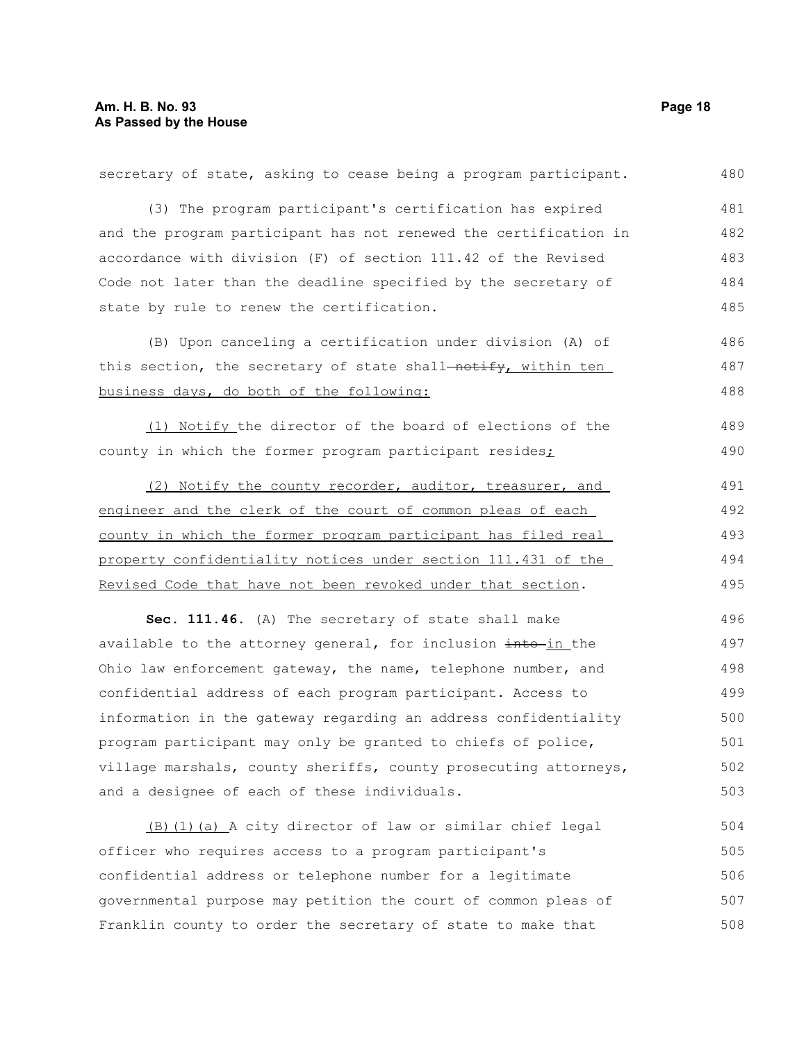secretary of state, asking to cease being a program participant.

(3) The program participant's certification has expired and the program participant has not renewed the certification in accordance with division (F) of section 111.42 of the Revised Code not later than the deadline specified by the secretary of state by rule to renew the certification.

(B) Upon canceling a certification under division (A) of this section, the secretary of state shall ~~notify~~, within ten business days, do both of the following:

(1) Notify the director of the board of elections of the county in which the former program participant resides;

(2) Notify the county recorder, auditor, treasurer, and engineer and the clerk of the court of common pleas of each county in which the former program participant has filed real property confidentiality notices under section 111.431 of the Revised Code that have not been revoked under that section.

**Sec. 111.46.** (A) The secretary of state shall make available to the attorney general, for inclusion ~~into~~ in the Ohio law enforcement gateway, the name, telephone number, and confidential address of each program participant. Access to information in the gateway regarding an address confidentiality program participant may only be granted to chiefs of police, village marshals, county sheriffs, county prosecuting attorneys, and a designee of each of these individuals.

(B)(1)(a) A city director of law or similar chief legal officer who requires access to a program participant's confidential address or telephone number for a legitimate governmental purpose may petition the court of common pleas of Franklin county to order the secretary of state to make that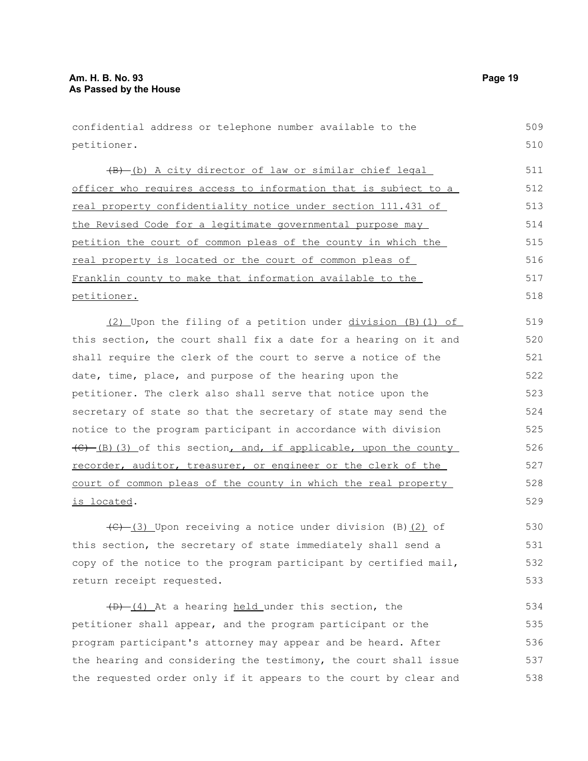confidential address or telephone number available to the petitioner.

~~(B)~~ (b) A city director of law or similar chief legal officer who requires access to information that is subject to a real property confidentiality notice under section 111.431 of the Revised Code for a legitimate governmental purpose may petition the court of common pleas of the county in which the real property is located or the court of common pleas of Franklin county to make that information available to the petitioner.

(2) Upon the filing of a petition under division (B)(1) of this section, the court shall fix a date for a hearing on it and shall require the clerk of the court to serve a notice of the date, time, place, and purpose of the hearing upon the petitioner. The clerk also shall serve that notice upon the secretary of state so that the secretary of state may send the notice to the program participant in accordance with division ~~(C)~~ (B)(3) of this section, and, if applicable, upon the county recorder, auditor, treasurer, or engineer or the clerk of the court of common pleas of the county in which the real property is located.

~~(C)~~ (3) Upon receiving a notice under division (B)(2) of this section, the secretary of state immediately shall send a copy of the notice to the program participant by certified mail, return receipt requested.

~~(D)~~ (4) At a hearing held under this section, the petitioner shall appear, and the program participant or the program participant's attorney may appear and be heard. After the hearing and considering the testimony, the court shall issue the requested order only if it appears to the court by clear and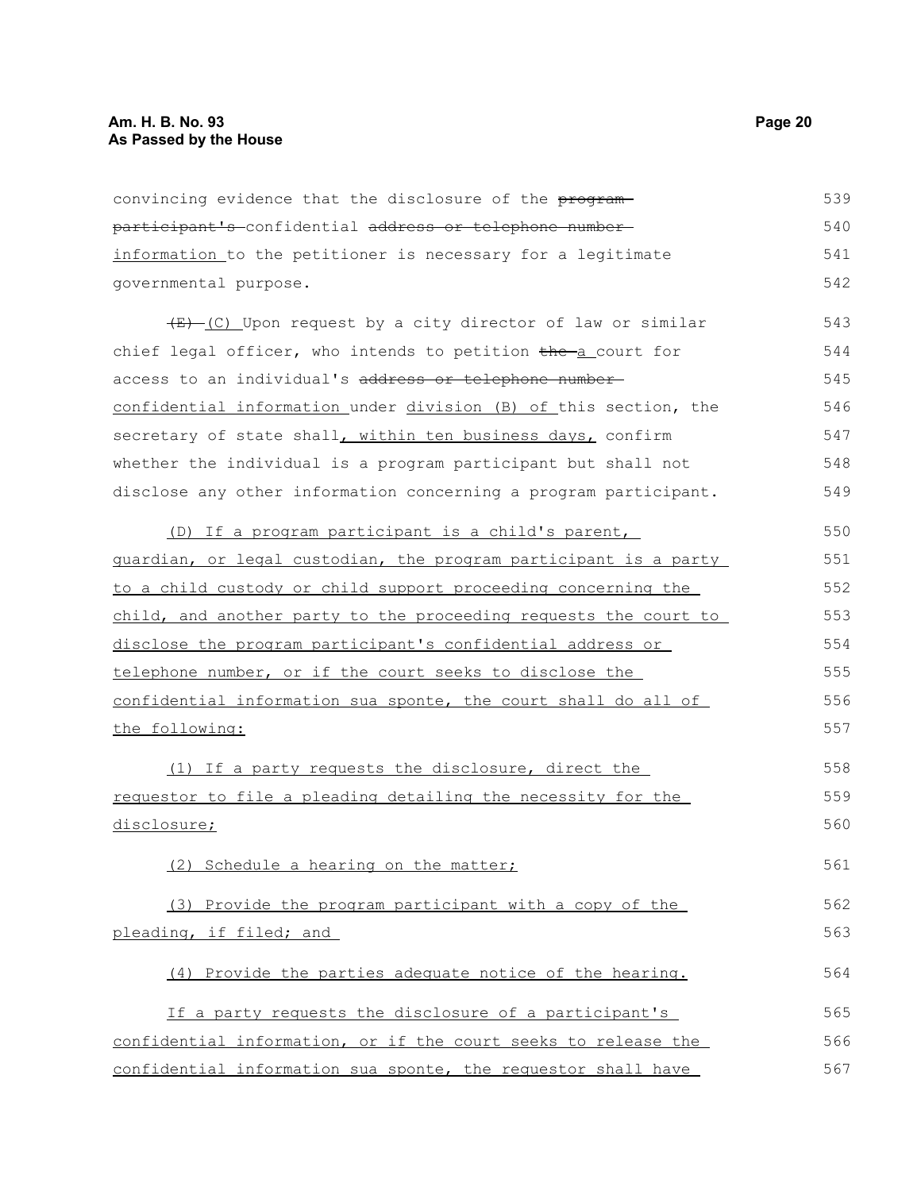convincing evidence that the disclosure of the ~~program participant's~~ confidential ~~address or telephone number~~ information to the petitioner is necessary for a legitimate governmental purpose.

~~(E)~~ (C) Upon request by a city director of law or similar chief legal officer, who intends to petition ~~the~~ a court for access to an individual's ~~address or telephone number~~ confidential information under division (B) of this section, the secretary of state shall, within ten business days, confirm whether the individual is a program participant but shall not disclose any other information concerning a program participant.

(D) If a program participant is a child's parent, guardian, or legal custodian, the program participant is a party to a child custody or child support proceeding concerning the child, and another party to the proceeding requests the court to disclose the program participant's confidential address or telephone number, or if the court seeks to disclose the confidential information sua sponte, the court shall do all of the following:

(1) If a party requests the disclosure, direct the requestor to file a pleading detailing the necessity for the disclosure;

(2) Schedule a hearing on the matter;

(3) Provide the program participant with a copy of the pleading, if filed; and

(4) Provide the parties adequate notice of the hearing.

If a party requests the disclosure of a participant's confidential information, or if the court seeks to release the confidential information sua sponte, the requestor shall have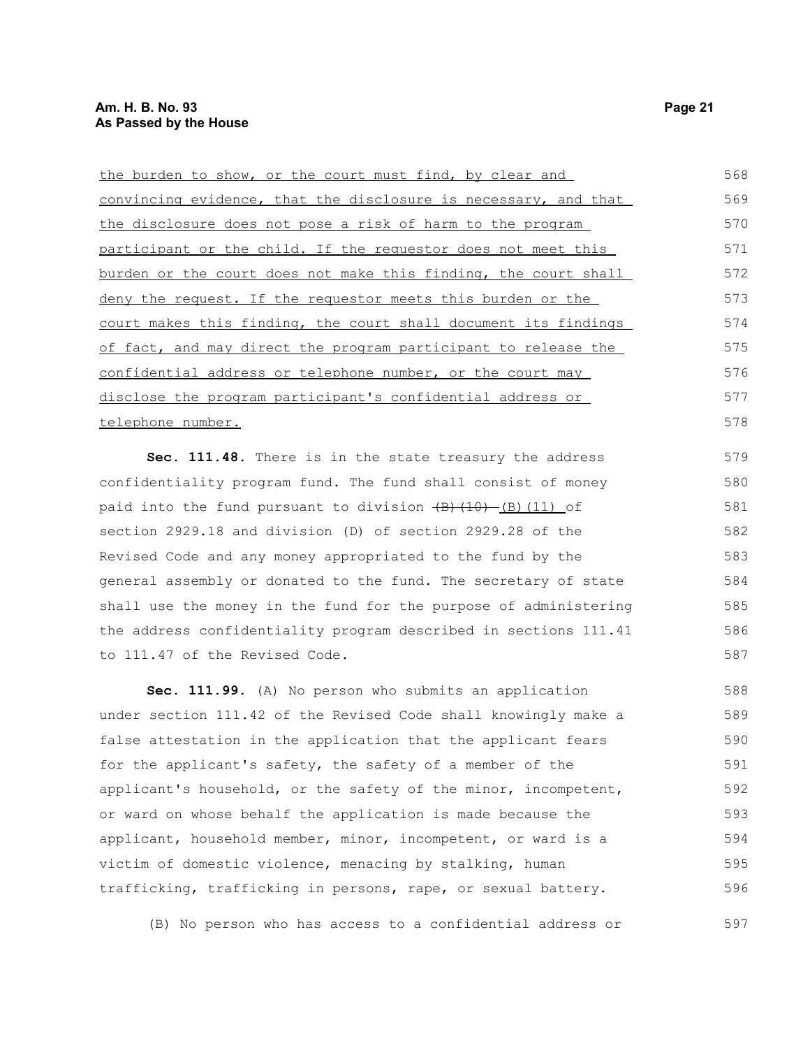the burden to show, or the court must find, by clear and convincing evidence, that the disclosure is necessary, and that the disclosure does not pose a risk of harm to the program participant or the child. If the requestor does not meet this burden or the court does not make this finding, the court shall deny the request. If the requestor meets this burden or the court makes this finding, the court shall document its findings of fact, and may direct the program participant to release the confidential address or telephone number, or the court may disclose the program participant's confidential address or telephone number.

**Sec. 111.48.** There is in the state treasury the address confidentiality program fund. The fund shall consist of money paid into the fund pursuant to division ~~(B)(10)~~ (B)(11) of section 2929.18 and division (D) of section 2929.28 of the Revised Code and any money appropriated to the fund by the general assembly or donated to the fund. The secretary of state shall use the money in the fund for the purpose of administering the address confidentiality program described in sections 111.41 to 111.47 of the Revised Code.

**Sec. 111.99.** (A) No person who submits an application under section 111.42 of the Revised Code shall knowingly make a false attestation in the application that the applicant fears for the applicant's safety, the safety of a member of the applicant's household, or the safety of the minor, incompetent, or ward on whose behalf the application is made because the applicant, household member, minor, incompetent, or ward is a victim of domestic violence, menacing by stalking, human trafficking, trafficking in persons, rape, or sexual battery.

(B) No person who has access to a confidential address or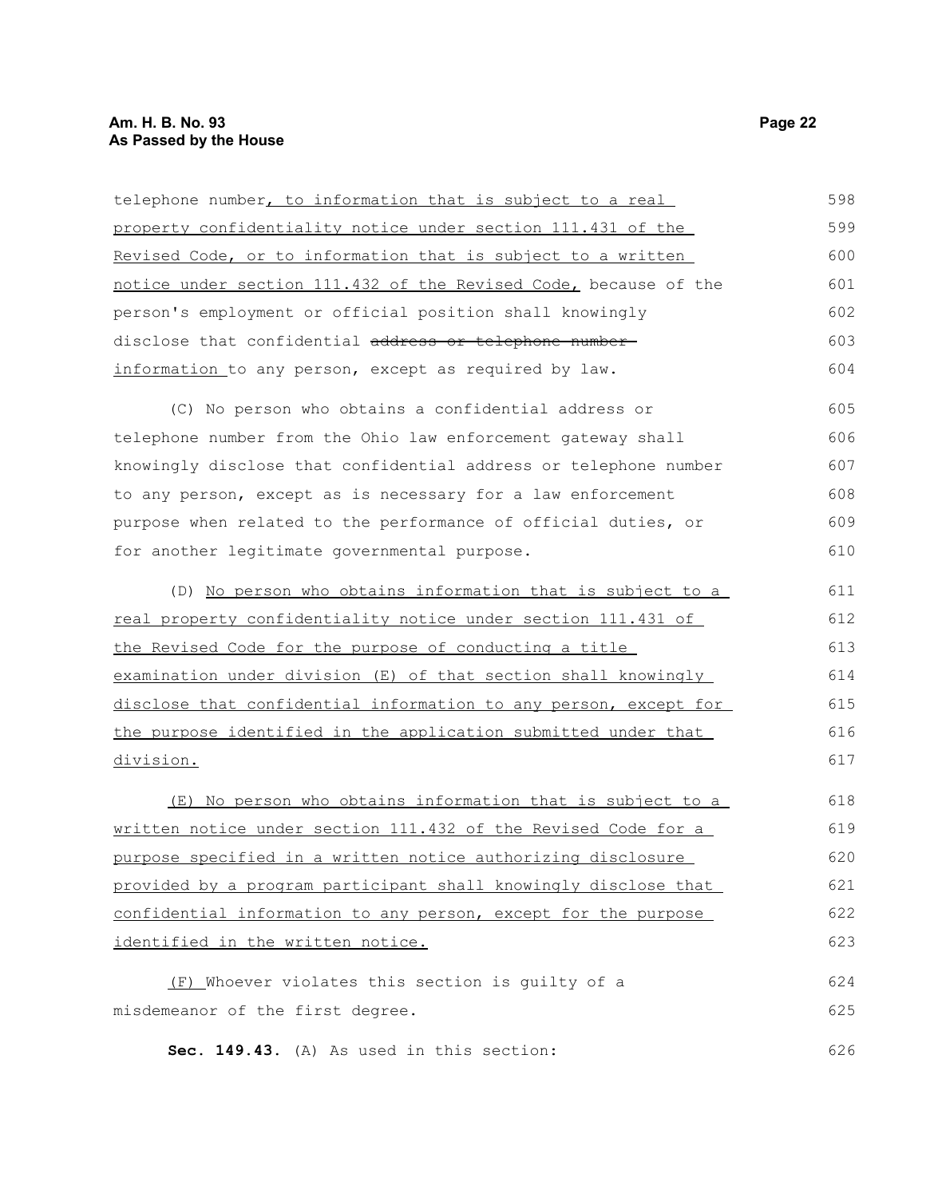telephone number, to information that is subject to a real property confidentiality notice under section 111.431 of the Revised Code, or to information that is subject to a written notice under section 111.432 of the Revised Code, because of the person's employment or official position shall knowingly disclose that confidential ~~address or telephone number~~ information to any person, except as required by law.

(C) No person who obtains a confidential address or telephone number from the Ohio law enforcement gateway shall knowingly disclose that confidential address or telephone number to any person, except as is necessary for a law enforcement purpose when related to the performance of official duties, or for another legitimate governmental purpose.

(D) No person who obtains information that is subject to a real property confidentiality notice under section 111.431 of the Revised Code for the purpose of conducting a title examination under division (E) of that section shall knowingly disclose that confidential information to any person, except for the purpose identified in the application submitted under that division.

(E) No person who obtains information that is subject to a written notice under section 111.432 of the Revised Code for a purpose specified in a written notice authorizing disclosure provided by a program participant shall knowingly disclose that confidential information to any person, except for the purpose identified in the written notice.

(F) Whoever violates this section is guilty of a misdemeanor of the first degree.

**Sec. 149.43.** (A) As used in this section: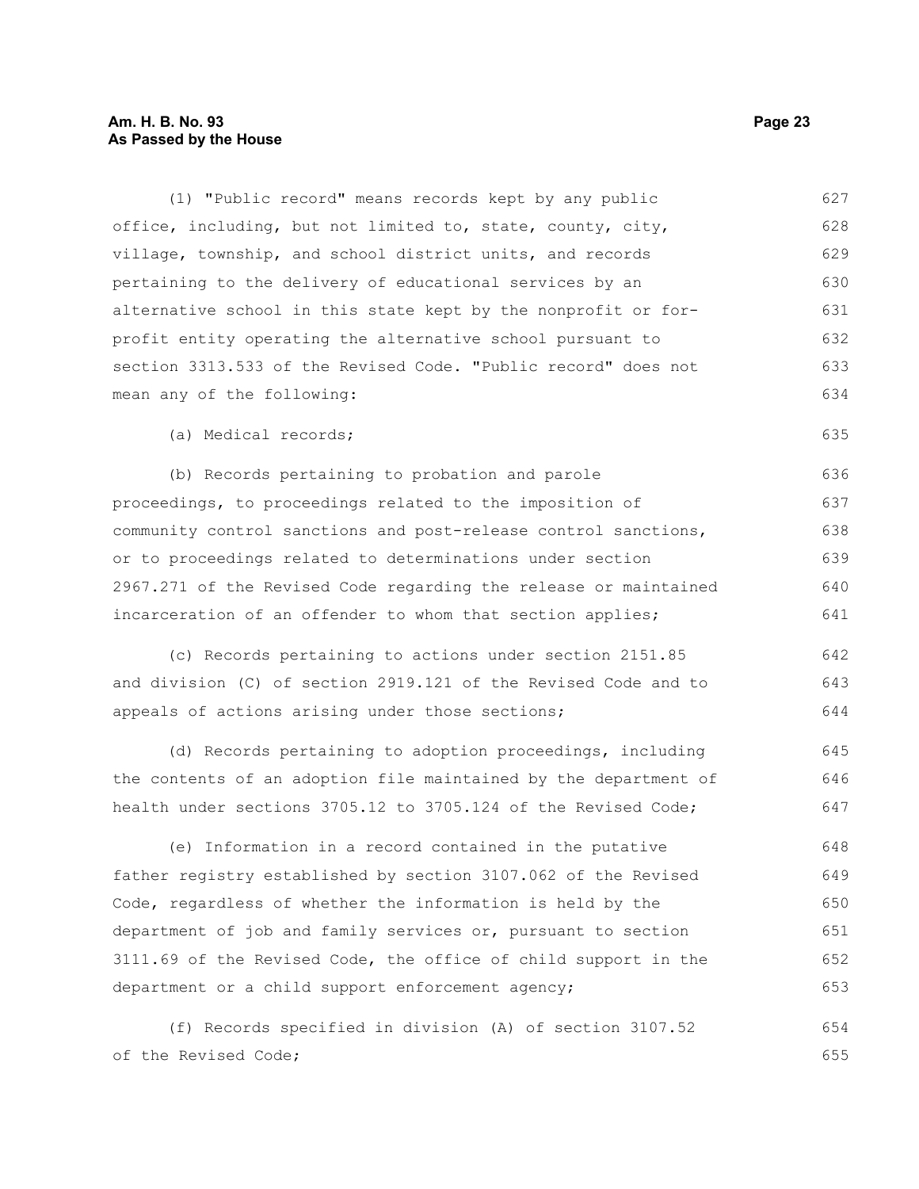(1) "Public record" means records kept by any public office, including, but not limited to, state, county, city, village, township, and school district units, and records pertaining to the delivery of educational services by an alternative school in this state kept by the nonprofit or for-profit entity operating the alternative school pursuant to section 3313.533 of the Revised Code. "Public record" does not mean any of the following:

(a) Medical records;

(b) Records pertaining to probation and parole proceedings, to proceedings related to the imposition of community control sanctions and post-release control sanctions, or to proceedings related to determinations under section 2967.271 of the Revised Code regarding the release or maintained incarceration of an offender to whom that section applies;

(c) Records pertaining to actions under section 2151.85 and division (C) of section 2919.121 of the Revised Code and to appeals of actions arising under those sections;

(d) Records pertaining to adoption proceedings, including the contents of an adoption file maintained by the department of health under sections 3705.12 to 3705.124 of the Revised Code;

(e) Information in a record contained in the putative father registry established by section 3107.062 of the Revised Code, regardless of whether the information is held by the department of job and family services or, pursuant to section 3111.69 of the Revised Code, the office of child support in the department or a child support enforcement agency;

(f) Records specified in division (A) of section 3107.52 of the Revised Code;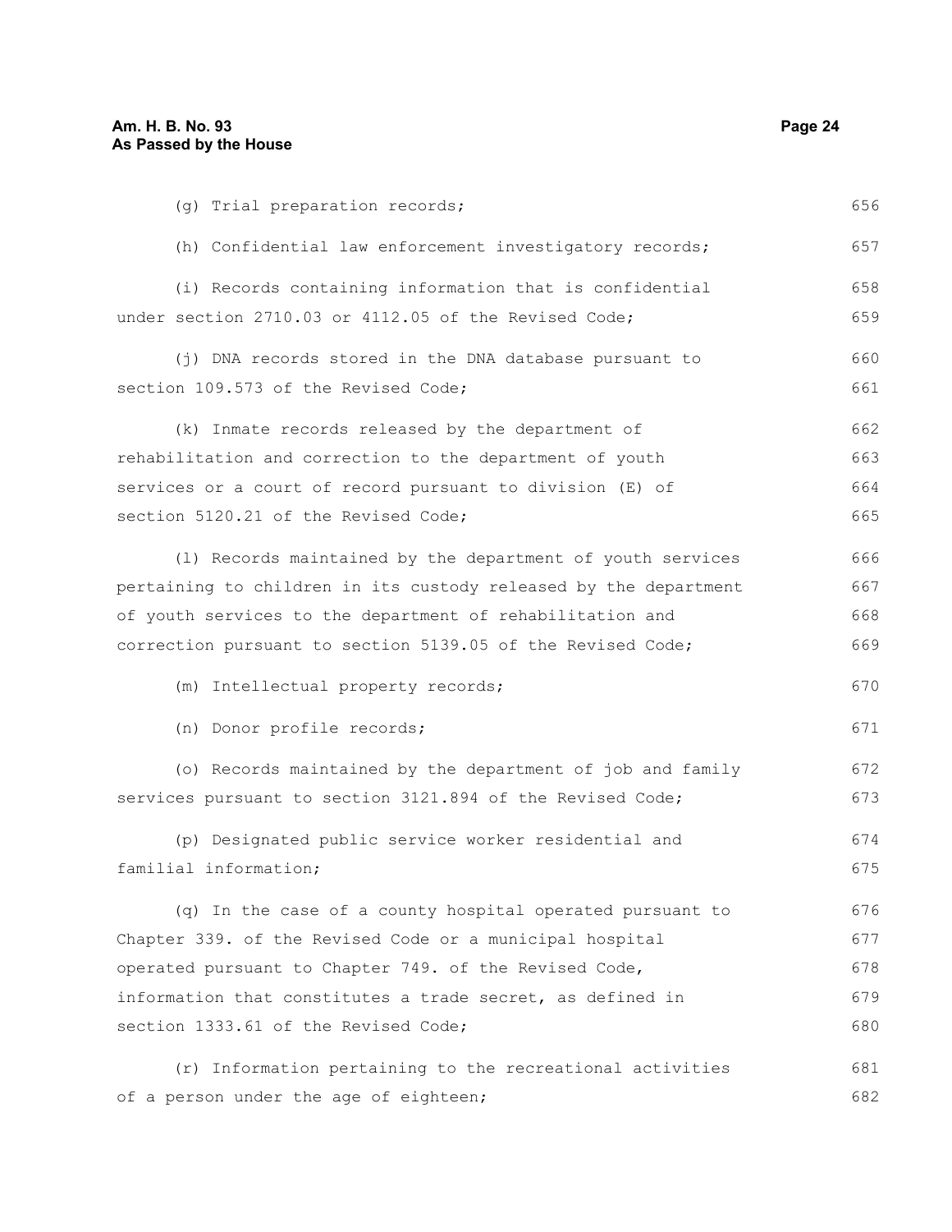(g) Trial preparation records;

(h) Confidential law enforcement investigatory records;

(i) Records containing information that is confidential under section 2710.03 or 4112.05 of the Revised Code;

(j) DNA records stored in the DNA database pursuant to section 109.573 of the Revised Code;

(k) Inmate records released by the department of rehabilitation and correction to the department of youth services or a court of record pursuant to division (E) of section 5120.21 of the Revised Code;

(l) Records maintained by the department of youth services pertaining to children in its custody released by the department of youth services to the department of rehabilitation and correction pursuant to section 5139.05 of the Revised Code;

(m) Intellectual property records;

(n) Donor profile records;

(o) Records maintained by the department of job and family services pursuant to section 3121.894 of the Revised Code;

(p) Designated public service worker residential and familial information;

(q) In the case of a county hospital operated pursuant to Chapter 339. of the Revised Code or a municipal hospital operated pursuant to Chapter 749. of the Revised Code, information that constitutes a trade secret, as defined in section 1333.61 of the Revised Code;

(r) Information pertaining to the recreational activities of a person under the age of eighteen;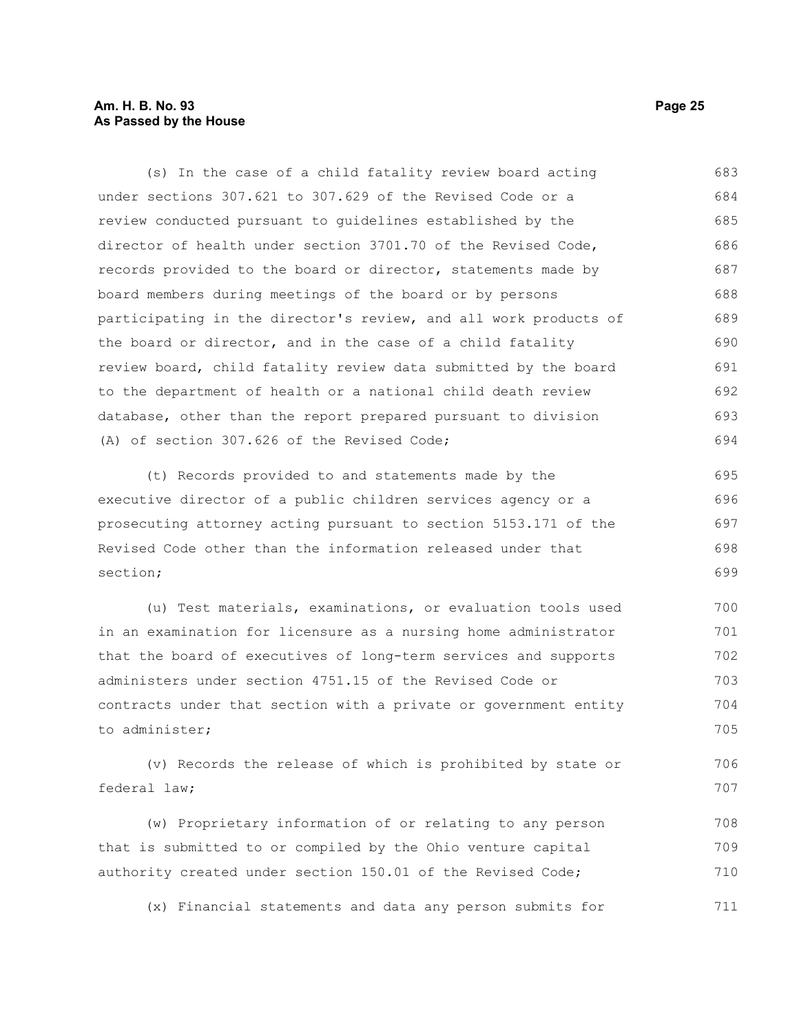(s) In the case of a child fatality review board acting under sections 307.621 to 307.629 of the Revised Code or a review conducted pursuant to guidelines established by the director of health under section 3701.70 of the Revised Code, records provided to the board or director, statements made by board members during meetings of the board or by persons participating in the director's review, and all work products of the board or director, and in the case of a child fatality review board, child fatality review data submitted by the board to the department of health or a national child death review database, other than the report prepared pursuant to division (A) of section 307.626 of the Revised Code;

(t) Records provided to and statements made by the executive director of a public children services agency or a prosecuting attorney acting pursuant to section 5153.171 of the Revised Code other than the information released under that section;

(u) Test materials, examinations, or evaluation tools used in an examination for licensure as a nursing home administrator that the board of executives of long-term services and supports administers under section 4751.15 of the Revised Code or contracts under that section with a private or government entity to administer;

(v) Records the release of which is prohibited by state or federal law;

(w) Proprietary information of or relating to any person that is submitted to or compiled by the Ohio venture capital authority created under section 150.01 of the Revised Code;

(x) Financial statements and data any person submits for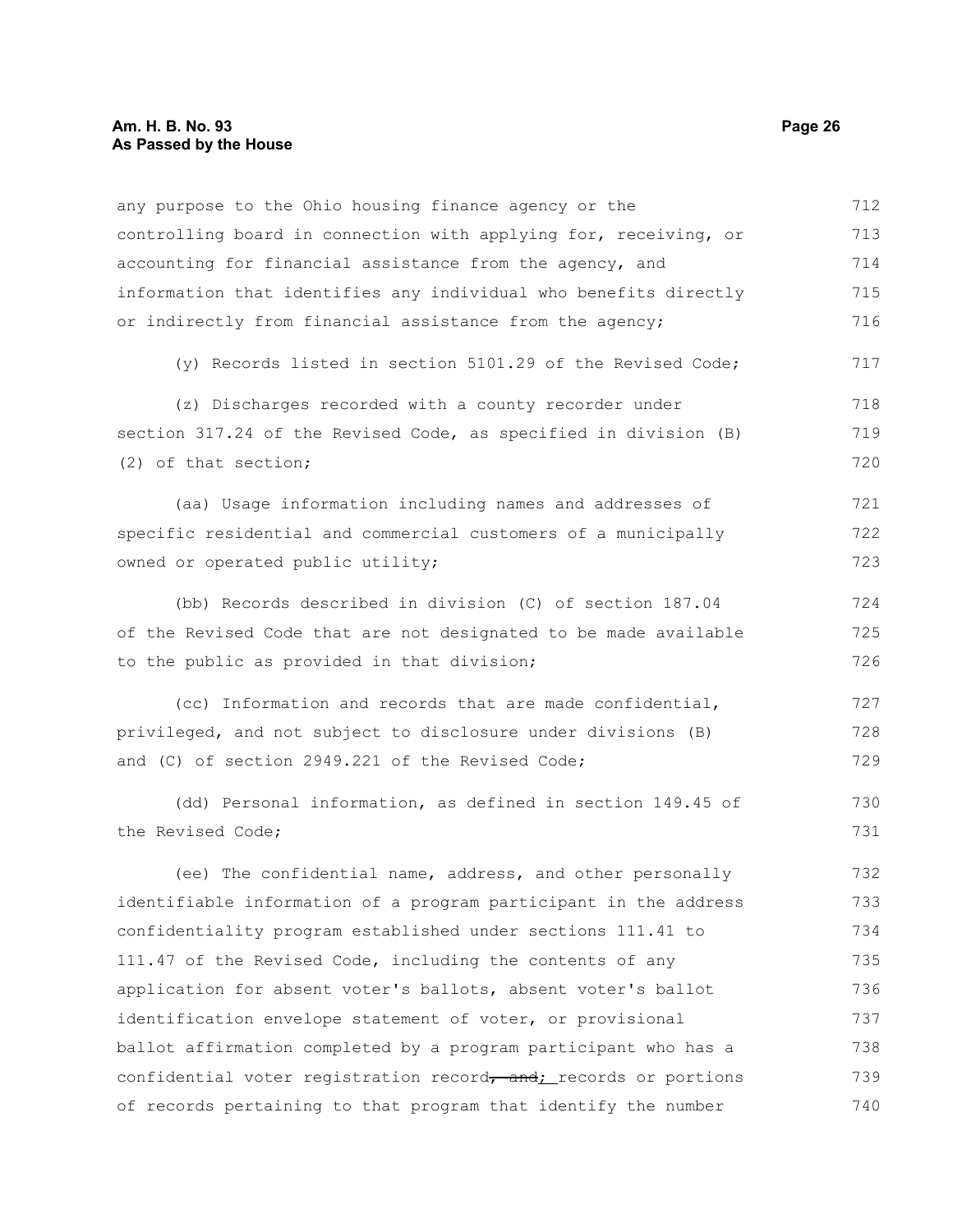any purpose to the Ohio housing finance agency or the controlling board in connection with applying for, receiving, or accounting for financial assistance from the agency, and information that identifies any individual who benefits directly or indirectly from financial assistance from the agency;

(y) Records listed in section 5101.29 of the Revised Code;

(z) Discharges recorded with a county recorder under section 317.24 of the Revised Code, as specified in division (B)(2) of that section;

(aa) Usage information including names and addresses of specific residential and commercial customers of a municipally owned or operated public utility;

(bb) Records described in division (C) of section 187.04 of the Revised Code that are not designated to be made available to the public as provided in that division;

(cc) Information and records that are made confidential, privileged, and not subject to disclosure under divisions (B) and (C) of section 2949.221 of the Revised Code;

(dd) Personal information, as defined in section 149.45 of the Revised Code;

(ee) The confidential name, address, and other personally identifiable information of a program participant in the address confidentiality program established under sections 111.41 to 111.47 of the Revised Code, including the contents of any application for absent voter's ballots, absent voter's ballot identification envelope statement of voter, or provisional ballot affirmation completed by a program participant who has a confidential voter registration record~~, and~~; records or portions of records pertaining to that program that identify the number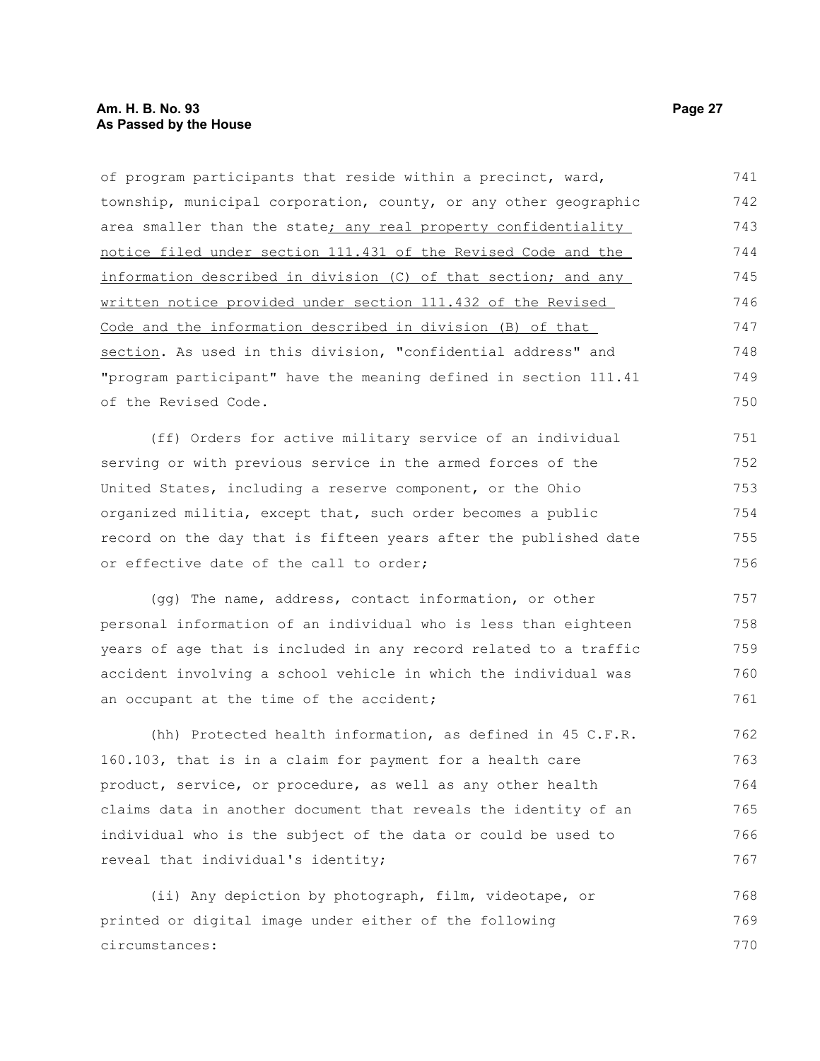of program participants that reside within a precinct, ward, township, municipal corporation, county, or any other geographic area smaller than the state; any real property confidentiality notice filed under section 111.431 of the Revised Code and the information described in division (C) of that section; and any written notice provided under section 111.432 of the Revised Code and the information described in division (B) of that section. As used in this division, "confidential address" and "program participant" have the meaning defined in section 111.41 of the Revised Code.

(ff) Orders for active military service of an individual serving or with previous service in the armed forces of the United States, including a reserve component, or the Ohio organized militia, except that, such order becomes a public record on the day that is fifteen years after the published date or effective date of the call to order;

(gg) The name, address, contact information, or other personal information of an individual who is less than eighteen years of age that is included in any record related to a traffic accident involving a school vehicle in which the individual was an occupant at the time of the accident;

(hh) Protected health information, as defined in 45 C.F.R. 160.103, that is in a claim for payment for a health care product, service, or procedure, as well as any other health claims data in another document that reveals the identity of an individual who is the subject of the data or could be used to reveal that individual's identity;

(ii) Any depiction by photograph, film, videotape, or printed or digital image under either of the following circumstances: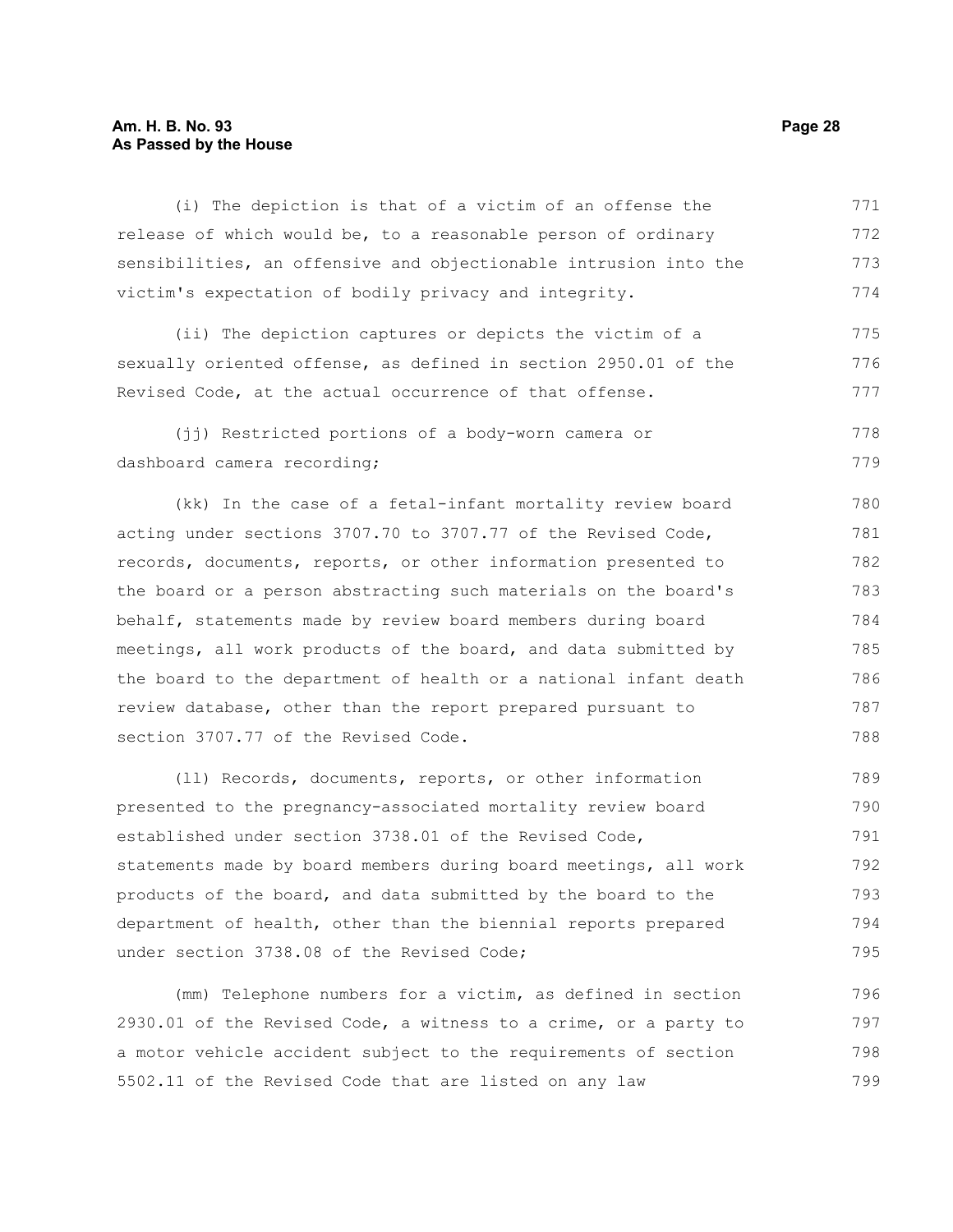(i) The depiction is that of a victim of an offense the release of which would be, to a reasonable person of ordinary sensibilities, an offensive and objectionable intrusion into the victim's expectation of bodily privacy and integrity.

(ii) The depiction captures or depicts the victim of a sexually oriented offense, as defined in section 2950.01 of the Revised Code, at the actual occurrence of that offense.

(jj) Restricted portions of a body-worn camera or dashboard camera recording;

(kk) In the case of a fetal-infant mortality review board acting under sections 3707.70 to 3707.77 of the Revised Code, records, documents, reports, or other information presented to the board or a person abstracting such materials on the board's behalf, statements made by review board members during board meetings, all work products of the board, and data submitted by the board to the department of health or a national infant death review database, other than the report prepared pursuant to section 3707.77 of the Revised Code.

(ll) Records, documents, reports, or other information presented to the pregnancy-associated mortality review board established under section 3738.01 of the Revised Code, statements made by board members during board meetings, all work products of the board, and data submitted by the board to the department of health, other than the biennial reports prepared under section 3738.08 of the Revised Code;

(mm) Telephone numbers for a victim, as defined in section 2930.01 of the Revised Code, a witness to a crime, or a party to a motor vehicle accident subject to the requirements of section 5502.11 of the Revised Code that are listed on any law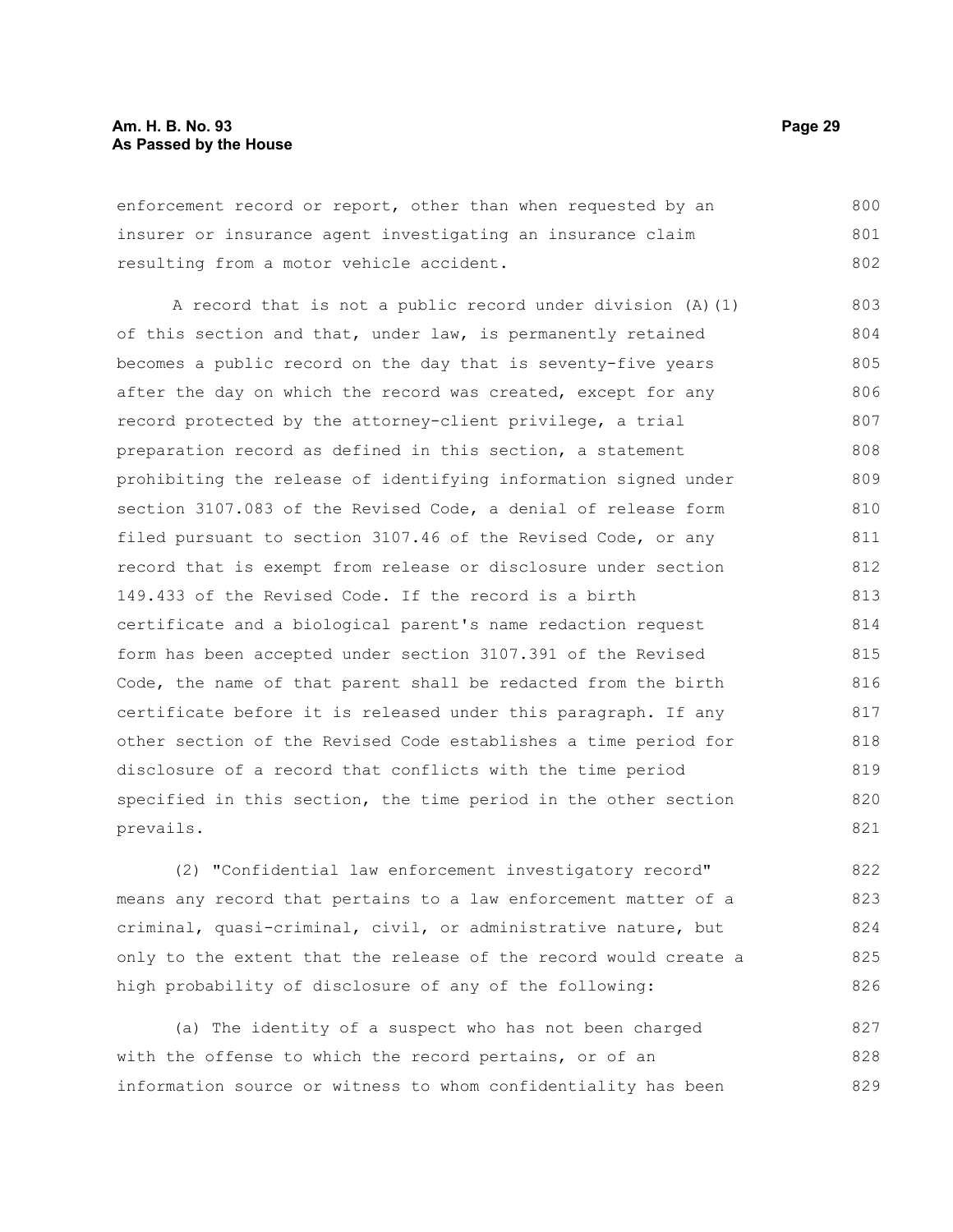enforcement record or report, other than when requested by an insurer or insurance agent investigating an insurance claim resulting from a motor vehicle accident.

A record that is not a public record under division (A)(1) of this section and that, under law, is permanently retained becomes a public record on the day that is seventy-five years after the day on which the record was created, except for any record protected by the attorney-client privilege, a trial preparation record as defined in this section, a statement prohibiting the release of identifying information signed under section 3107.083 of the Revised Code, a denial of release form filed pursuant to section 3107.46 of the Revised Code, or any record that is exempt from release or disclosure under section 149.433 of the Revised Code. If the record is a birth certificate and a biological parent's name redaction request form has been accepted under section 3107.391 of the Revised Code, the name of that parent shall be redacted from the birth certificate before it is released under this paragraph. If any other section of the Revised Code establishes a time period for disclosure of a record that conflicts with the time period specified in this section, the time period in the other section prevails.

(2) "Confidential law enforcement investigatory record" means any record that pertains to a law enforcement matter of a criminal, quasi-criminal, civil, or administrative nature, but only to the extent that the release of the record would create a high probability of disclosure of any of the following:

(a) The identity of a suspect who has not been charged with the offense to which the record pertains, or of an information source or witness to whom confidentiality has been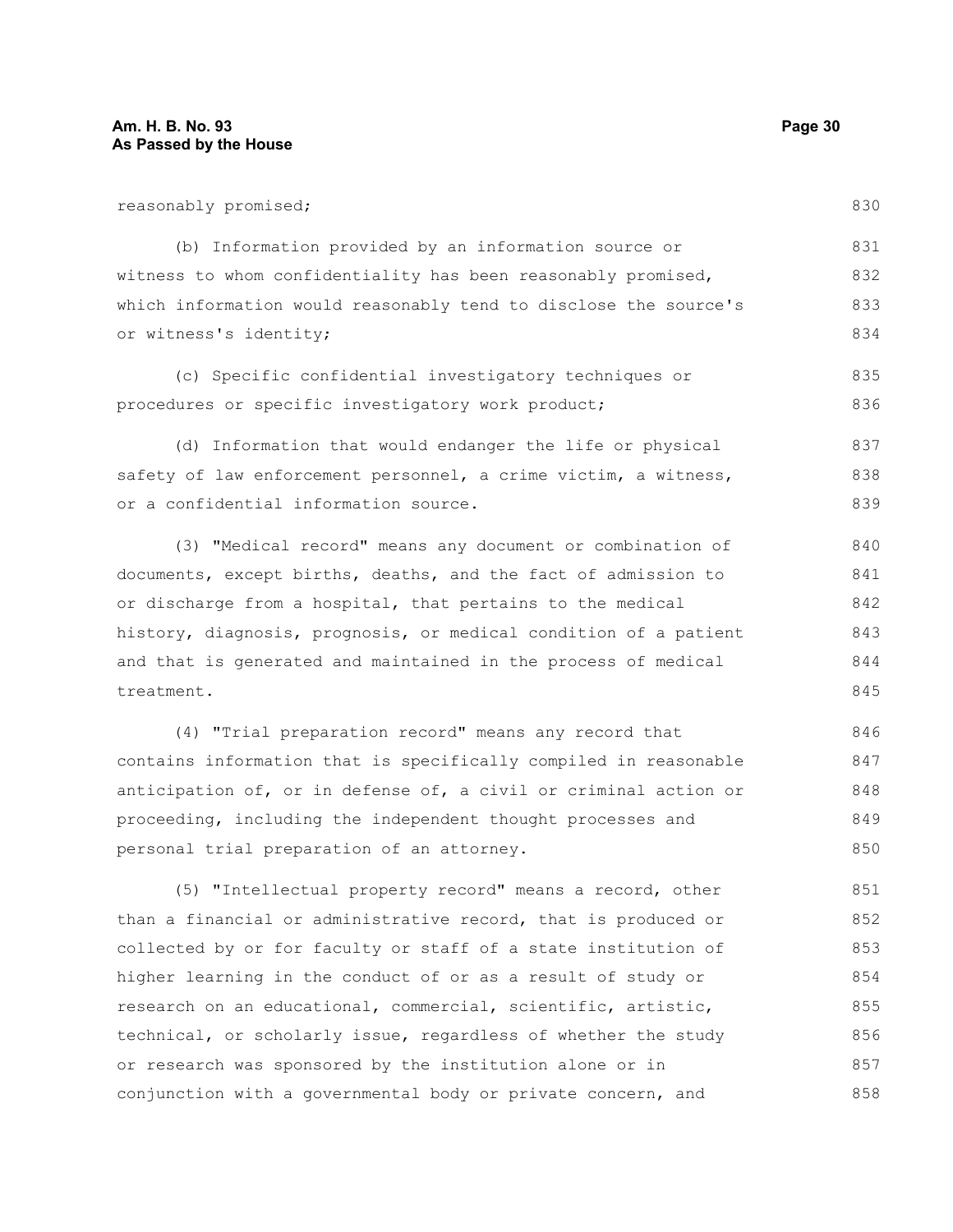reasonably promised;

(b) Information provided by an information source or witness to whom confidentiality has been reasonably promised, which information would reasonably tend to disclose the source's or witness's identity;

(c) Specific confidential investigatory techniques or procedures or specific investigatory work product;

(d) Information that would endanger the life or physical safety of law enforcement personnel, a crime victim, a witness, or a confidential information source.

(3) "Medical record" means any document or combination of documents, except births, deaths, and the fact of admission to or discharge from a hospital, that pertains to the medical history, diagnosis, prognosis, or medical condition of a patient and that is generated and maintained in the process of medical treatment.

(4) "Trial preparation record" means any record that contains information that is specifically compiled in reasonable anticipation of, or in defense of, a civil or criminal action or proceeding, including the independent thought processes and personal trial preparation of an attorney.

(5) "Intellectual property record" means a record, other than a financial or administrative record, that is produced or collected by or for faculty or staff of a state institution of higher learning in the conduct of or as a result of study or research on an educational, commercial, scientific, artistic, technical, or scholarly issue, regardless of whether the study or research was sponsored by the institution alone or in conjunction with a governmental body or private concern, and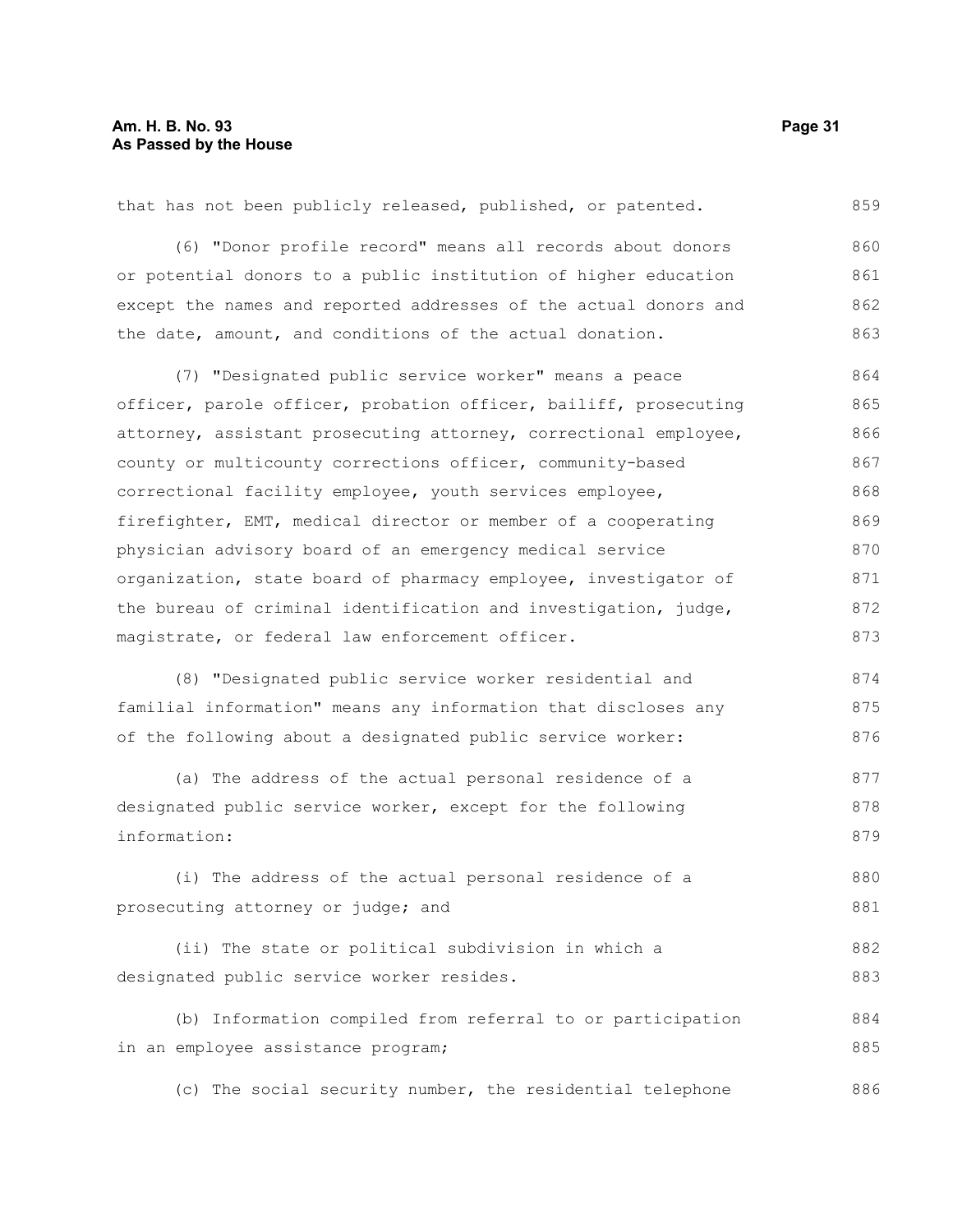that has not been publicly released, published, or patented.

(6) "Donor profile record" means all records about donors or potential donors to a public institution of higher education except the names and reported addresses of the actual donors and the date, amount, and conditions of the actual donation.

(7) "Designated public service worker" means a peace officer, parole officer, probation officer, bailiff, prosecuting attorney, assistant prosecuting attorney, correctional employee, county or multicounty corrections officer, community-based correctional facility employee, youth services employee, firefighter, EMT, medical director or member of a cooperating physician advisory board of an emergency medical service organization, state board of pharmacy employee, investigator of the bureau of criminal identification and investigation, judge, magistrate, or federal law enforcement officer.

(8) "Designated public service worker residential and familial information" means any information that discloses any of the following about a designated public service worker:

(a) The address of the actual personal residence of a designated public service worker, except for the following information:

(i) The address of the actual personal residence of a prosecuting attorney or judge; and

(ii) The state or political subdivision in which a designated public service worker resides.

(b) Information compiled from referral to or participation in an employee assistance program;

(c) The social security number, the residential telephone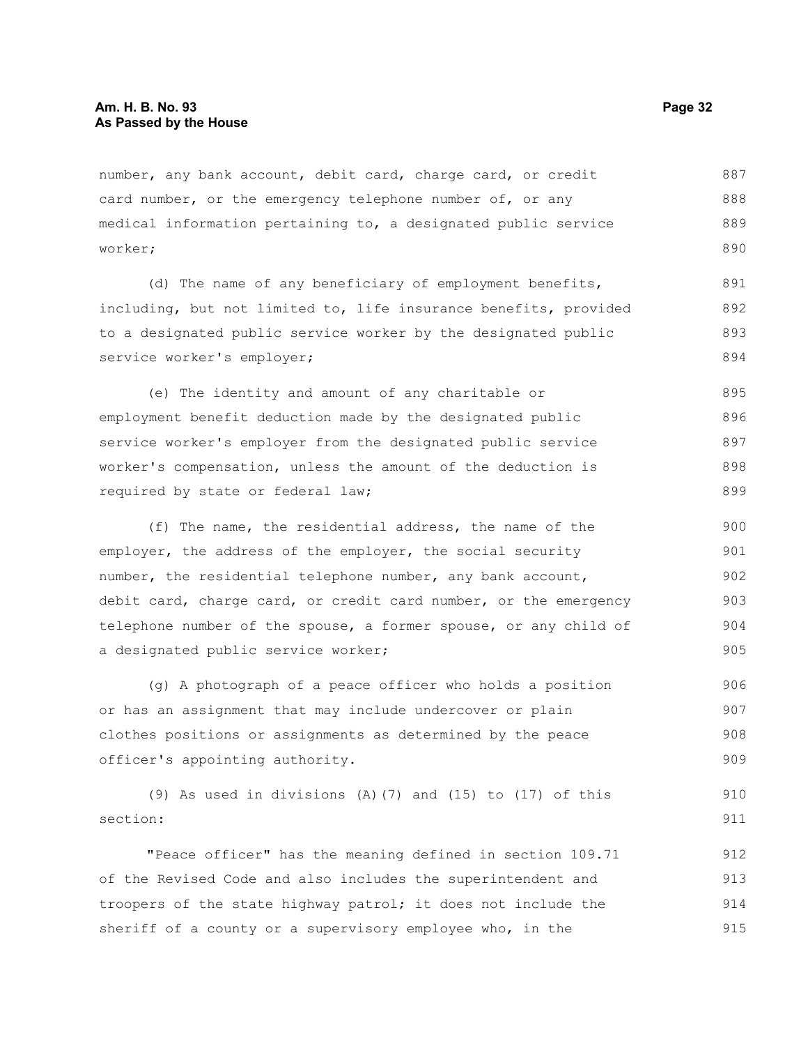number, any bank account, debit card, charge card, or credit card number, or the emergency telephone number of, or any medical information pertaining to, a designated public service worker;

(d) The name of any beneficiary of employment benefits, including, but not limited to, life insurance benefits, provided to a designated public service worker by the designated public service worker's employer;

(e) The identity and amount of any charitable or employment benefit deduction made by the designated public service worker's employer from the designated public service worker's compensation, unless the amount of the deduction is required by state or federal law;

(f) The name, the residential address, the name of the employer, the address of the employer, the social security number, the residential telephone number, any bank account, debit card, charge card, or credit card number, or the emergency telephone number of the spouse, a former spouse, or any child of a designated public service worker;

(g) A photograph of a peace officer who holds a position or has an assignment that may include undercover or plain clothes positions or assignments as determined by the peace officer's appointing authority.

(9) As used in divisions (A)(7) and (15) to (17) of this section:

"Peace officer" has the meaning defined in section 109.71 of the Revised Code and also includes the superintendent and troopers of the state highway patrol; it does not include the sheriff of a county or a supervisory employee who, in the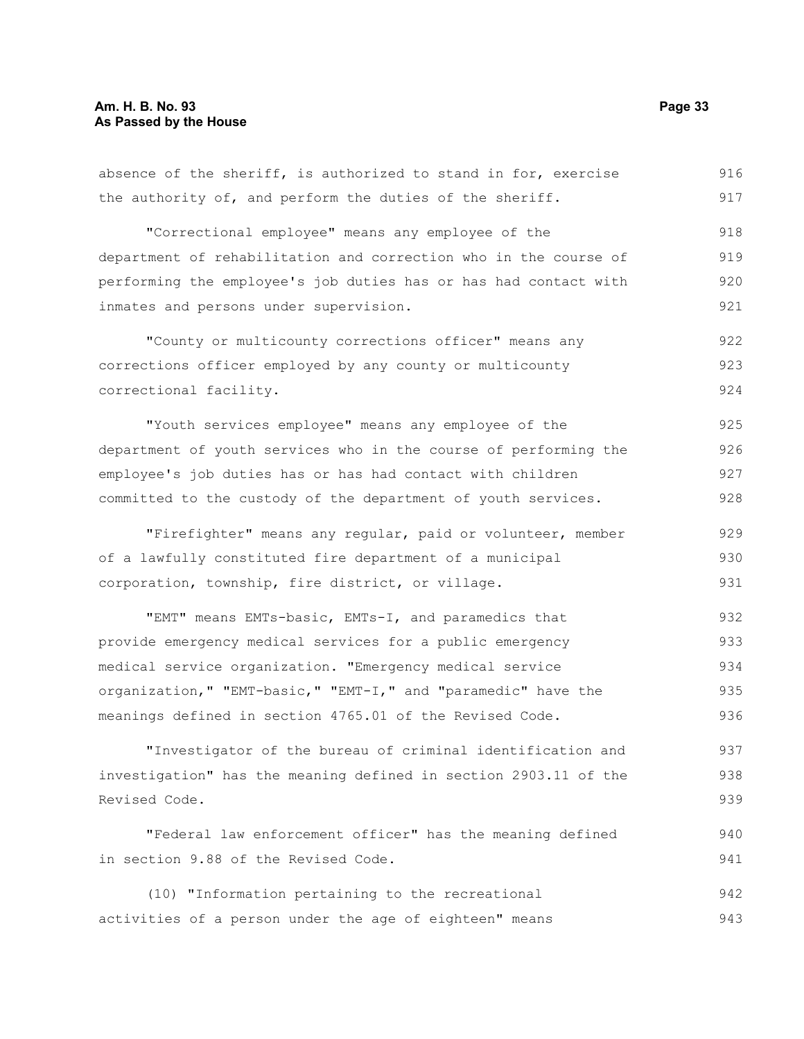absence of the sheriff, is authorized to stand in for, exercise the authority of, and perform the duties of the sheriff.

"Correctional employee" means any employee of the department of rehabilitation and correction who in the course of performing the employee's job duties has or has had contact with inmates and persons under supervision.

"County or multicounty corrections officer" means any corrections officer employed by any county or multicounty correctional facility.

"Youth services employee" means any employee of the department of youth services who in the course of performing the employee's job duties has or has had contact with children committed to the custody of the department of youth services.

"Firefighter" means any regular, paid or volunteer, member of a lawfully constituted fire department of a municipal corporation, township, fire district, or village.

"EMT" means EMTs-basic, EMTs-I, and paramedics that provide emergency medical services for a public emergency medical service organization. "Emergency medical service organization," "EMT-basic," "EMT-I," and "paramedic" have the meanings defined in section 4765.01 of the Revised Code.

"Investigator of the bureau of criminal identification and investigation" has the meaning defined in section 2903.11 of the Revised Code.

"Federal law enforcement officer" has the meaning defined in section 9.88 of the Revised Code.

(10) "Information pertaining to the recreational activities of a person under the age of eighteen" means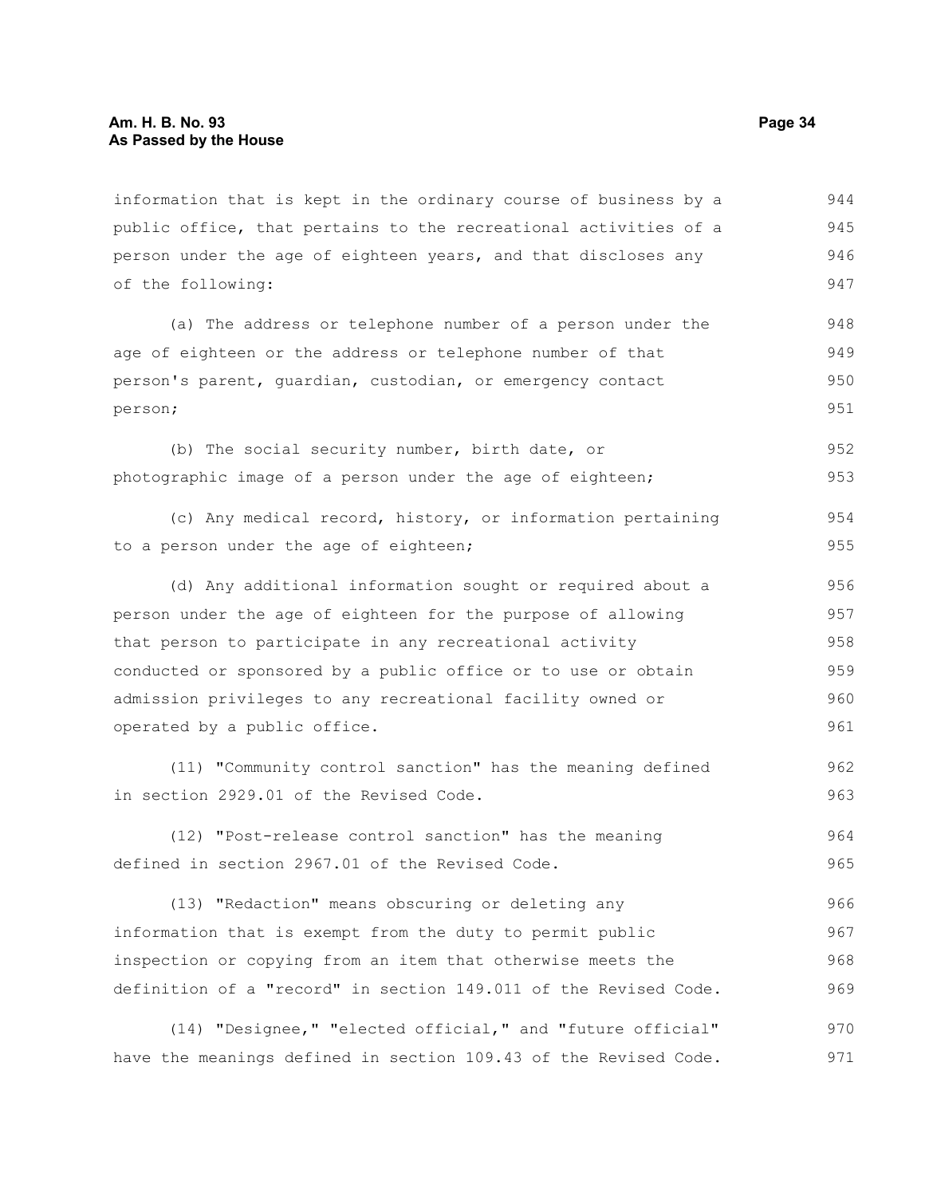information that is kept in the ordinary course of business by a public office, that pertains to the recreational activities of a person under the age of eighteen years, and that discloses any of the following:

(a) The address or telephone number of a person under the age of eighteen or the address or telephone number of that person's parent, guardian, custodian, or emergency contact person;

(b) The social security number, birth date, or photographic image of a person under the age of eighteen;

(c) Any medical record, history, or information pertaining to a person under the age of eighteen;

(d) Any additional information sought or required about a person under the age of eighteen for the purpose of allowing that person to participate in any recreational activity conducted or sponsored by a public office or to use or obtain admission privileges to any recreational facility owned or operated by a public office.

(11) "Community control sanction" has the meaning defined in section 2929.01 of the Revised Code.

(12) "Post-release control sanction" has the meaning defined in section 2967.01 of the Revised Code.

(13) "Redaction" means obscuring or deleting any information that is exempt from the duty to permit public inspection or copying from an item that otherwise meets the definition of a "record" in section 149.011 of the Revised Code.

(14) "Designee," "elected official," and "future official" have the meanings defined in section 109.43 of the Revised Code.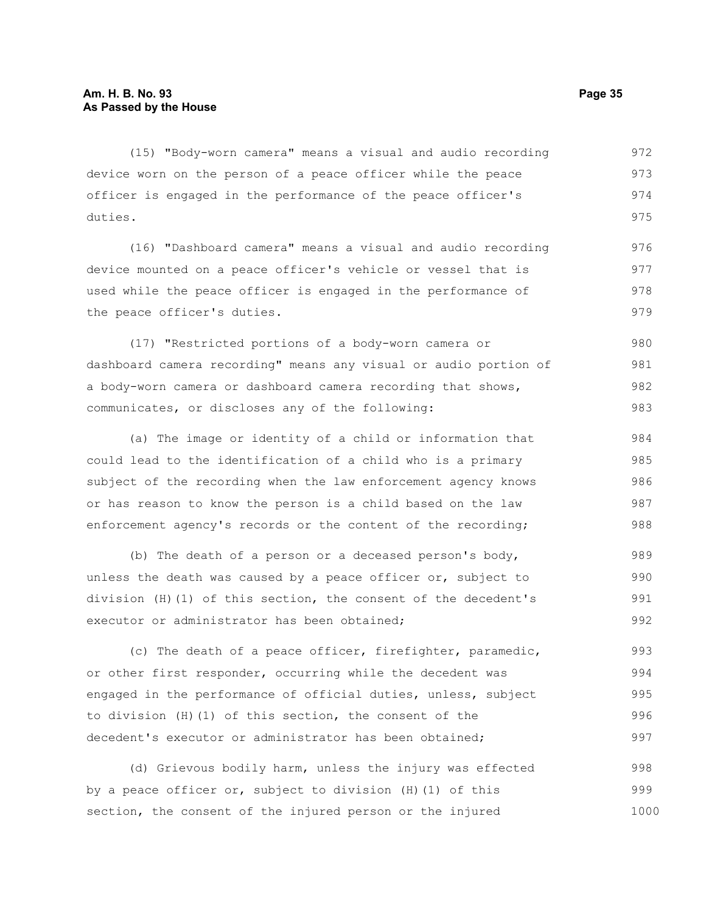(15) "Body-worn camera" means a visual and audio recording device worn on the person of a peace officer while the peace officer is engaged in the performance of the peace officer's duties.

(16) "Dashboard camera" means a visual and audio recording device mounted on a peace officer's vehicle or vessel that is used while the peace officer is engaged in the performance of the peace officer's duties.

(17) "Restricted portions of a body-worn camera or dashboard camera recording" means any visual or audio portion of a body-worn camera or dashboard camera recording that shows, communicates, or discloses any of the following:

(a) The image or identity of a child or information that could lead to the identification of a child who is a primary subject of the recording when the law enforcement agency knows or has reason to know the person is a child based on the law enforcement agency's records or the content of the recording;

(b) The death of a person or a deceased person's body, unless the death was caused by a peace officer or, subject to division (H)(1) of this section, the consent of the decedent's executor or administrator has been obtained;

(c) The death of a peace officer, firefighter, paramedic, or other first responder, occurring while the decedent was engaged in the performance of official duties, unless, subject to division (H)(1) of this section, the consent of the decedent's executor or administrator has been obtained;

(d) Grievous bodily harm, unless the injury was effected by a peace officer or, subject to division (H)(1) of this section, the consent of the injured person or the injured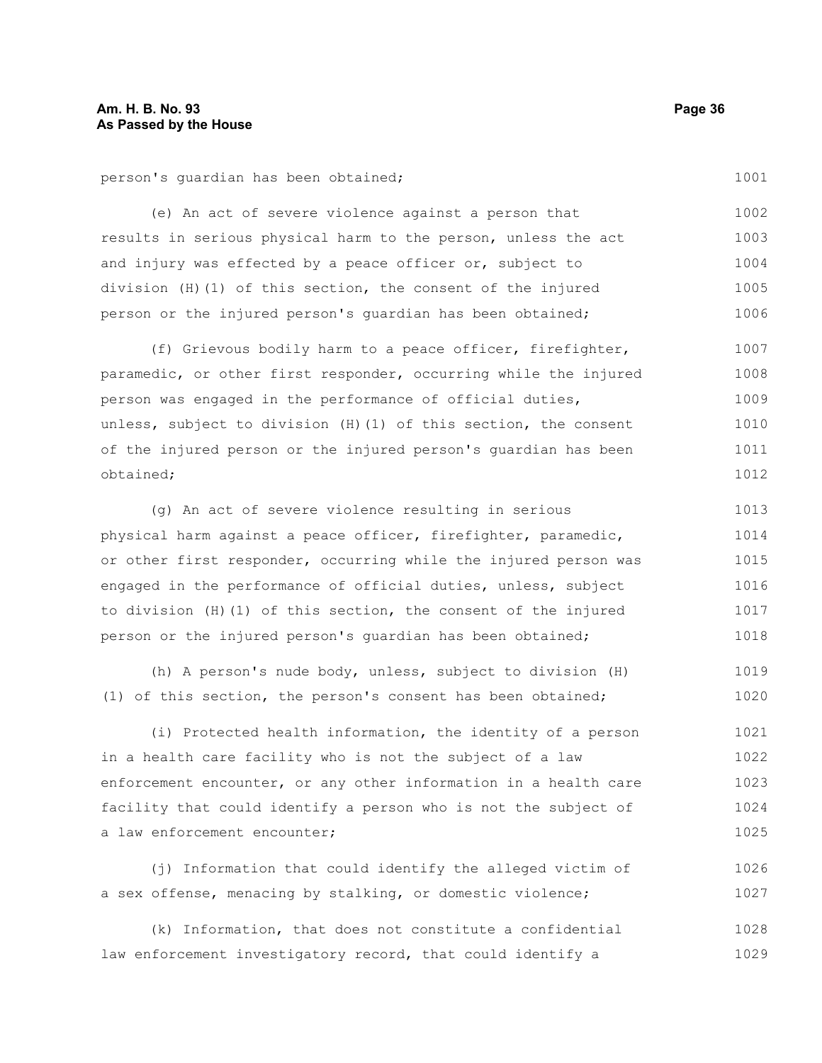person's guardian has been obtained;

(e) An act of severe violence against a person that results in serious physical harm to the person, unless the act and injury was effected by a peace officer or, subject to division (H)(1) of this section, the consent of the injured person or the injured person's guardian has been obtained;

(f) Grievous bodily harm to a peace officer, firefighter, paramedic, or other first responder, occurring while the injured person was engaged in the performance of official duties, unless, subject to division (H)(1) of this section, the consent of the injured person or the injured person's guardian has been obtained;

(g) An act of severe violence resulting in serious physical harm against a peace officer, firefighter, paramedic, or other first responder, occurring while the injured person was engaged in the performance of official duties, unless, subject to division (H)(1) of this section, the consent of the injured person or the injured person's guardian has been obtained;

(h) A person's nude body, unless, subject to division (H)(1) of this section, the person's consent has been obtained;

(i) Protected health information, the identity of a person in a health care facility who is not the subject of a law enforcement encounter, or any other information in a health care facility that could identify a person who is not the subject of a law enforcement encounter;

(j) Information that could identify the alleged victim of a sex offense, menacing by stalking, or domestic violence;

(k) Information, that does not constitute a confidential law enforcement investigatory record, that could identify a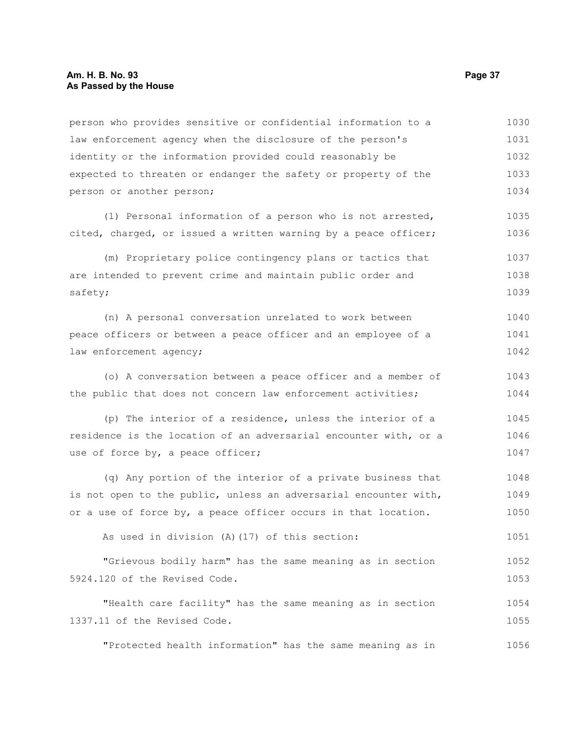person who provides sensitive or confidential information to a law enforcement agency when the disclosure of the person's identity or the information provided could reasonably be expected to threaten or endanger the safety or property of the person or another person;

(l) Personal information of a person who is not arrested, cited, charged, or issued a written warning by a peace officer;

(m) Proprietary police contingency plans or tactics that are intended to prevent crime and maintain public order and safety;

(n) A personal conversation unrelated to work between peace officers or between a peace officer and an employee of a law enforcement agency;

(o) A conversation between a peace officer and a member of the public that does not concern law enforcement activities;

(p) The interior of a residence, unless the interior of a residence is the location of an adversarial encounter with, or a use of force by, a peace officer;

(q) Any portion of the interior of a private business that is not open to the public, unless an adversarial encounter with, or a use of force by, a peace officer occurs in that location.

As used in division (A)(17) of this section:

"Grievous bodily harm" has the same meaning as in section 5924.120 of the Revised Code.

"Health care facility" has the same meaning as in section 1337.11 of the Revised Code.

"Protected health information" has the same meaning as in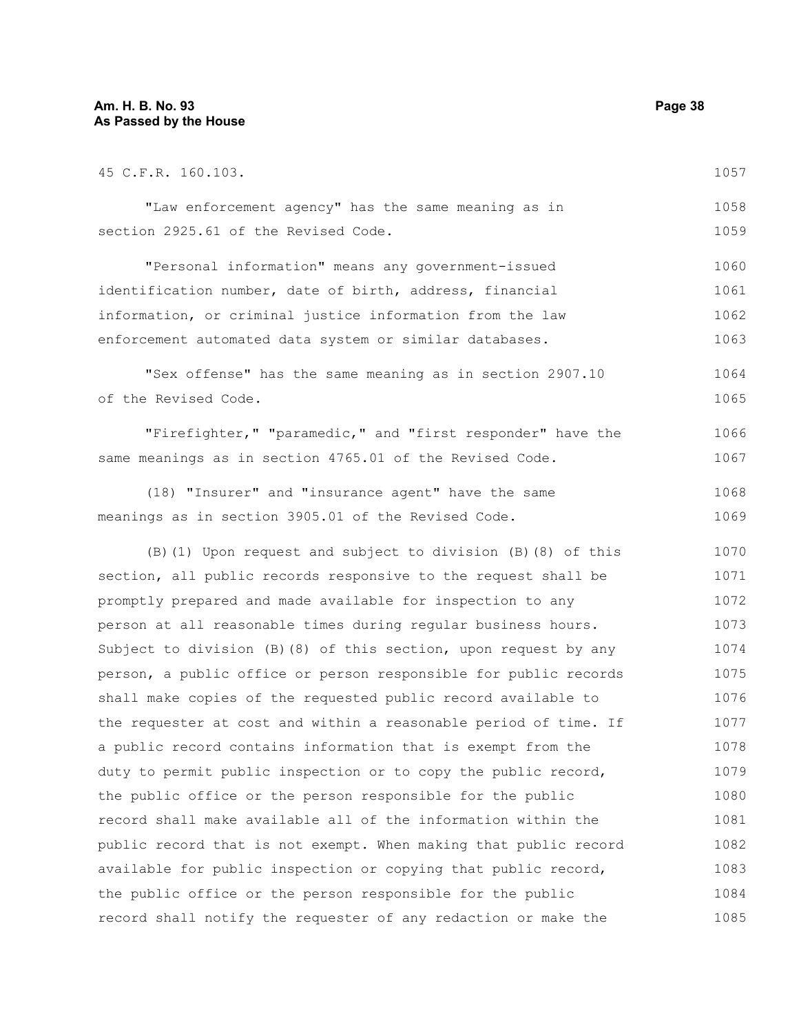45 C.F.R. 160.103.

"Law enforcement agency" has the same meaning as in section 2925.61 of the Revised Code.

"Personal information" means any government-issued identification number, date of birth, address, financial information, or criminal justice information from the law enforcement automated data system or similar databases.

"Sex offense" has the same meaning as in section 2907.10 of the Revised Code.

"Firefighter," "paramedic," and "first responder" have the same meanings as in section 4765.01 of the Revised Code.

(18) "Insurer" and "insurance agent" have the same meanings as in section 3905.01 of the Revised Code.

(B)(1) Upon request and subject to division (B)(8) of this section, all public records responsive to the request shall be promptly prepared and made available for inspection to any person at all reasonable times during regular business hours. Subject to division (B)(8) of this section, upon request by any person, a public office or person responsible for public records shall make copies of the requested public record available to the requester at cost and within a reasonable period of time. If a public record contains information that is exempt from the duty to permit public inspection or to copy the public record, the public office or the person responsible for the public record shall make available all of the information within the public record that is not exempt. When making that public record available for public inspection or copying that public record, the public office or the person responsible for the public record shall notify the requester of any redaction or make the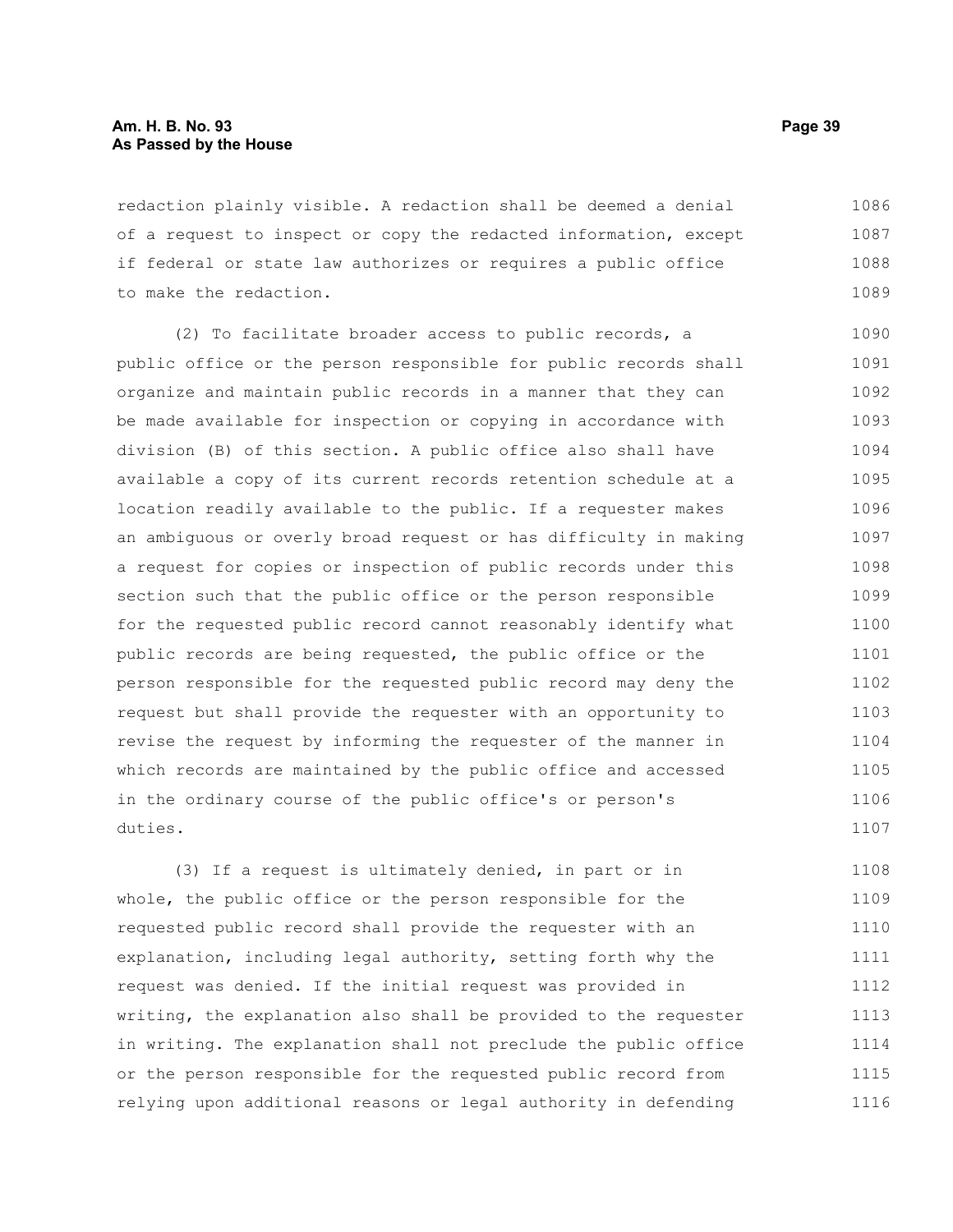redaction plainly visible. A redaction shall be deemed a denial of a request to inspect or copy the redacted information, except if federal or state law authorizes or requires a public office to make the redaction.

(2) To facilitate broader access to public records, a public office or the person responsible for public records shall organize and maintain public records in a manner that they can be made available for inspection or copying in accordance with division (B) of this section. A public office also shall have available a copy of its current records retention schedule at a location readily available to the public. If a requester makes an ambiguous or overly broad request or has difficulty in making a request for copies or inspection of public records under this section such that the public office or the person responsible for the requested public record cannot reasonably identify what public records are being requested, the public office or the person responsible for the requested public record may deny the request but shall provide the requester with an opportunity to revise the request by informing the requester of the manner in which records are maintained by the public office and accessed in the ordinary course of the public office's or person's duties.

(3) If a request is ultimately denied, in part or in whole, the public office or the person responsible for the requested public record shall provide the requester with an explanation, including legal authority, setting forth why the request was denied. If the initial request was provided in writing, the explanation also shall be provided to the requester in writing. The explanation shall not preclude the public office or the person responsible for the requested public record from relying upon additional reasons or legal authority in defending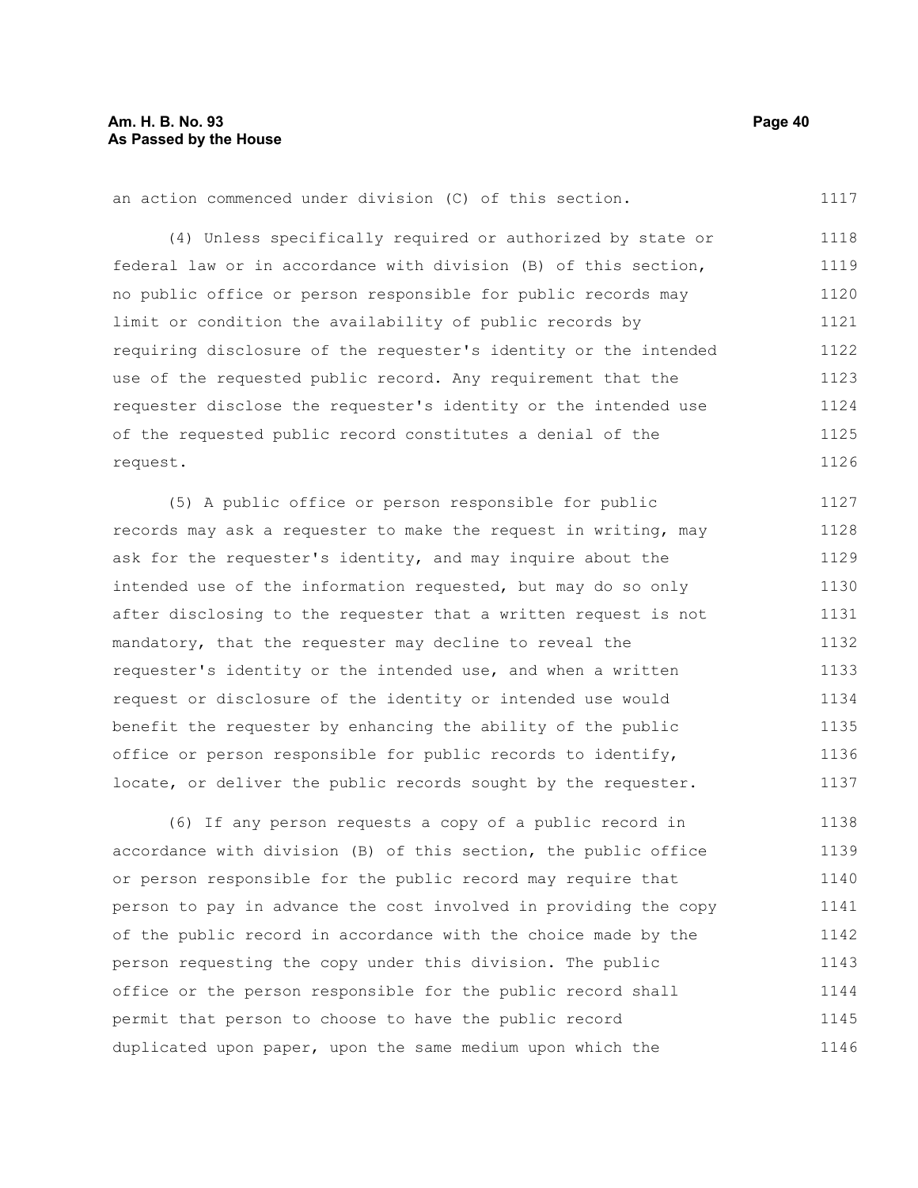an action commenced under division (C) of this section.

(4) Unless specifically required or authorized by state or federal law or in accordance with division (B) of this section, no public office or person responsible for public records may limit or condition the availability of public records by requiring disclosure of the requester's identity or the intended use of the requested public record. Any requirement that the requester disclose the requester's identity or the intended use of the requested public record constitutes a denial of the request.

(5) A public office or person responsible for public records may ask a requester to make the request in writing, may ask for the requester's identity, and may inquire about the intended use of the information requested, but may do so only after disclosing to the requester that a written request is not mandatory, that the requester may decline to reveal the requester's identity or the intended use, and when a written request or disclosure of the identity or intended use would benefit the requester by enhancing the ability of the public office or person responsible for public records to identify, locate, or deliver the public records sought by the requester.

(6) If any person requests a copy of a public record in accordance with division (B) of this section, the public office or person responsible for the public record may require that person to pay in advance the cost involved in providing the copy of the public record in accordance with the choice made by the person requesting the copy under this division. The public office or the person responsible for the public record shall permit that person to choose to have the public record duplicated upon paper, upon the same medium upon which the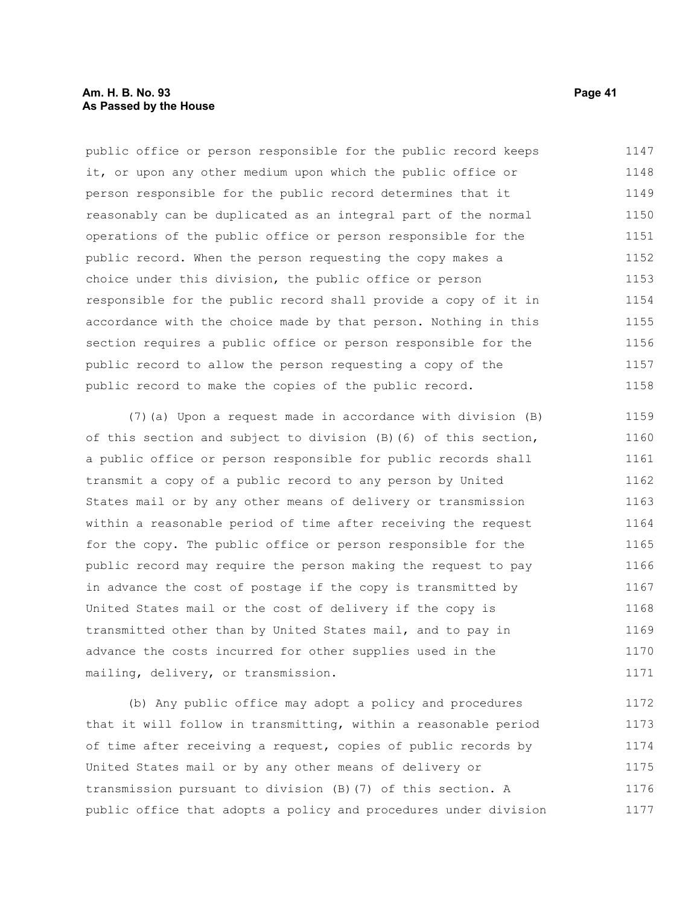public office or person responsible for the public record keeps it, or upon any other medium upon which the public office or person responsible for the public record determines that it reasonably can be duplicated as an integral part of the normal operations of the public office or person responsible for the public record. When the person requesting the copy makes a choice under this division, the public office or person responsible for the public record shall provide a copy of it in accordance with the choice made by that person. Nothing in this section requires a public office or person responsible for the public record to allow the person requesting a copy of the public record to make the copies of the public record.

(7)(a) Upon a request made in accordance with division (B) of this section and subject to division (B)(6) of this section, a public office or person responsible for public records shall transmit a copy of a public record to any person by United States mail or by any other means of delivery or transmission within a reasonable period of time after receiving the request for the copy. The public office or person responsible for the public record may require the person making the request to pay in advance the cost of postage if the copy is transmitted by United States mail or the cost of delivery if the copy is transmitted other than by United States mail, and to pay in advance the costs incurred for other supplies used in the mailing, delivery, or transmission.

(b) Any public office may adopt a policy and procedures that it will follow in transmitting, within a reasonable period of time after receiving a request, copies of public records by United States mail or by any other means of delivery or transmission pursuant to division (B)(7) of this section. A public office that adopts a policy and procedures under division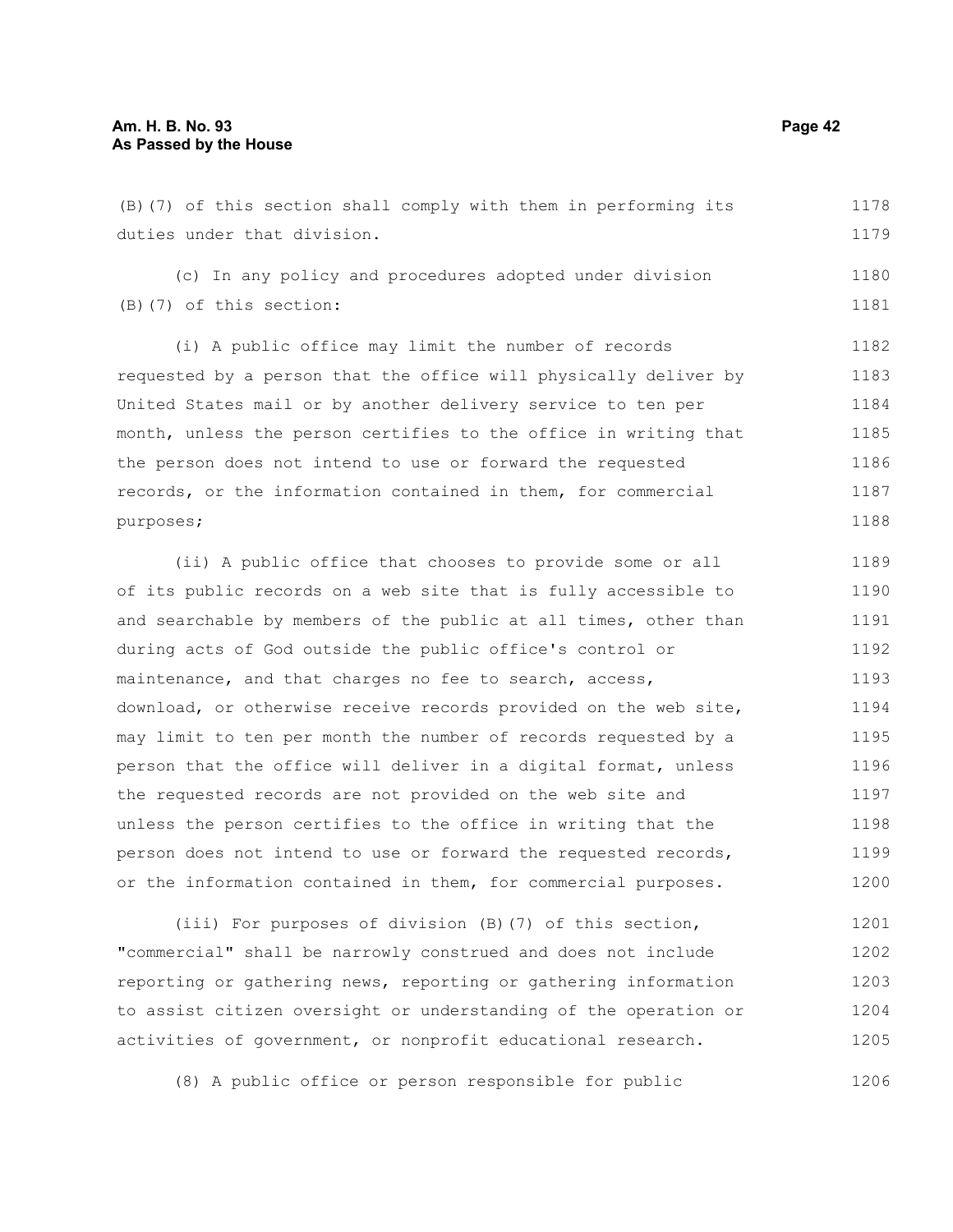(B)(7) of this section shall comply with them in performing its duties under that division.

(c) In any policy and procedures adopted under division (B)(7) of this section:

(i) A public office may limit the number of records requested by a person that the office will physically deliver by United States mail or by another delivery service to ten per month, unless the person certifies to the office in writing that the person does not intend to use or forward the requested records, or the information contained in them, for commercial purposes;

(ii) A public office that chooses to provide some or all of its public records on a web site that is fully accessible to and searchable by members of the public at all times, other than during acts of God outside the public office's control or maintenance, and that charges no fee to search, access, download, or otherwise receive records provided on the web site, may limit to ten per month the number of records requested by a person that the office will deliver in a digital format, unless the requested records are not provided on the web site and unless the person certifies to the office in writing that the person does not intend to use or forward the requested records, or the information contained in them, for commercial purposes.

(iii) For purposes of division (B)(7) of this section, "commercial" shall be narrowly construed and does not include reporting or gathering news, reporting or gathering information to assist citizen oversight or understanding of the operation or activities of government, or nonprofit educational research.

(8) A public office or person responsible for public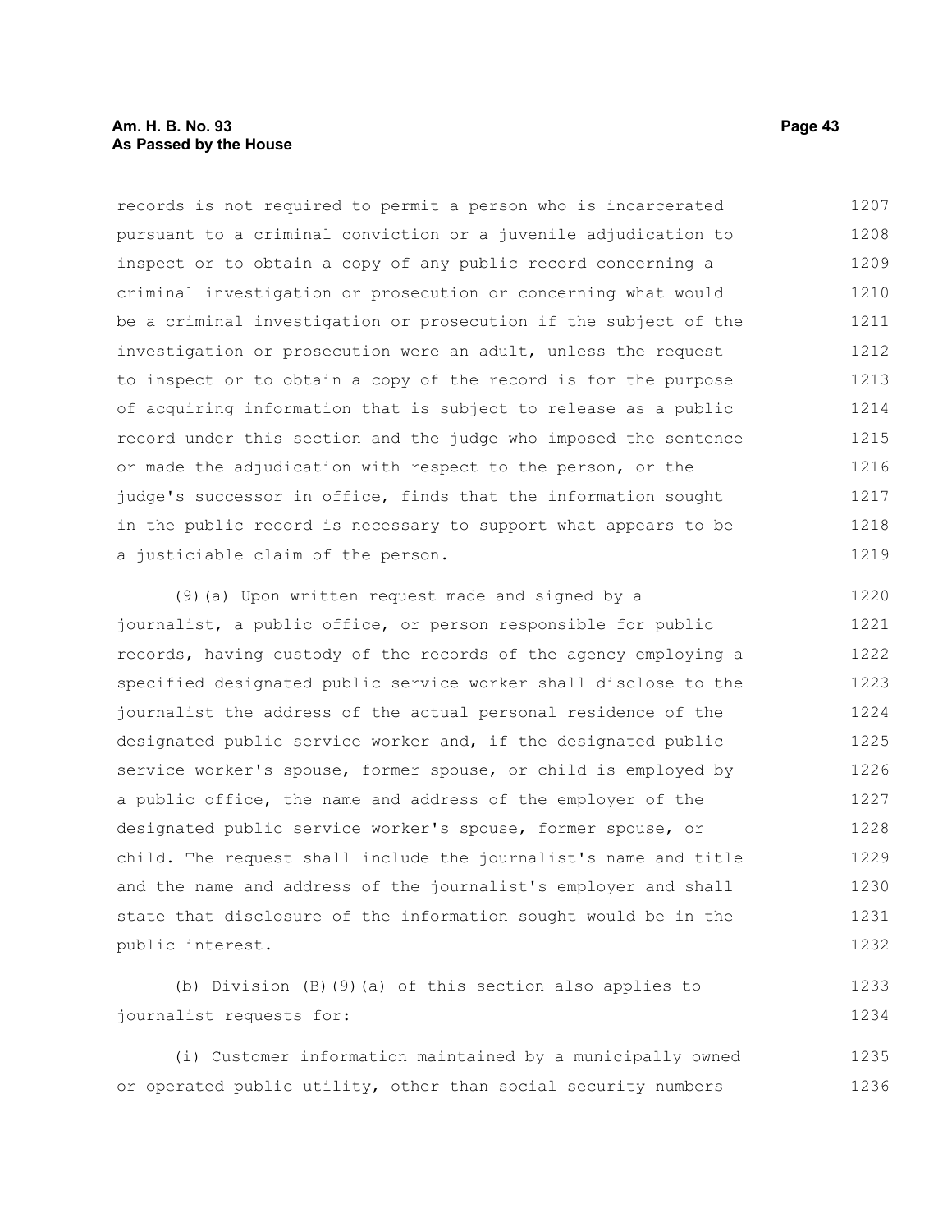records is not required to permit a person who is incarcerated pursuant to a criminal conviction or a juvenile adjudication to inspect or to obtain a copy of any public record concerning a criminal investigation or prosecution or concerning what would be a criminal investigation or prosecution if the subject of the investigation or prosecution were an adult, unless the request to inspect or to obtain a copy of the record is for the purpose of acquiring information that is subject to release as a public record under this section and the judge who imposed the sentence or made the adjudication with respect to the person, or the judge's successor in office, finds that the information sought in the public record is necessary to support what appears to be a justiciable claim of the person.

(9)(a) Upon written request made and signed by a journalist, a public office, or person responsible for public records, having custody of the records of the agency employing a specified designated public service worker shall disclose to the journalist the address of the actual personal residence of the designated public service worker and, if the designated public service worker's spouse, former spouse, or child is employed by a public office, the name and address of the employer of the designated public service worker's spouse, former spouse, or child. The request shall include the journalist's name and title and the name and address of the journalist's employer and shall state that disclosure of the information sought would be in the public interest.

(b) Division (B)(9)(a) of this section also applies to journalist requests for:

(i) Customer information maintained by a municipally owned or operated public utility, other than social security numbers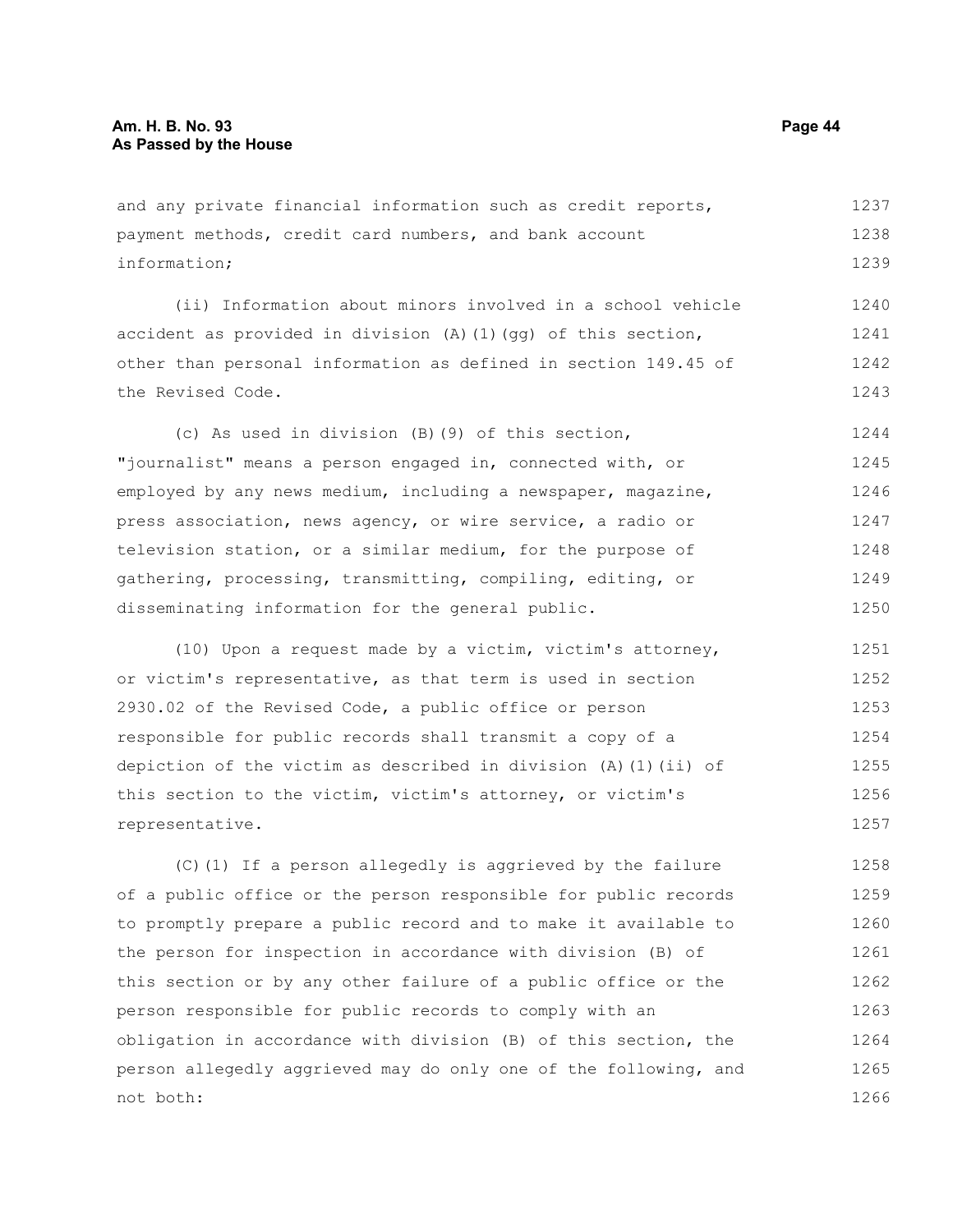and any private financial information such as credit reports, payment methods, credit card numbers, and bank account information;

(ii) Information about minors involved in a school vehicle accident as provided in division (A)(1)(gg) of this section, other than personal information as defined in section 149.45 of the Revised Code.

(c) As used in division (B)(9) of this section, "journalist" means a person engaged in, connected with, or employed by any news medium, including a newspaper, magazine, press association, news agency, or wire service, a radio or television station, or a similar medium, for the purpose of gathering, processing, transmitting, compiling, editing, or disseminating information for the general public.

(10) Upon a request made by a victim, victim's attorney, or victim's representative, as that term is used in section 2930.02 of the Revised Code, a public office or person responsible for public records shall transmit a copy of a depiction of the victim as described in division (A)(1)(ii) of this section to the victim, victim's attorney, or victim's representative.

(C)(1) If a person allegedly is aggrieved by the failure of a public office or the person responsible for public records to promptly prepare a public record and to make it available to the person for inspection in accordance with division (B) of this section or by any other failure of a public office or the person responsible for public records to comply with an obligation in accordance with division (B) of this section, the person allegedly aggrieved may do only one of the following, and not both: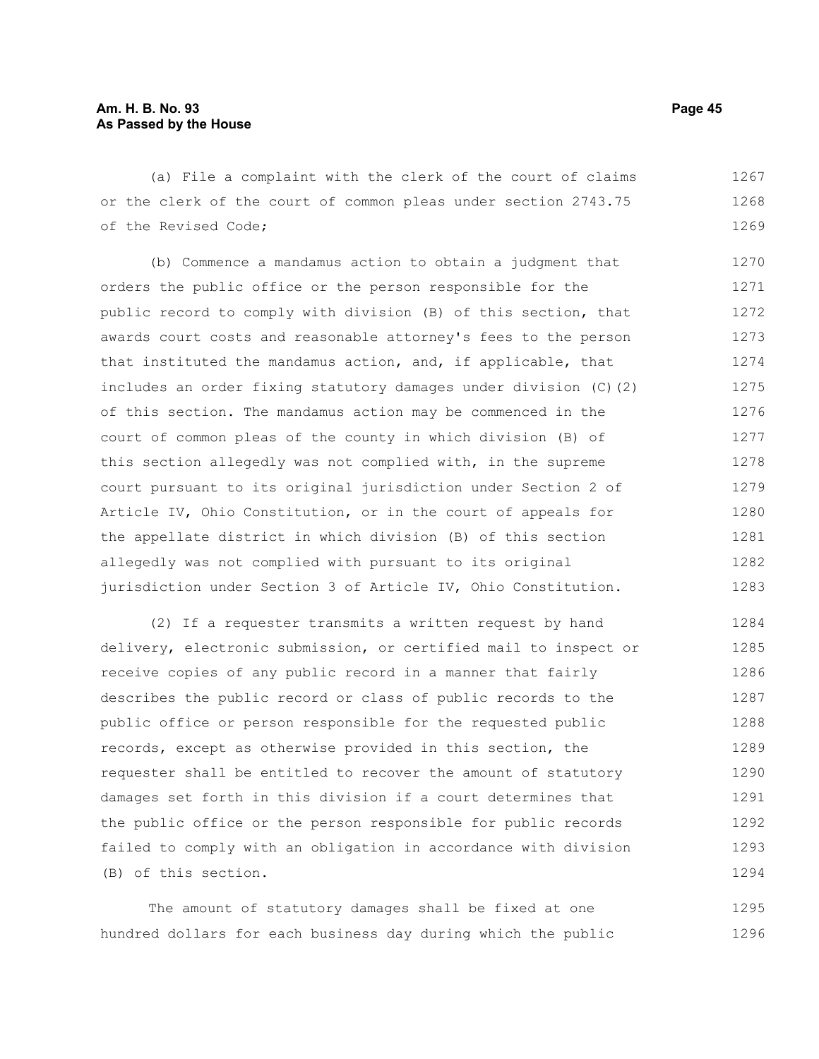(a) File a complaint with the clerk of the court of claims or the clerk of the court of common pleas under section 2743.75 of the Revised Code;

(b) Commence a mandamus action to obtain a judgment that orders the public office or the person responsible for the public record to comply with division (B) of this section, that awards court costs and reasonable attorney's fees to the person that instituted the mandamus action, and, if applicable, that includes an order fixing statutory damages under division (C)(2) of this section. The mandamus action may be commenced in the court of common pleas of the county in which division (B) of this section allegedly was not complied with, in the supreme court pursuant to its original jurisdiction under Section 2 of Article IV, Ohio Constitution, or in the court of appeals for the appellate district in which division (B) of this section allegedly was not complied with pursuant to its original jurisdiction under Section 3 of Article IV, Ohio Constitution.

(2) If a requester transmits a written request by hand delivery, electronic submission, or certified mail to inspect or receive copies of any public record in a manner that fairly describes the public record or class of public records to the public office or person responsible for the requested public records, except as otherwise provided in this section, the requester shall be entitled to recover the amount of statutory damages set forth in this division if a court determines that the public office or the person responsible for public records failed to comply with an obligation in accordance with division (B) of this section.

The amount of statutory damages shall be fixed at one hundred dollars for each business day during which the public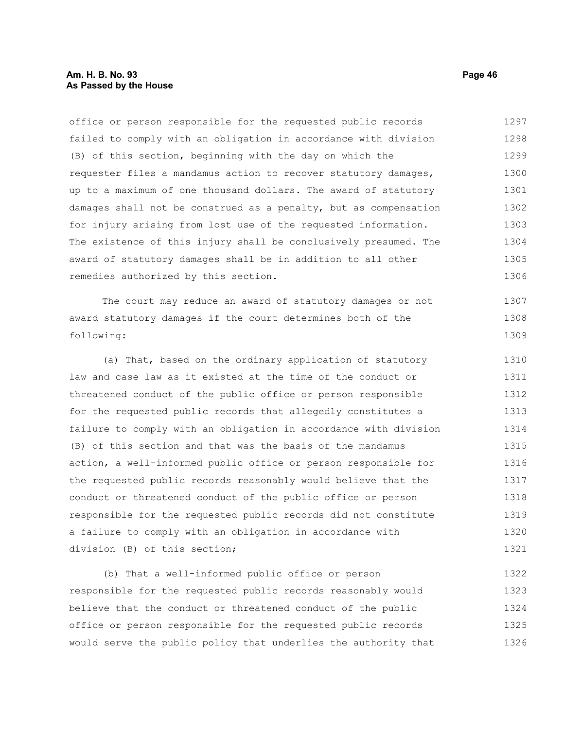office or person responsible for the requested public records failed to comply with an obligation in accordance with division (B) of this section, beginning with the day on which the requester files a mandamus action to recover statutory damages, up to a maximum of one thousand dollars. The award of statutory damages shall not be construed as a penalty, but as compensation for injury arising from lost use of the requested information. The existence of this injury shall be conclusively presumed. The award of statutory damages shall be in addition to all other remedies authorized by this section.

The court may reduce an award of statutory damages or not award statutory damages if the court determines both of the following:

(a) That, based on the ordinary application of statutory law and case law as it existed at the time of the conduct or threatened conduct of the public office or person responsible for the requested public records that allegedly constitutes a failure to comply with an obligation in accordance with division (B) of this section and that was the basis of the mandamus action, a well-informed public office or person responsible for the requested public records reasonably would believe that the conduct or threatened conduct of the public office or person responsible for the requested public records did not constitute a failure to comply with an obligation in accordance with division (B) of this section;

(b) That a well-informed public office or person responsible for the requested public records reasonably would believe that the conduct or threatened conduct of the public office or person responsible for the requested public records would serve the public policy that underlies the authority that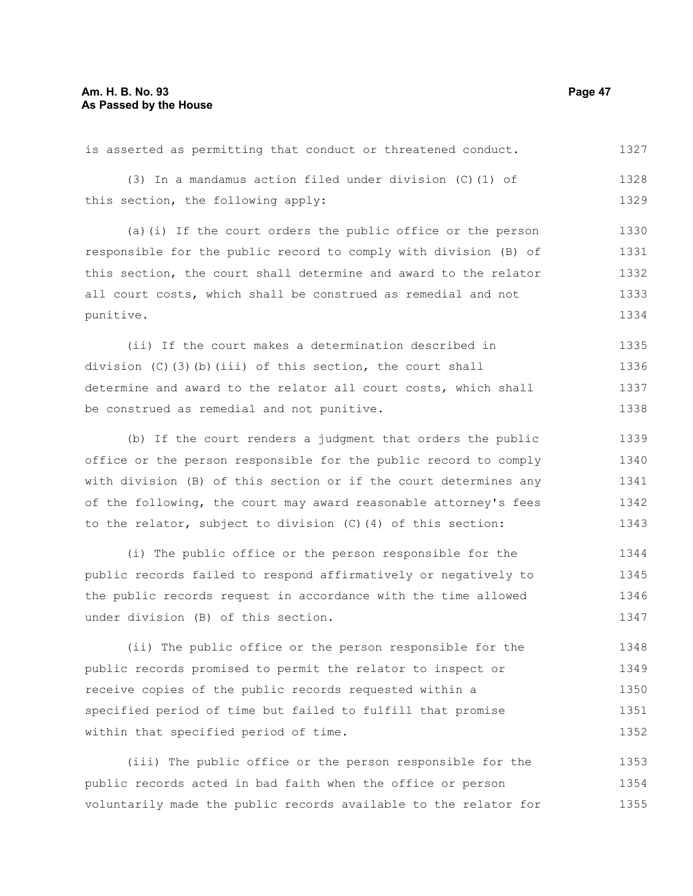is asserted as permitting that conduct or threatened conduct.

(3) In a mandamus action filed under division (C)(1) of this section, the following apply:

(a)(i) If the court orders the public office or the person responsible for the public record to comply with division (B) of this section, the court shall determine and award to the relator all court costs, which shall be construed as remedial and not punitive.

(ii) If the court makes a determination described in division (C)(3)(b)(iii) of this section, the court shall determine and award to the relator all court costs, which shall be construed as remedial and not punitive.

(b) If the court renders a judgment that orders the public office or the person responsible for the public record to comply with division (B) of this section or if the court determines any of the following, the court may award reasonable attorney's fees to the relator, subject to division (C)(4) of this section:

(i) The public office or the person responsible for the public records failed to respond affirmatively or negatively to the public records request in accordance with the time allowed under division (B) of this section.

(ii) The public office or the person responsible for the public records promised to permit the relator to inspect or receive copies of the public records requested within a specified period of time but failed to fulfill that promise within that specified period of time.

(iii) The public office or the person responsible for the public records acted in bad faith when the office or person voluntarily made the public records available to the relator for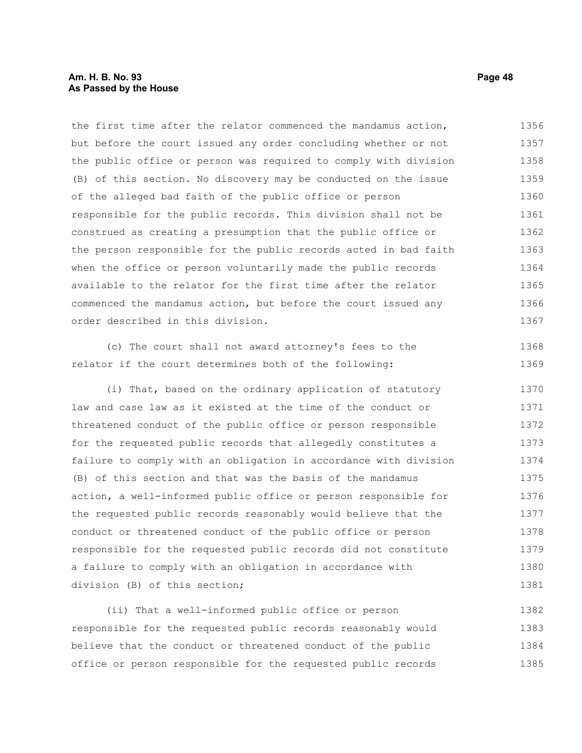the first time after the relator commenced the mandamus action, but before the court issued any order concluding whether or not the public office or person was required to comply with division (B) of this section. No discovery may be conducted on the issue of the alleged bad faith of the public office or person responsible for the public records. This division shall not be construed as creating a presumption that the public office or the person responsible for the public records acted in bad faith when the office or person voluntarily made the public records available to the relator for the first time after the relator commenced the mandamus action, but before the court issued any order described in this division.

(c) The court shall not award attorney's fees to the relator if the court determines both of the following:

(i) That, based on the ordinary application of statutory law and case law as it existed at the time of the conduct or threatened conduct of the public office or person responsible for the requested public records that allegedly constitutes a failure to comply with an obligation in accordance with division (B) of this section and that was the basis of the mandamus action, a well-informed public office or person responsible for the requested public records reasonably would believe that the conduct or threatened conduct of the public office or person responsible for the requested public records did not constitute a failure to comply with an obligation in accordance with division (B) of this section;

(ii) That a well-informed public office or person responsible for the requested public records reasonably would believe that the conduct or threatened conduct of the public office or person responsible for the requested public records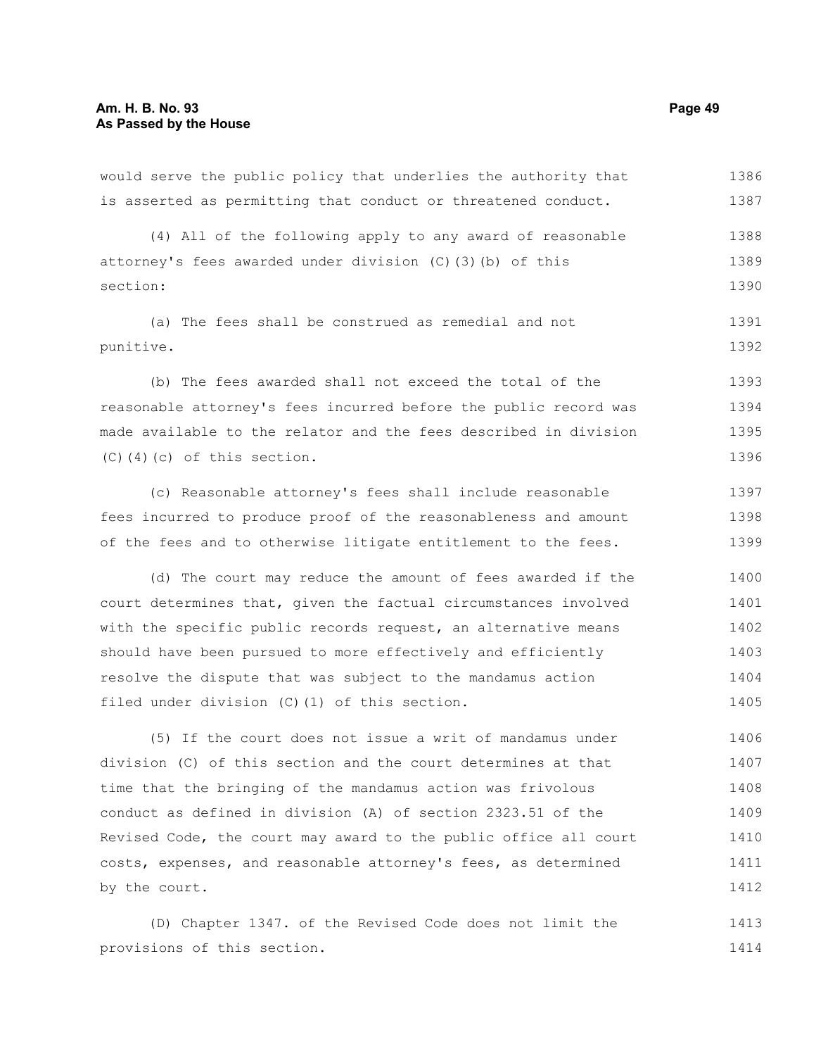would serve the public policy that underlies the authority that is asserted as permitting that conduct or threatened conduct.

(4) All of the following apply to any award of reasonable attorney's fees awarded under division (C)(3)(b) of this section:

(a) The fees shall be construed as remedial and not punitive.

(b) The fees awarded shall not exceed the total of the reasonable attorney's fees incurred before the public record was made available to the relator and the fees described in division (C)(4)(c) of this section.

(c) Reasonable attorney's fees shall include reasonable fees incurred to produce proof of the reasonableness and amount of the fees and to otherwise litigate entitlement to the fees.

(d) The court may reduce the amount of fees awarded if the court determines that, given the factual circumstances involved with the specific public records request, an alternative means should have been pursued to more effectively and efficiently resolve the dispute that was subject to the mandamus action filed under division (C)(1) of this section.

(5) If the court does not issue a writ of mandamus under division (C) of this section and the court determines at that time that the bringing of the mandamus action was frivolous conduct as defined in division (A) of section 2323.51 of the Revised Code, the court may award to the public office all court costs, expenses, and reasonable attorney's fees, as determined by the court.

(D) Chapter 1347. of the Revised Code does not limit the provisions of this section.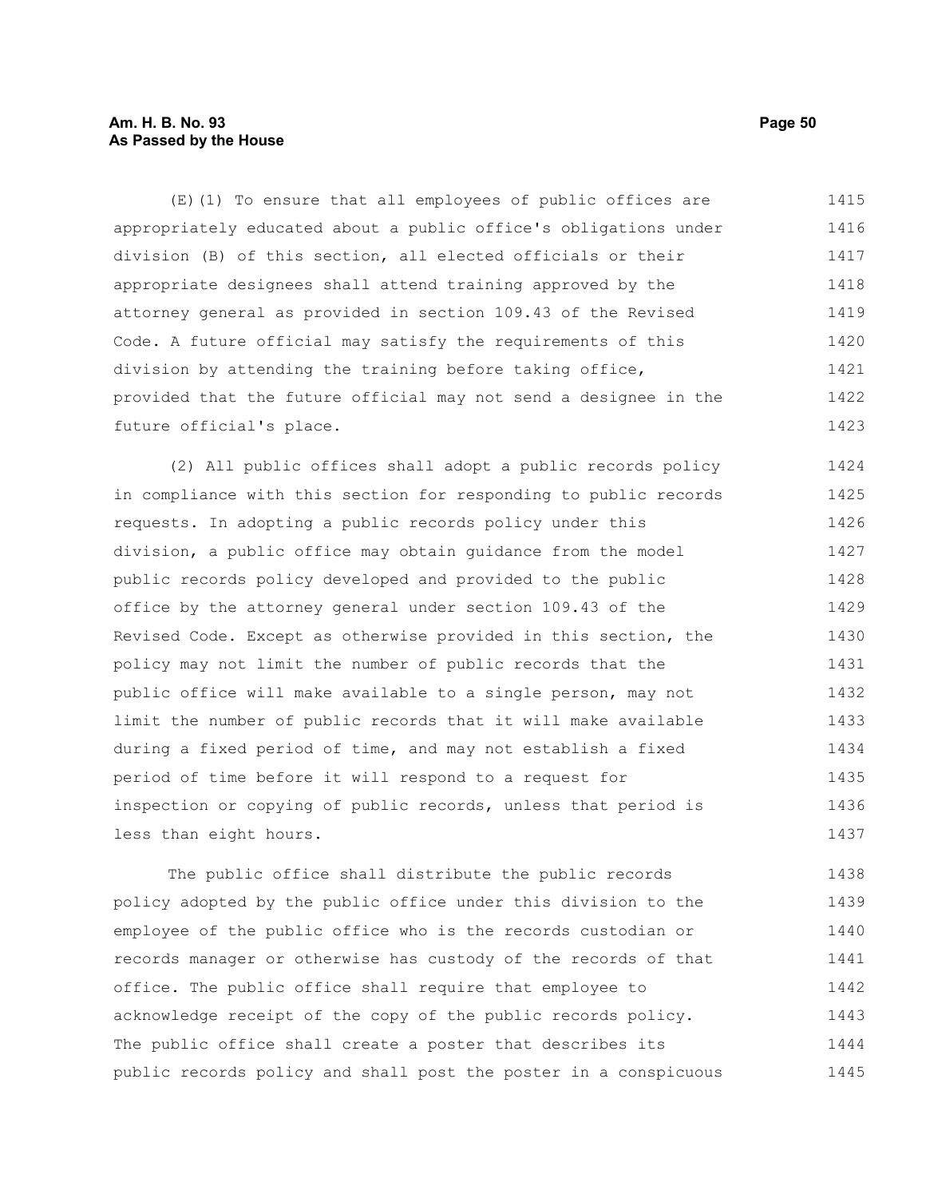(E)(1) To ensure that all employees of public offices are appropriately educated about a public office's obligations under division (B) of this section, all elected officials or their appropriate designees shall attend training approved by the attorney general as provided in section 109.43 of the Revised Code. A future official may satisfy the requirements of this division by attending the training before taking office, provided that the future official may not send a designee in the future official's place.

(2) All public offices shall adopt a public records policy in compliance with this section for responding to public records requests. In adopting a public records policy under this division, a public office may obtain guidance from the model public records policy developed and provided to the public office by the attorney general under section 109.43 of the Revised Code. Except as otherwise provided in this section, the policy may not limit the number of public records that the public office will make available to a single person, may not limit the number of public records that it will make available during a fixed period of time, and may not establish a fixed period of time before it will respond to a request for inspection or copying of public records, unless that period is less than eight hours.

The public office shall distribute the public records policy adopted by the public office under this division to the employee of the public office who is the records custodian or records manager or otherwise has custody of the records of that office. The public office shall require that employee to acknowledge receipt of the copy of the public records policy. The public office shall create a poster that describes its public records policy and shall post the poster in a conspicuous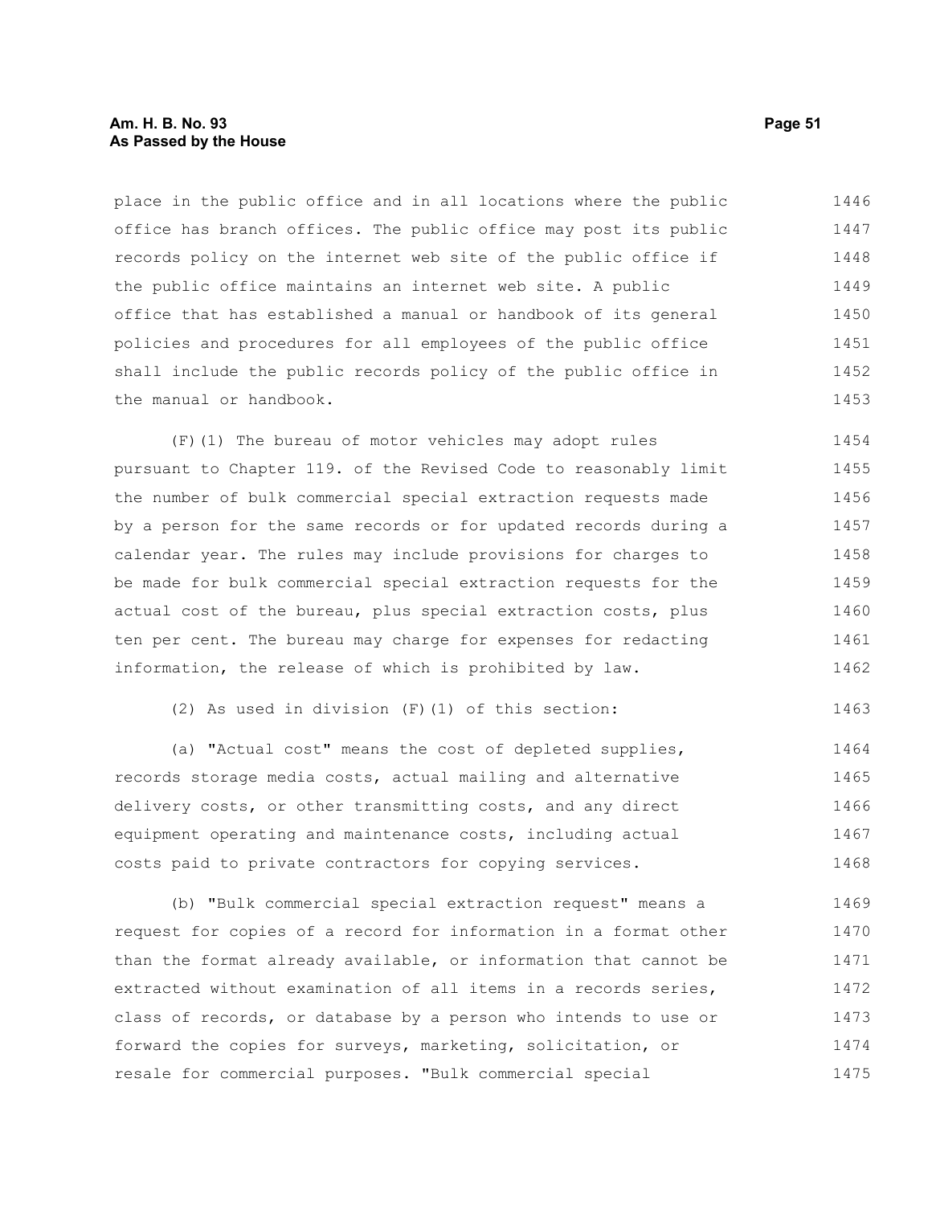place in the public office and in all locations where the public office has branch offices. The public office may post its public records policy on the internet web site of the public office if the public office maintains an internet web site. A public office that has established a manual or handbook of its general policies and procedures for all employees of the public office shall include the public records policy of the public office in the manual or handbook.

(F)(1) The bureau of motor vehicles may adopt rules pursuant to Chapter 119. of the Revised Code to reasonably limit the number of bulk commercial special extraction requests made by a person for the same records or for updated records during a calendar year. The rules may include provisions for charges to be made for bulk commercial special extraction requests for the actual cost of the bureau, plus special extraction costs, plus ten per cent. The bureau may charge for expenses for redacting information, the release of which is prohibited by law.

(2) As used in division (F)(1) of this section:

(a) "Actual cost" means the cost of depleted supplies, records storage media costs, actual mailing and alternative delivery costs, or other transmitting costs, and any direct equipment operating and maintenance costs, including actual costs paid to private contractors for copying services.

(b) "Bulk commercial special extraction request" means a request for copies of a record for information in a format other than the format already available, or information that cannot be extracted without examination of all items in a records series, class of records, or database by a person who intends to use or forward the copies for surveys, marketing, solicitation, or resale for commercial purposes. "Bulk commercial special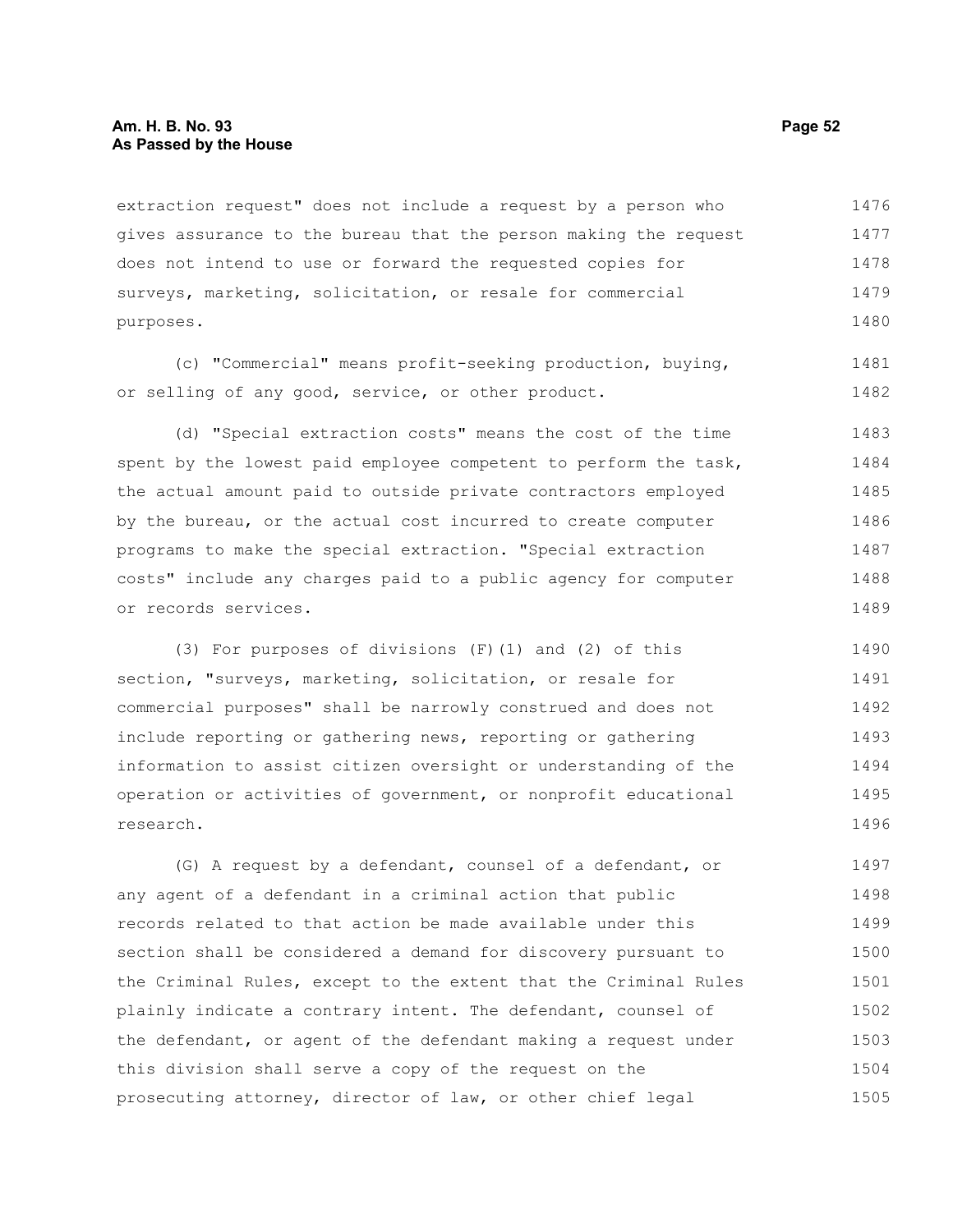extraction request" does not include a request by a person who gives assurance to the bureau that the person making the request does not intend to use or forward the requested copies for surveys, marketing, solicitation, or resale for commercial purposes.

(c) "Commercial" means profit-seeking production, buying, or selling of any good, service, or other product.

(d) "Special extraction costs" means the cost of the time spent by the lowest paid employee competent to perform the task, the actual amount paid to outside private contractors employed by the bureau, or the actual cost incurred to create computer programs to make the special extraction. "Special extraction costs" include any charges paid to a public agency for computer or records services.

(3) For purposes of divisions (F)(1) and (2) of this section, "surveys, marketing, solicitation, or resale for commercial purposes" shall be narrowly construed and does not include reporting or gathering news, reporting or gathering information to assist citizen oversight or understanding of the operation or activities of government, or nonprofit educational research.

(G) A request by a defendant, counsel of a defendant, or any agent of a defendant in a criminal action that public records related to that action be made available under this section shall be considered a demand for discovery pursuant to the Criminal Rules, except to the extent that the Criminal Rules plainly indicate a contrary intent. The defendant, counsel of the defendant, or agent of the defendant making a request under this division shall serve a copy of the request on the prosecuting attorney, director of law, or other chief legal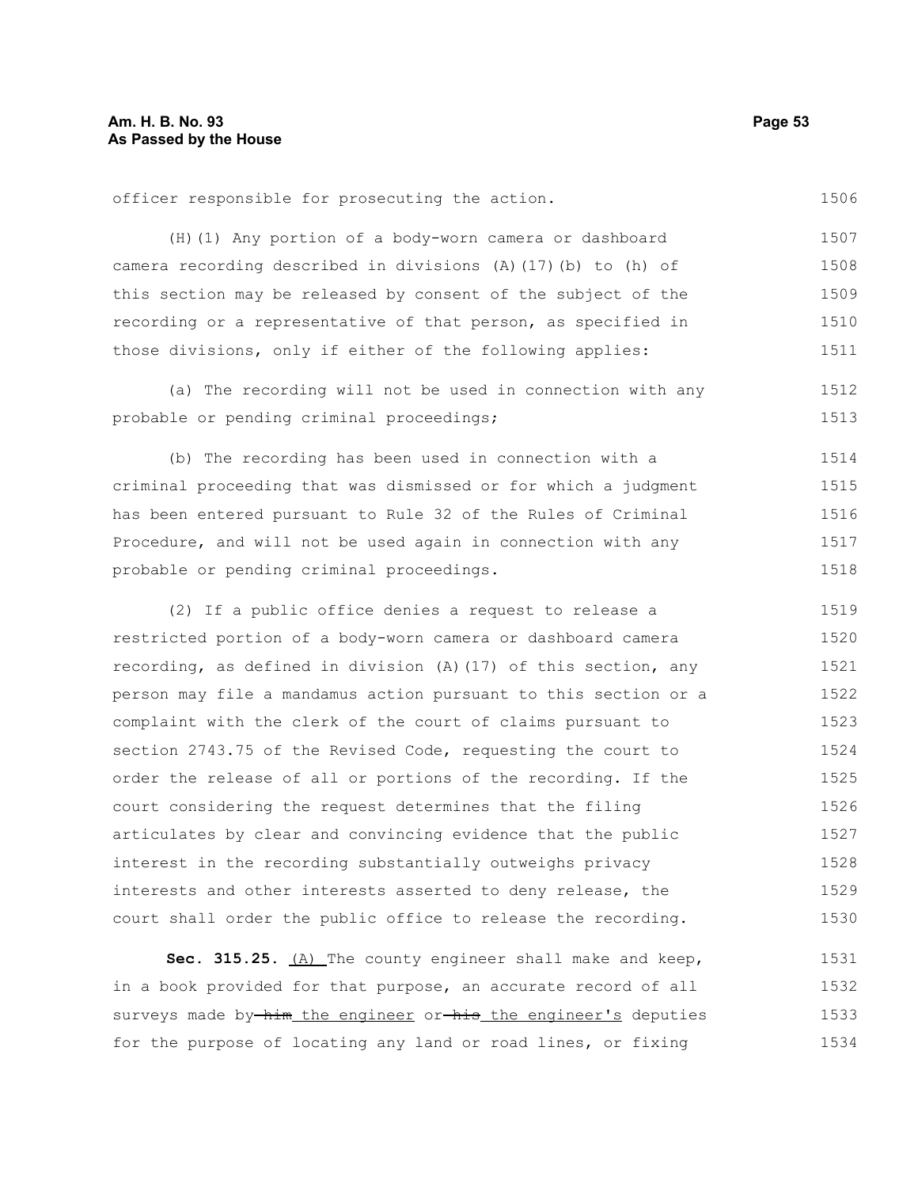officer responsible for prosecuting the action.

(H)(1) Any portion of a body-worn camera or dashboard camera recording described in divisions (A)(17)(b) to (h) of this section may be released by consent of the subject of the recording or a representative of that person, as specified in those divisions, only if either of the following applies:

(a) The recording will not be used in connection with any probable or pending criminal proceedings;

(b) The recording has been used in connection with a criminal proceeding that was dismissed or for which a judgment has been entered pursuant to Rule 32 of the Rules of Criminal Procedure, and will not be used again in connection with any probable or pending criminal proceedings.

(2) If a public office denies a request to release a restricted portion of a body-worn camera or dashboard camera recording, as defined in division (A)(17) of this section, any person may file a mandamus action pursuant to this section or a complaint with the clerk of the court of claims pursuant to section 2743.75 of the Revised Code, requesting the court to order the release of all or portions of the recording. If the court considering the request determines that the filing articulates by clear and convincing evidence that the public interest in the recording substantially outweighs privacy interests and other interests asserted to deny release, the court shall order the public office to release the recording.

**Sec. 315.25.** <u>(A)</u> The county engineer shall make and keep, in a book provided for that purpose, an accurate record of all surveys made by ~~him~~ <u>the engineer</u> or ~~his~~ <u>the engineer's</u> deputies for the purpose of locating any land or road lines, or fixing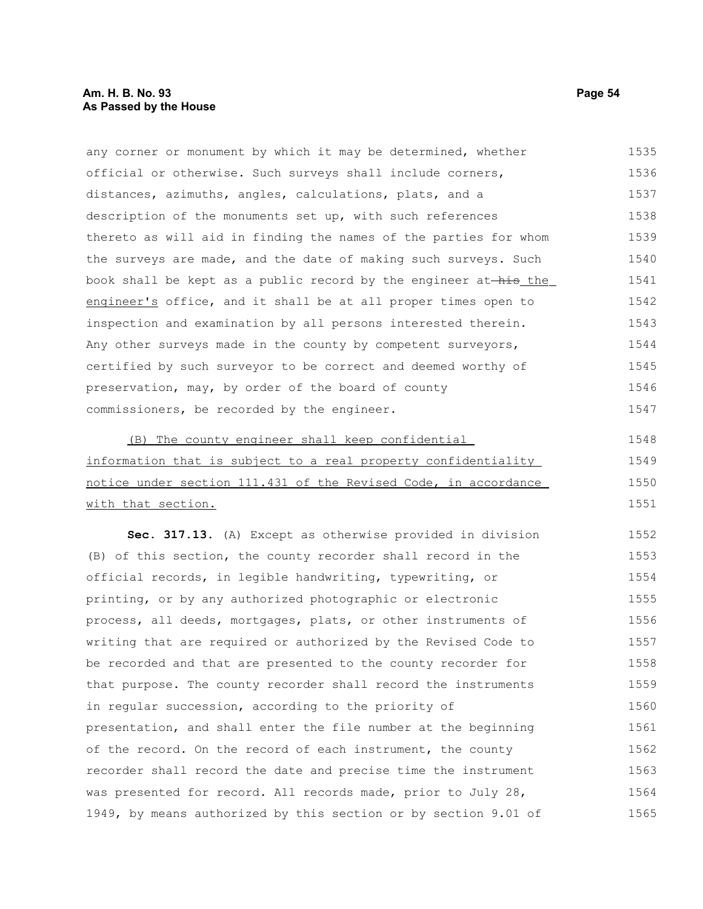any corner or monument by which it may be determined, whether official or otherwise. Such surveys shall include corners, distances, azimuths, angles, calculations, plats, and a description of the monuments set up, with such references thereto as will aid in finding the names of the parties for whom the surveys are made, and the date of making such surveys. Such book shall be kept as a public record by the engineer at ~~his~~ the engineer's office, and it shall be at all proper times open to inspection and examination by all persons interested therein. Any other surveys made in the county by competent surveyors, certified by such surveyor to be correct and deemed worthy of preservation, may, by order of the board of county commissioners, be recorded by the engineer.

(B) The county engineer shall keep confidential information that is subject to a real property confidentiality notice under section 111.431 of the Revised Code, in accordance with that section.

**Sec. 317.13.** (A) Except as otherwise provided in division (B) of this section, the county recorder shall record in the official records, in legible handwriting, typewriting, or printing, or by any authorized photographic or electronic process, all deeds, mortgages, plats, or other instruments of writing that are required or authorized by the Revised Code to be recorded and that are presented to the county recorder for that purpose. The county recorder shall record the instruments in regular succession, according to the priority of presentation, and shall enter the file number at the beginning of the record. On the record of each instrument, the county recorder shall record the date and precise time the instrument was presented for record. All records made, prior to July 28, 1949, by means authorized by this section or by section 9.01 of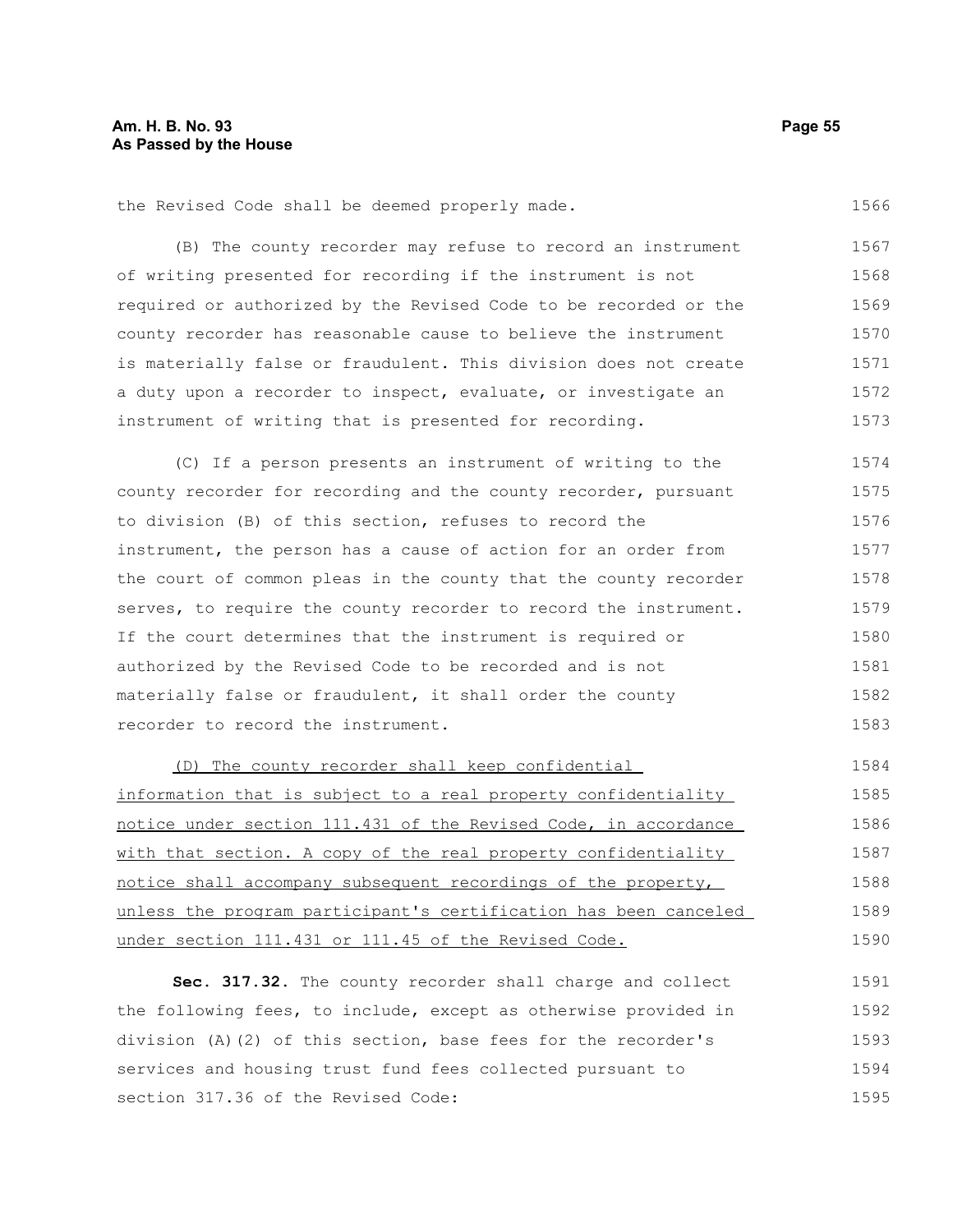the Revised Code shall be deemed properly made.

(B) The county recorder may refuse to record an instrument of writing presented for recording if the instrument is not required or authorized by the Revised Code to be recorded or the county recorder has reasonable cause to believe the instrument is materially false or fraudulent. This division does not create a duty upon a recorder to inspect, evaluate, or investigate an instrument of writing that is presented for recording.

(C) If a person presents an instrument of writing to the county recorder for recording and the county recorder, pursuant to division (B) of this section, refuses to record the instrument, the person has a cause of action for an order from the court of common pleas in the county that the county recorder serves, to require the county recorder to record the instrument. If the court determines that the instrument is required or authorized by the Revised Code to be recorded and is not materially false or fraudulent, it shall order the county recorder to record the instrument.

<u>(D) The county recorder shall keep confidential information that is subject to a real property confidentiality notice under section 111.431 of the Revised Code, in accordance with that section. A copy of the real property confidentiality notice shall accompany subsequent recordings of the property, unless the program participant's certification has been canceled under section 111.431 or 111.45 of the Revised Code.</u>

**Sec. 317.32.** The county recorder shall charge and collect the following fees, to include, except as otherwise provided in division (A)(2) of this section, base fees for the recorder's services and housing trust fund fees collected pursuant to section 317.36 of the Revised Code: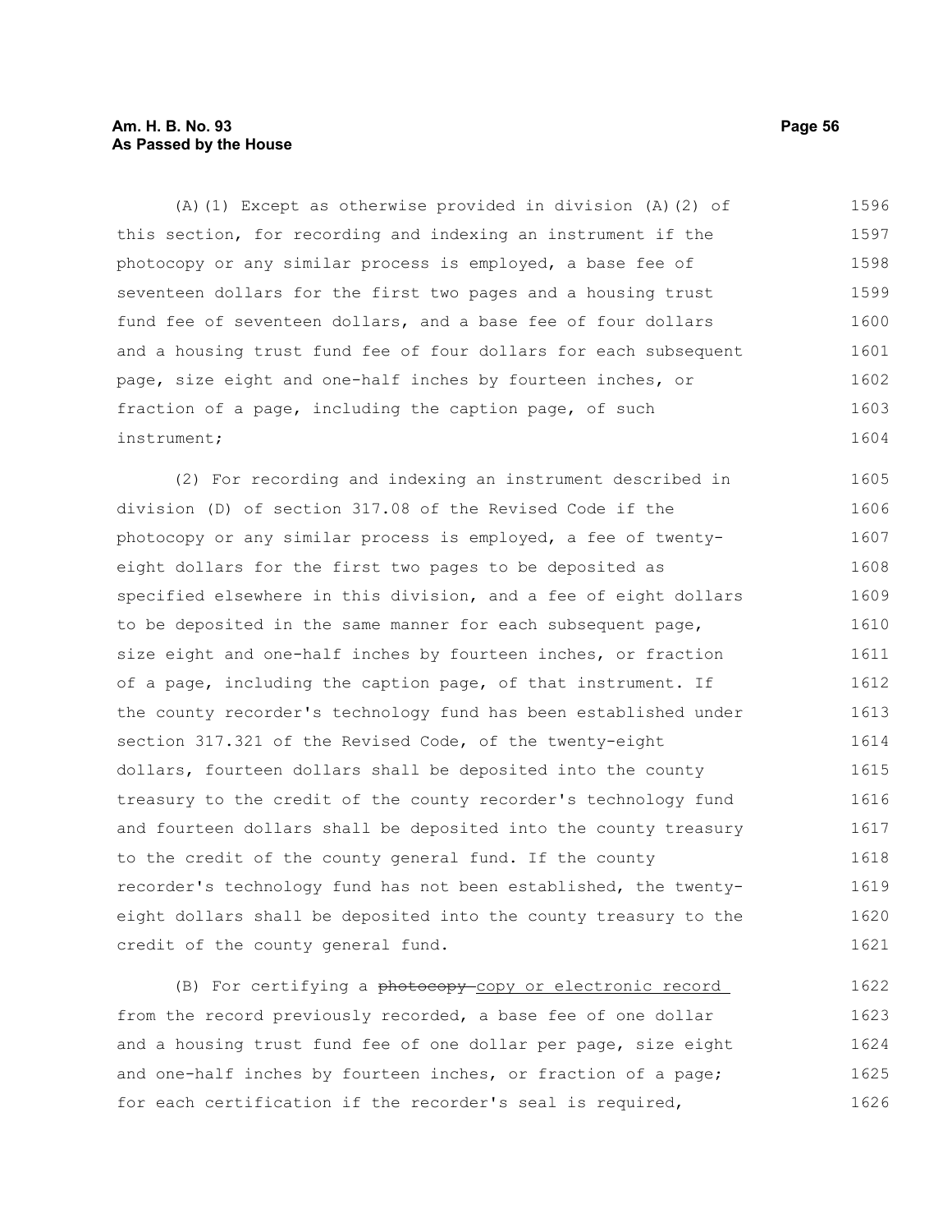(A)(1) Except as otherwise provided in division (A)(2) of this section, for recording and indexing an instrument if the photocopy or any similar process is employed, a base fee of seventeen dollars for the first two pages and a housing trust fund fee of seventeen dollars, and a base fee of four dollars and a housing trust fund fee of four dollars for each subsequent page, size eight and one-half inches by fourteen inches, or fraction of a page, including the caption page, of such instrument;

(2) For recording and indexing an instrument described in division (D) of section 317.08 of the Revised Code if the photocopy or any similar process is employed, a fee of twenty-eight dollars for the first two pages to be deposited as specified elsewhere in this division, and a fee of eight dollars to be deposited in the same manner for each subsequent page, size eight and one-half inches by fourteen inches, or fraction of a page, including the caption page, of that instrument. If the county recorder's technology fund has been established under section 317.321 of the Revised Code, of the twenty-eight dollars, fourteen dollars shall be deposited into the county treasury to the credit of the county recorder's technology fund and fourteen dollars shall be deposited into the county treasury to the credit of the county general fund. If the county recorder's technology fund has not been established, the twenty-eight dollars shall be deposited into the county treasury to the credit of the county general fund.

(B) For certifying a ~~photocopy~~ copy or electronic record from the record previously recorded, a base fee of one dollar and a housing trust fund fee of one dollar per page, size eight and one-half inches by fourteen inches, or fraction of a page; for each certification if the recorder's seal is required,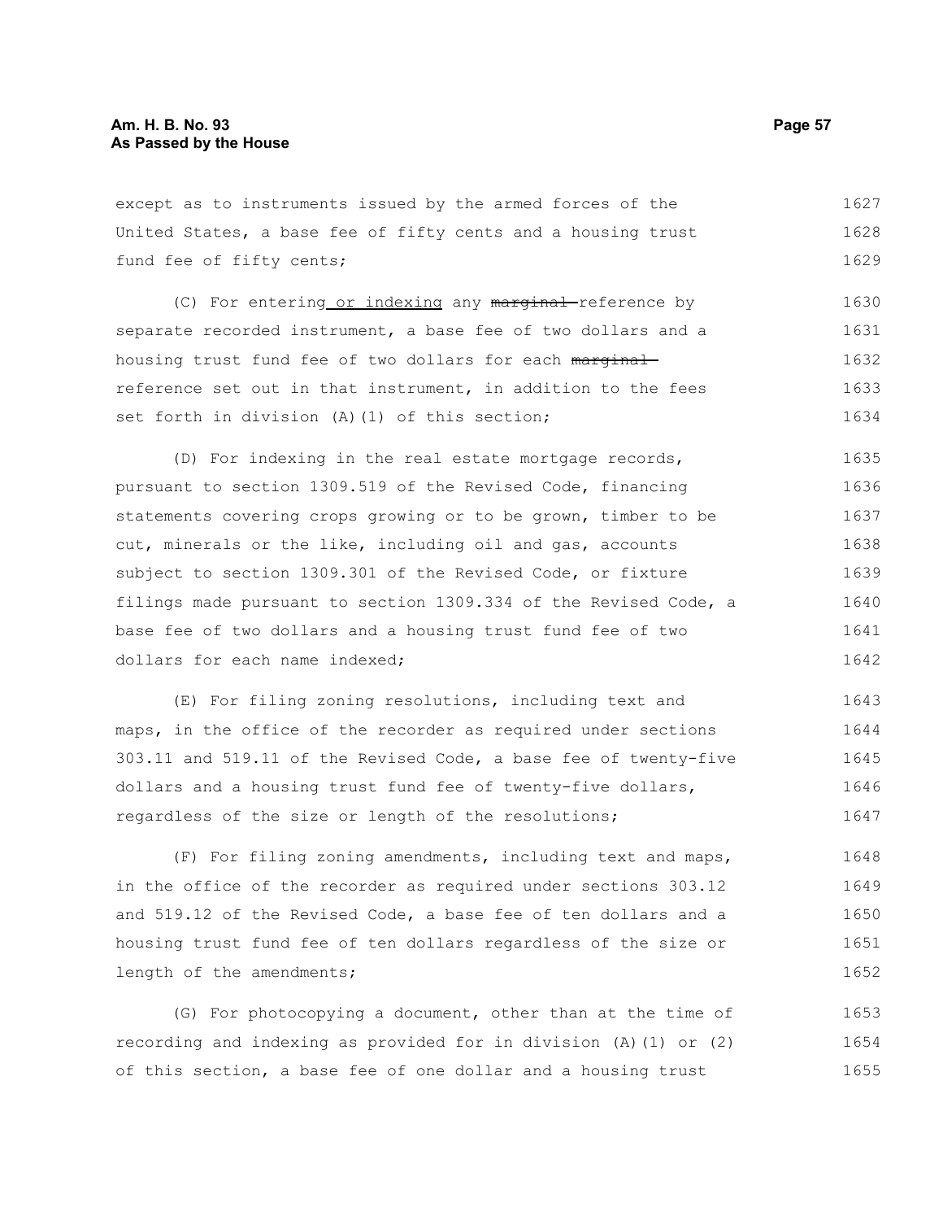except as to instruments issued by the armed forces of the United States, a base fee of fifty cents and a housing trust fund fee of fifty cents;

(C) For entering or indexing any ~~marginal~~ reference by separate recorded instrument, a base fee of two dollars and a housing trust fund fee of two dollars for each ~~marginal~~ reference set out in that instrument, in addition to the fees set forth in division (A)(1) of this section;

(D) For indexing in the real estate mortgage records, pursuant to section 1309.519 of the Revised Code, financing statements covering crops growing or to be grown, timber to be cut, minerals or the like, including oil and gas, accounts subject to section 1309.301 of the Revised Code, or fixture filings made pursuant to section 1309.334 of the Revised Code, a base fee of two dollars and a housing trust fund fee of two dollars for each name indexed;

(E) For filing zoning resolutions, including text and maps, in the office of the recorder as required under sections 303.11 and 519.11 of the Revised Code, a base fee of twenty-five dollars and a housing trust fund fee of twenty-five dollars, regardless of the size or length of the resolutions;

(F) For filing zoning amendments, including text and maps, in the office of the recorder as required under sections 303.12 and 519.12 of the Revised Code, a base fee of ten dollars and a housing trust fund fee of ten dollars regardless of the size or length of the amendments;

(G) For photocopying a document, other than at the time of recording and indexing as provided for in division (A)(1) or (2) of this section, a base fee of one dollar and a housing trust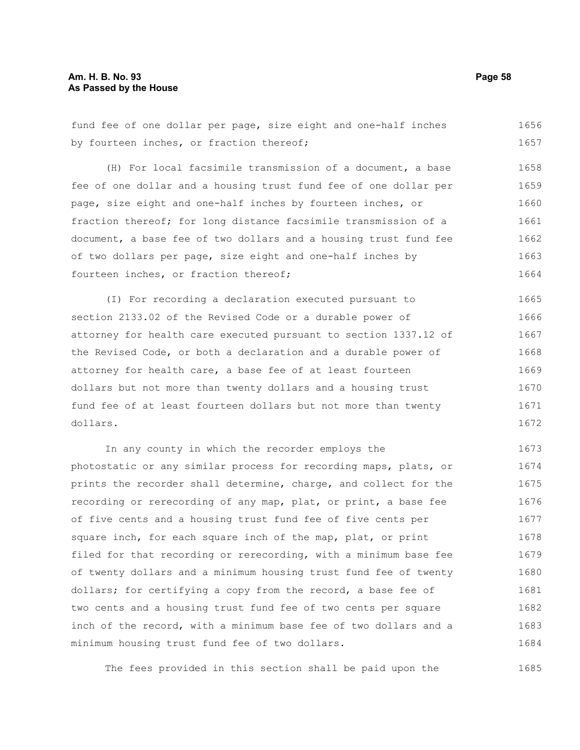fund fee of one dollar per page, size eight and one-half inches by fourteen inches, or fraction thereof;

(H) For local facsimile transmission of a document, a base fee of one dollar and a housing trust fund fee of one dollar per page, size eight and one-half inches by fourteen inches, or fraction thereof; for long distance facsimile transmission of a document, a base fee of two dollars and a housing trust fund fee of two dollars per page, size eight and one-half inches by fourteen inches, or fraction thereof;

(I) For recording a declaration executed pursuant to section 2133.02 of the Revised Code or a durable power of attorney for health care executed pursuant to section 1337.12 of the Revised Code, or both a declaration and a durable power of attorney for health care, a base fee of at least fourteen dollars but not more than twenty dollars and a housing trust fund fee of at least fourteen dollars but not more than twenty dollars.

In any county in which the recorder employs the photostatic or any similar process for recording maps, plats, or prints the recorder shall determine, charge, and collect for the recording or rerecording of any map, plat, or print, a base fee of five cents and a housing trust fund fee of five cents per square inch, for each square inch of the map, plat, or print filed for that recording or rerecording, with a minimum base fee of twenty dollars and a minimum housing trust fund fee of twenty dollars; for certifying a copy from the record, a base fee of two cents and a housing trust fund fee of two cents per square inch of the record, with a minimum base fee of two dollars and a minimum housing trust fund fee of two dollars.

The fees provided in this section shall be paid upon the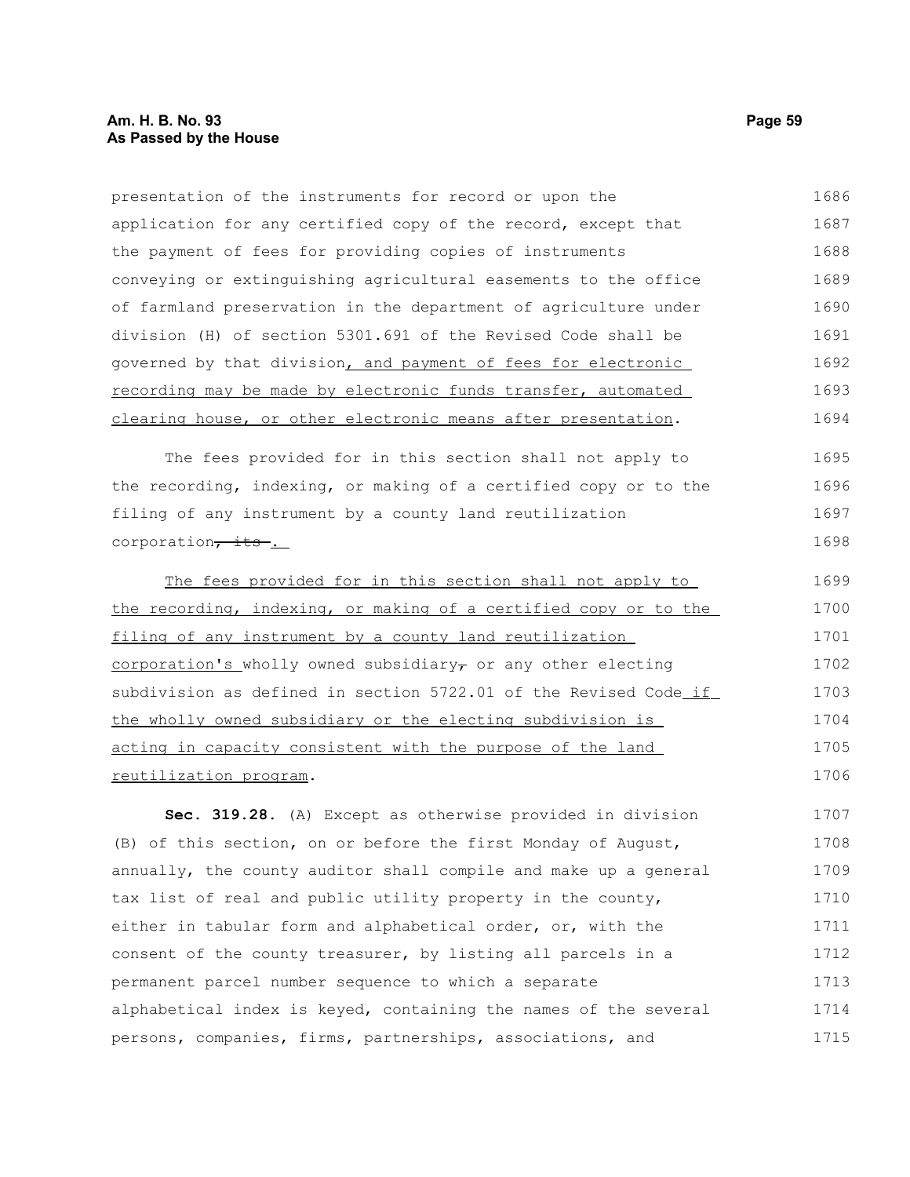presentation of the instruments for record or upon the application for any certified copy of the record, except that the payment of fees for providing copies of instruments conveying or extinguishing agricultural easements to the office of farmland preservation in the department of agriculture under division (H) of section 5301.691 of the Revised Code shall be governed by that division, and payment of fees for electronic recording may be made by electronic funds transfer, automated clearing house, or other electronic means after presentation.

The fees provided for in this section shall not apply to the recording, indexing, or making of a certified copy or to the filing of any instrument by a county land reutilization corporation~~, its~~.

The fees provided for in this section shall not apply to the recording, indexing, or making of a certified copy or to the filing of any instrument by a county land reutilization corporation's wholly owned subsidiary~~,~~ or any other electing subdivision as defined in section 5722.01 of the Revised Code if the wholly owned subsidiary or the electing subdivision is acting in capacity consistent with the purpose of the land reutilization program.

**Sec. 319.28.** (A) Except as otherwise provided in division (B) of this section, on or before the first Monday of August, annually, the county auditor shall compile and make up a general tax list of real and public utility property in the county, either in tabular form and alphabetical order, or, with the consent of the county treasurer, by listing all parcels in a permanent parcel number sequence to which a separate alphabetical index is keyed, containing the names of the several persons, companies, firms, partnerships, associations, and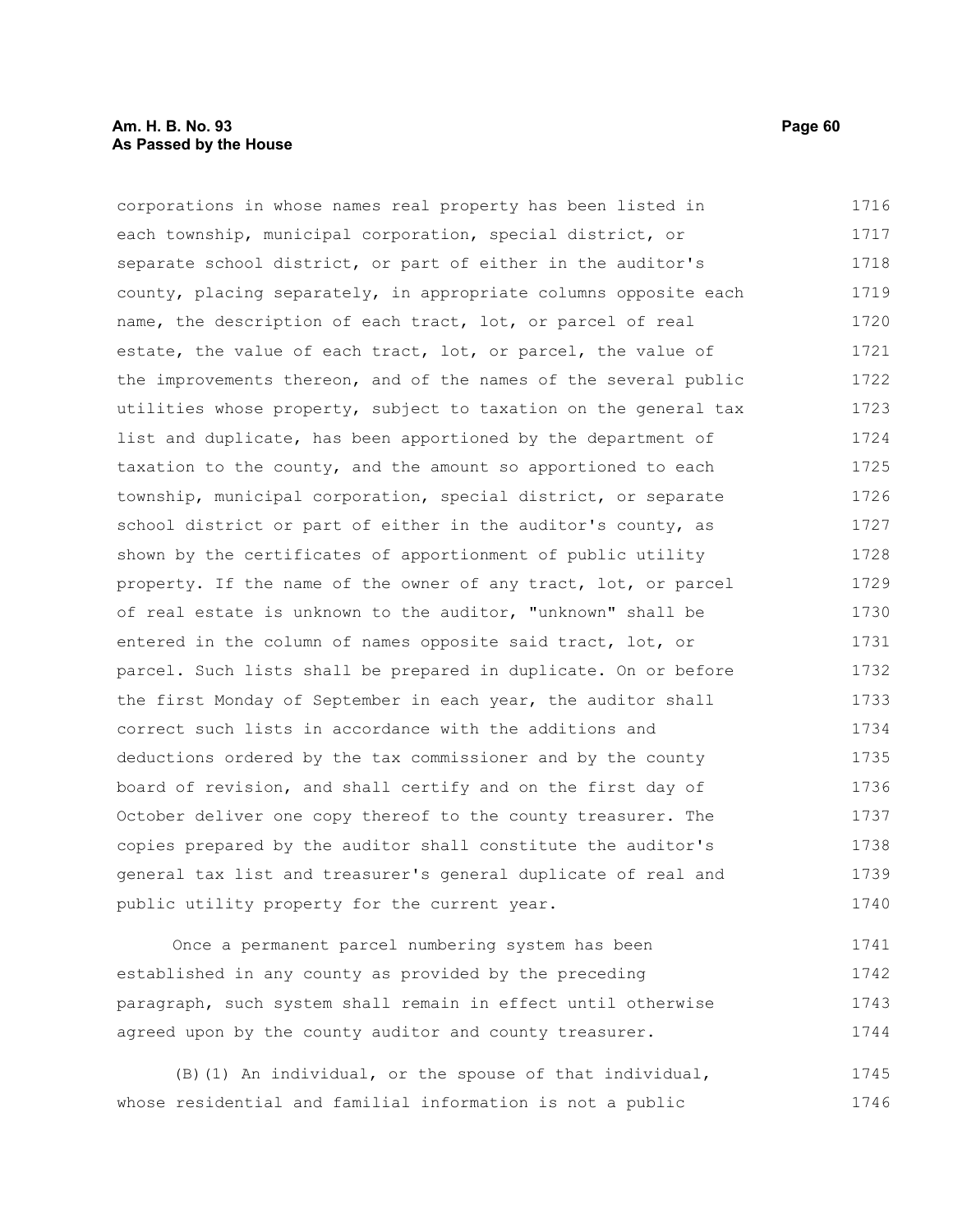corporations in whose names real property has been listed in each township, municipal corporation, special district, or separate school district, or part of either in the auditor's county, placing separately, in appropriate columns opposite each name, the description of each tract, lot, or parcel of real estate, the value of each tract, lot, or parcel, the value of the improvements thereon, and of the names of the several public utilities whose property, subject to taxation on the general tax list and duplicate, has been apportioned by the department of taxation to the county, and the amount so apportioned to each township, municipal corporation, special district, or separate school district or part of either in the auditor's county, as shown by the certificates of apportionment of public utility property. If the name of the owner of any tract, lot, or parcel of real estate is unknown to the auditor, "unknown" shall be entered in the column of names opposite said tract, lot, or parcel. Such lists shall be prepared in duplicate. On or before the first Monday of September in each year, the auditor shall correct such lists in accordance with the additions and deductions ordered by the tax commissioner and by the county board of revision, and shall certify and on the first day of October deliver one copy thereof to the county treasurer. The copies prepared by the auditor shall constitute the auditor's general tax list and treasurer's general duplicate of real and public utility property for the current year.

Once a permanent parcel numbering system has been established in any county as provided by the preceding paragraph, such system shall remain in effect until otherwise agreed upon by the county auditor and county treasurer.

(B)(1) An individual, or the spouse of that individual, whose residential and familial information is not a public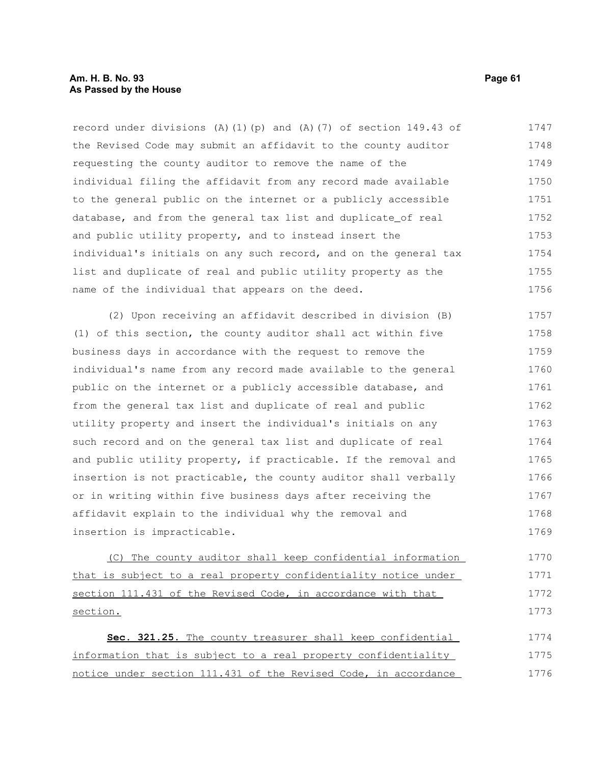record under divisions (A)(1)(p) and (A)(7) of section 149.43 of the Revised Code may submit an affidavit to the county auditor requesting the county auditor to remove the name of the individual filing the affidavit from any record made available to the general public on the internet or a publicly accessible database, and from the general tax list and duplicate_of real and public utility property, and to instead insert the individual's initials on any such record, and on the general tax list and duplicate of real and public utility property as the name of the individual that appears on the deed.

(2) Upon receiving an affidavit described in division (B)(1) of this section, the county auditor shall act within five business days in accordance with the request to remove the individual's name from any record made available to the general public on the internet or a publicly accessible database, and from the general tax list and duplicate of real and public utility property and insert the individual's initials on any such record and on the general tax list and duplicate of real and public utility property, if practicable. If the removal and insertion is not practicable, the county auditor shall verbally or in writing within five business days after receiving the affidavit explain to the individual why the removal and insertion is impracticable.

<u>(C) The county auditor shall keep confidential information that is subject to a real property confidentiality notice under section 111.431 of the Revised Code, in accordance with that section.</u>

**Sec. 321.25.** <u>The county treasurer shall keep confidential information that is subject to a real property confidentiality notice under section 111.431 of the Revised Code, in accordance</u>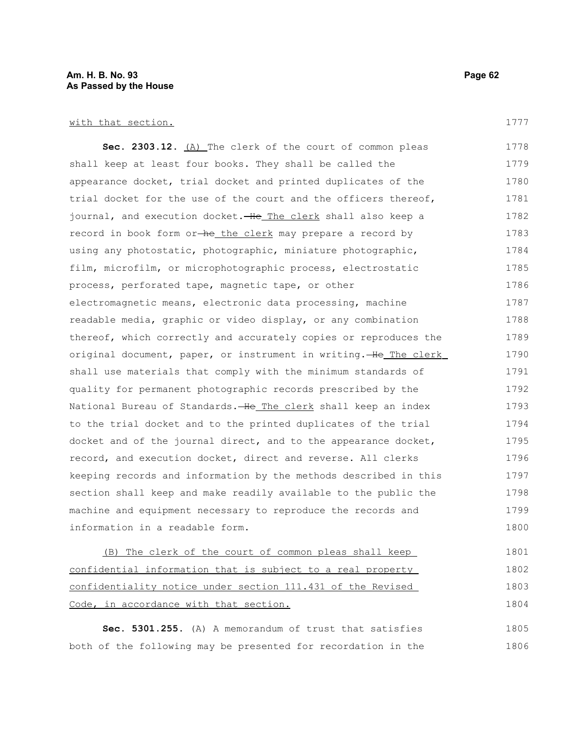with that section.

**Sec. 2303.12.** (A) The clerk of the court of common pleas shall keep at least four books. They shall be called the appearance docket, trial docket and printed duplicates of the trial docket for the use of the court and the officers thereof, journal, and execution docket. ~~He~~ The clerk shall also keep a record in book form or ~~he~~ the clerk may prepare a record by using any photostatic, photographic, miniature photographic, film, microfilm, or microphotographic process, electrostatic process, perforated tape, magnetic tape, or other electromagnetic means, electronic data processing, machine readable media, graphic or video display, or any combination thereof, which correctly and accurately copies or reproduces the original document, paper, or instrument in writing. ~~He~~ The clerk shall use materials that comply with the minimum standards of quality for permanent photographic records prescribed by the National Bureau of Standards. ~~He~~ The clerk shall keep an index to the trial docket and to the printed duplicates of the trial docket and of the journal direct, and to the appearance docket, record, and execution docket, direct and reverse. All clerks keeping records and information by the methods described in this section shall keep and make readily available to the public the machine and equipment necessary to reproduce the records and information in a readable form.

(B) The clerk of the court of common pleas shall keep confidential information that is subject to a real property confidentiality notice under section 111.431 of the Revised Code, in accordance with that section.

**Sec. 5301.255.** (A) A memorandum of trust that satisfies both of the following may be presented for recordation in the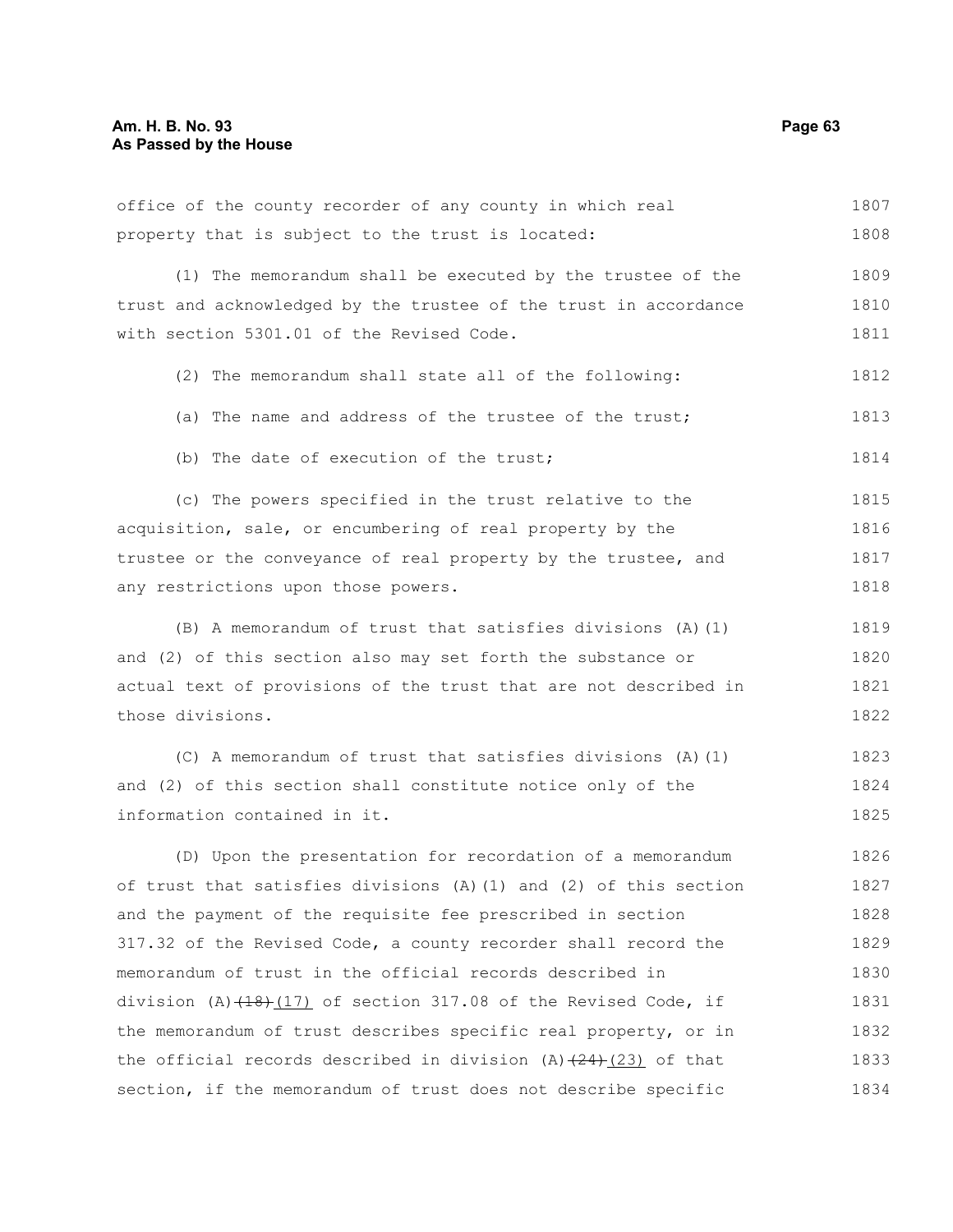office of the county recorder of any county in which real property that is subject to the trust is located:

(1) The memorandum shall be executed by the trustee of the trust and acknowledged by the trustee of the trust in accordance with section 5301.01 of the Revised Code.

(2) The memorandum shall state all of the following:

(a) The name and address of the trustee of the trust;

(b) The date of execution of the trust;

(c) The powers specified in the trust relative to the acquisition, sale, or encumbering of real property by the trustee or the conveyance of real property by the trustee, and any restrictions upon those powers.

(B) A memorandum of trust that satisfies divisions (A)(1) and (2) of this section also may set forth the substance or actual text of provisions of the trust that are not described in those divisions.

(C) A memorandum of trust that satisfies divisions (A)(1) and (2) of this section shall constitute notice only of the information contained in it.

(D) Upon the presentation for recordation of a memorandum of trust that satisfies divisions (A)(1) and (2) of this section and the payment of the requisite fee prescribed in section 317.32 of the Revised Code, a county recorder shall record the memorandum of trust in the official records described in division (A)~~(18)~~(17) of section 317.08 of the Revised Code, if the memorandum of trust describes specific real property, or in the official records described in division (A)~~(24)~~(23) of that section, if the memorandum of trust does not describe specific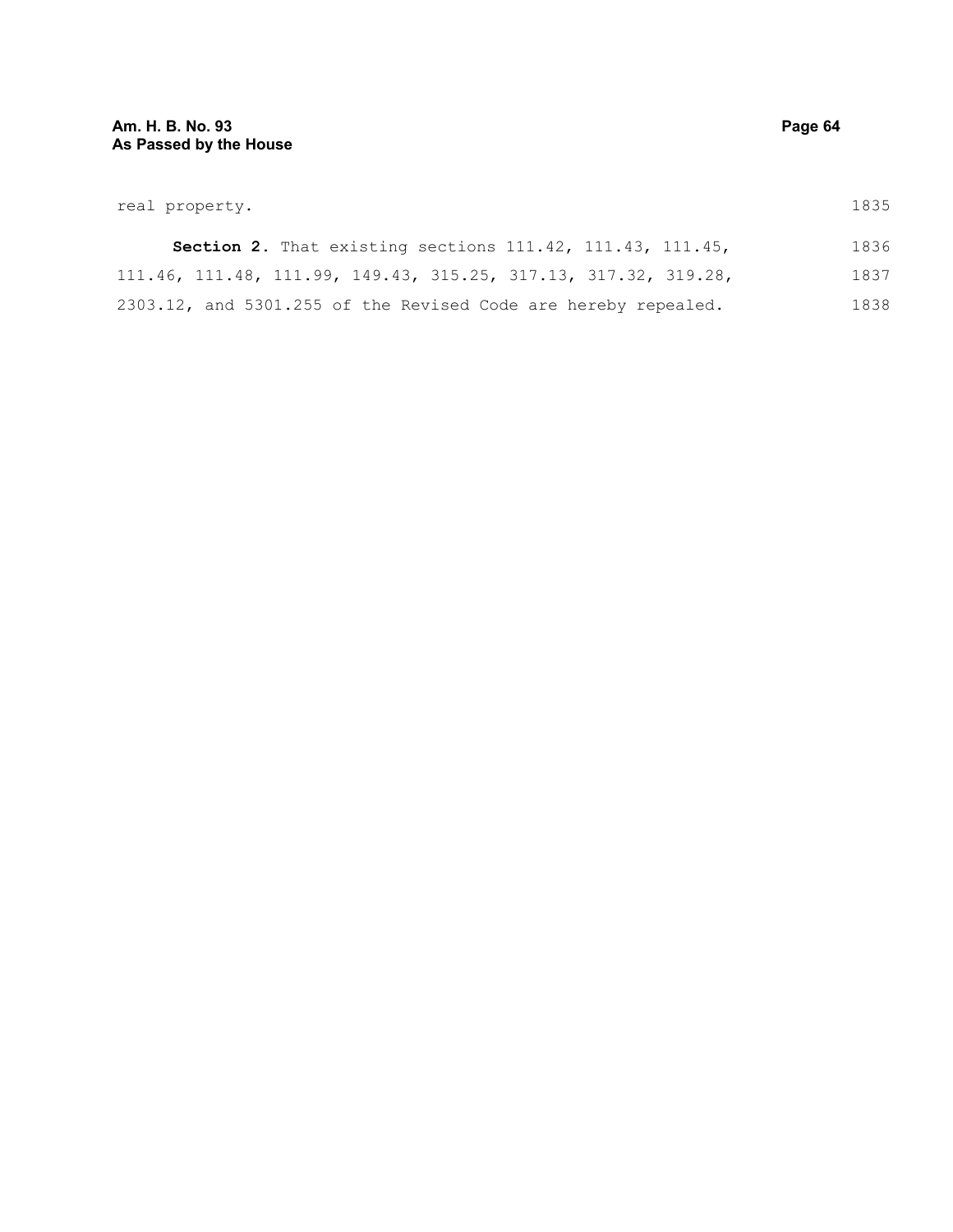real property.

**Section 2.** That existing sections 111.42, 111.43, 111.45, 111.46, 111.48, 111.99, 149.43, 315.25, 317.13, 317.32, 319.28, 2303.12, and 5301.255 of the Revised Code are hereby repealed.